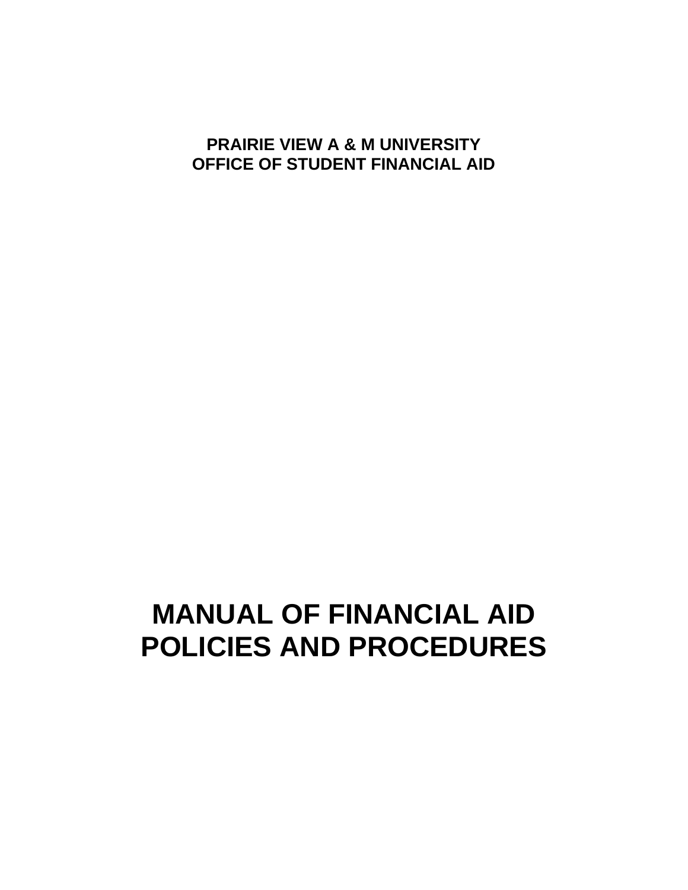**PRAIRIE VIEW A & M UNIVERSITY**
**OFFICE OF STUDENT FINANCIAL AID**

# MANUAL OF FINANCIAL AID POLICIES AND PROCEDURES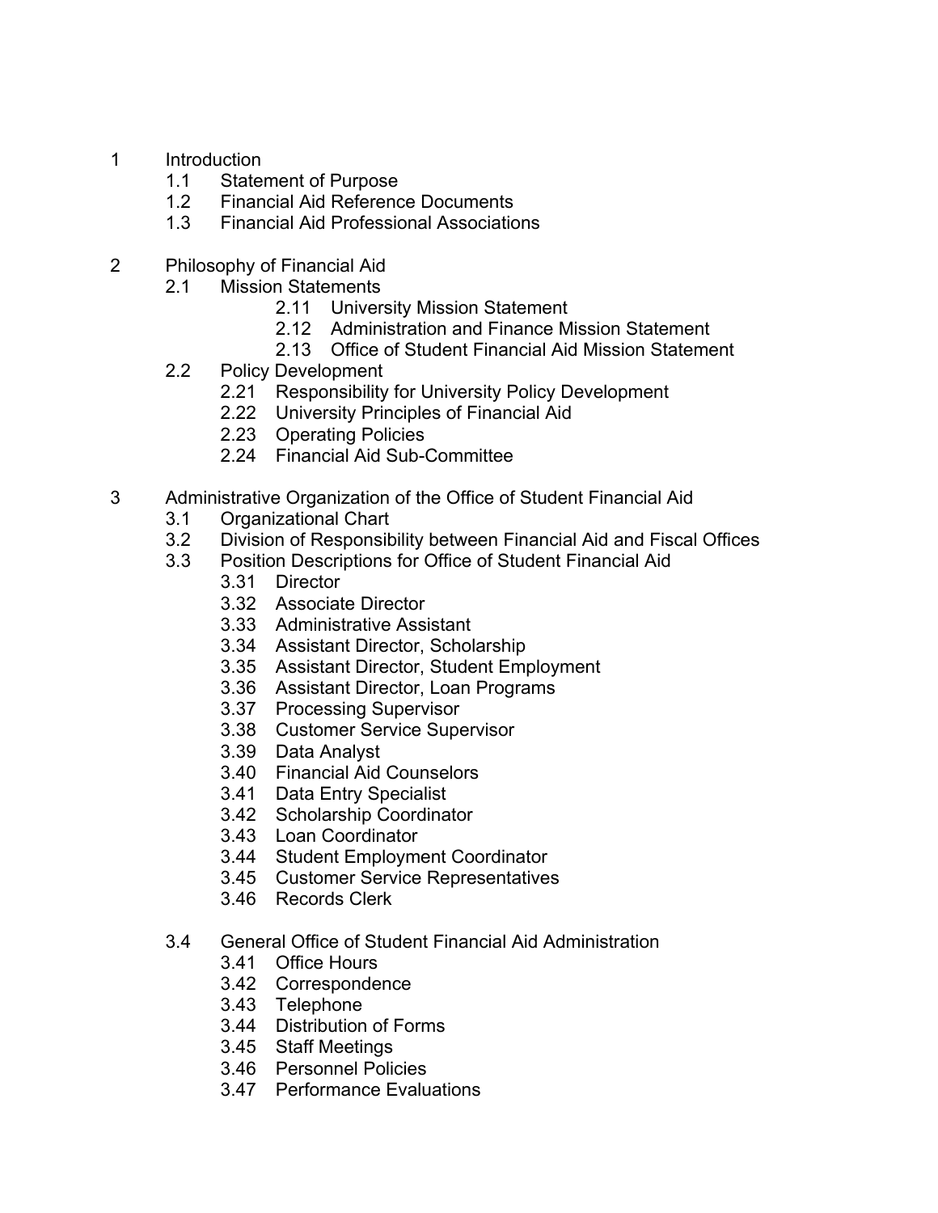1 Introduction
- 1.1 Statement of Purpose
- 1.2 Financial Aid Reference Documents
- 1.3 Financial Aid Professional Associations

2 Philosophy of Financial Aid
- 2.1 Mission Statements
  - 2.11 University Mission Statement
  - 2.12 Administration and Finance Mission Statement
  - 2.13 Office of Student Financial Aid Mission Statement
- 2.2 Policy Development
  - 2.21 Responsibility for University Policy Development
  - 2.22 University Principles of Financial Aid
  - 2.23 Operating Policies
  - 2.24 Financial Aid Sub-Committee

3 Administrative Organization of the Office of Student Financial Aid
- 3.1 Organizational Chart
- 3.2 Division of Responsibility between Financial Aid and Fiscal Offices
- 3.3 Position Descriptions for Office of Student Financial Aid
  - 3.31 Director
  - 3.32 Associate Director
  - 3.33 Administrative Assistant
  - 3.34 Assistant Director, Scholarship
  - 3.35 Assistant Director, Student Employment
  - 3.36 Assistant Director, Loan Programs
  - 3.37 Processing Supervisor
  - 3.38 Customer Service Supervisor
  - 3.39 Data Analyst
  - 3.40 Financial Aid Counselors
  - 3.41 Data Entry Specialist
  - 3.42 Scholarship Coordinator
  - 3.43 Loan Coordinator
  - 3.44 Student Employment Coordinator
  - 3.45 Customer Service Representatives
  - 3.46 Records Clerk
- 3.4 General Office of Student Financial Aid Administration
  - 3.41 Office Hours
  - 3.42 Correspondence
  - 3.43 Telephone
  - 3.44 Distribution of Forms
  - 3.45 Staff Meetings
  - 3.46 Personnel Policies
  - 3.47 Performance Evaluations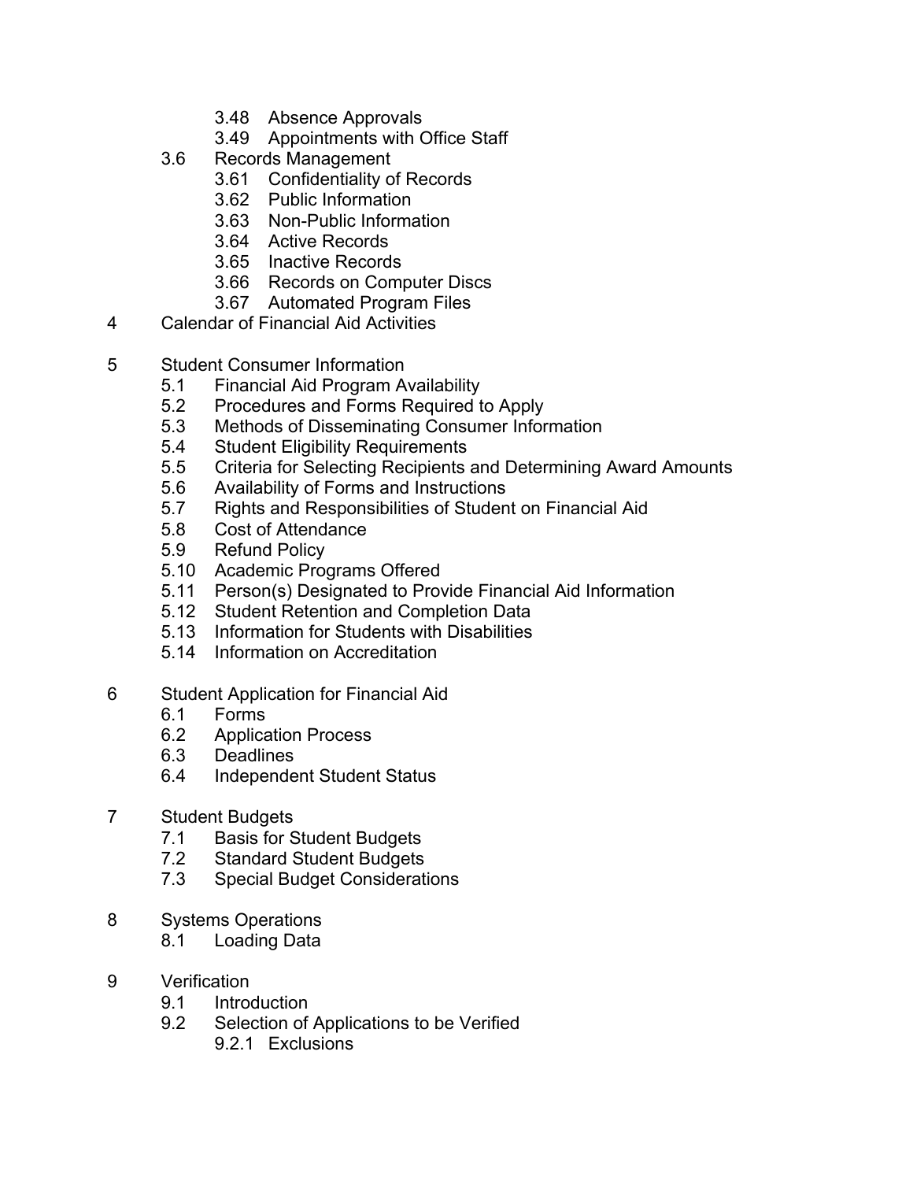- 3.48 Absence Approvals
- 3.49 Appointments with Office Staff

3.6 Records Management

- 3.61 Confidentiality of Records
- 3.62 Public Information
- 3.63 Non-Public Information
- 3.64 Active Records
- 3.65 Inactive Records
- 3.66 Records on Computer Discs
- 3.67 Automated Program Files

4 Calendar of Financial Aid Activities

5 Student Consumer Information

- 5.1 Financial Aid Program Availability
- 5.2 Procedures and Forms Required to Apply
- 5.3 Methods of Disseminating Consumer Information
- 5.4 Student Eligibility Requirements
- 5.5 Criteria for Selecting Recipients and Determining Award Amounts
- 5.6 Availability of Forms and Instructions
- 5.7 Rights and Responsibilities of Student on Financial Aid
- 5.8 Cost of Attendance
- 5.9 Refund Policy
- 5.10 Academic Programs Offered
- 5.11 Person(s) Designated to Provide Financial Aid Information
- 5.12 Student Retention and Completion Data
- 5.13 Information for Students with Disabilities
- 5.14 Information on Accreditation

6 Student Application for Financial Aid

- 6.1 Forms
- 6.2 Application Process
- 6.3 Deadlines
- 6.4 Independent Student Status

7 Student Budgets

- 7.1 Basis for Student Budgets
- 7.2 Standard Student Budgets
- 7.3 Special Budget Considerations

8 Systems Operations

- 8.1 Loading Data

9 Verification

- 9.1 Introduction
- 9.2 Selection of Applications to be Verified
    - 9.2.1 Exclusions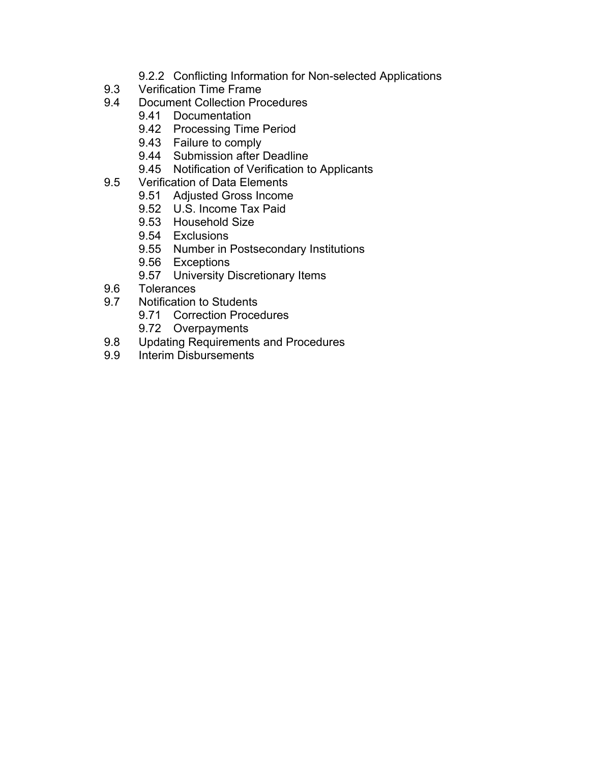- 9.2.2 Conflicting Information for Non-selected Applications
- 9.3 Verification Time Frame
- 9.4 Document Collection Procedures
  - 9.41 Documentation
  - 9.42 Processing Time Period
  - 9.43 Failure to comply
  - 9.44 Submission after Deadline
  - 9.45 Notification of Verification to Applicants
- 9.5 Verification of Data Elements
  - 9.51 Adjusted Gross Income
  - 9.52 U.S. Income Tax Paid
  - 9.53 Household Size
  - 9.54 Exclusions
  - 9.55 Number in Postsecondary Institutions
  - 9.56 Exceptions
  - 9.57 University Discretionary Items
- 9.6 Tolerances
- 9.7 Notification to Students
  - 9.71 Correction Procedures
  - 9.72 Overpayments
- 9.8 Updating Requirements and Procedures
- 9.9 Interim Disbursements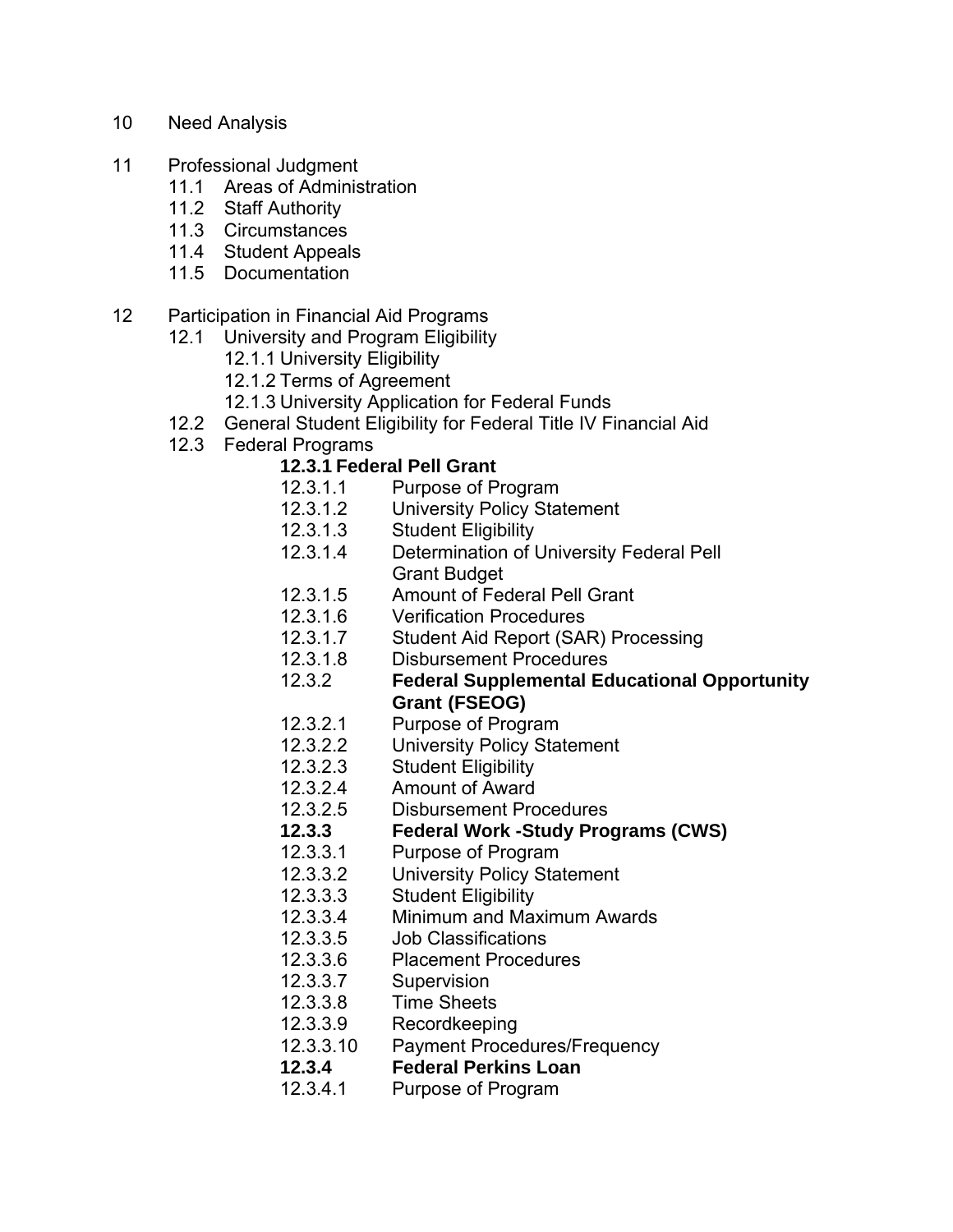10 Need Analysis

11 Professional Judgment
- 11.1 Areas of Administration
- 11.2 Staff Authority
- 11.3 Circumstances
- 11.4 Student Appeals
- 11.5 Documentation

12 Participation in Financial Aid Programs
- 12.1 University and Program Eligibility
  - 12.1.1 University Eligibility
  - 12.1.2 Terms of Agreement
  - 12.1.3 University Application for Federal Funds
- 12.2 General Student Eligibility for Federal Title IV Financial Aid
- 12.3 Federal Programs
  - **12.3.1 Federal Pell Grant**
  - 12.3.1.1 Purpose of Program
  - 12.3.1.2 University Policy Statement
  - 12.3.1.3 Student Eligibility
  - 12.3.1.4 Determination of University Federal Pell Grant Budget
  - 12.3.1.5 Amount of Federal Pell Grant
  - 12.3.1.6 Verification Procedures
  - 12.3.1.7 Student Aid Report (SAR) Processing
  - 12.3.1.8 Disbursement Procedures
  - 12.3.2 **Federal Supplemental Educational Opportunity Grant (FSEOG)**
  - 12.3.2.1 Purpose of Program
  - 12.3.2.2 University Policy Statement
  - 12.3.2.3 Student Eligibility
  - 12.3.2.4 Amount of Award
  - 12.3.2.5 Disbursement Procedures
  - **12.3.3 Federal Work -Study Programs (CWS)**
  - 12.3.3.1 Purpose of Program
  - 12.3.3.2 University Policy Statement
  - 12.3.3.3 Student Eligibility
  - 12.3.3.4 Minimum and Maximum Awards
  - 12.3.3.5 Job Classifications
  - 12.3.3.6 Placement Procedures
  - 12.3.3.7 Supervision
  - 12.3.3.8 Time Sheets
  - 12.3.3.9 Recordkeeping
  - 12.3.3.10 Payment Procedures/Frequency
  - **12.3.4 Federal Perkins Loan**
  - 12.3.4.1 Purpose of Program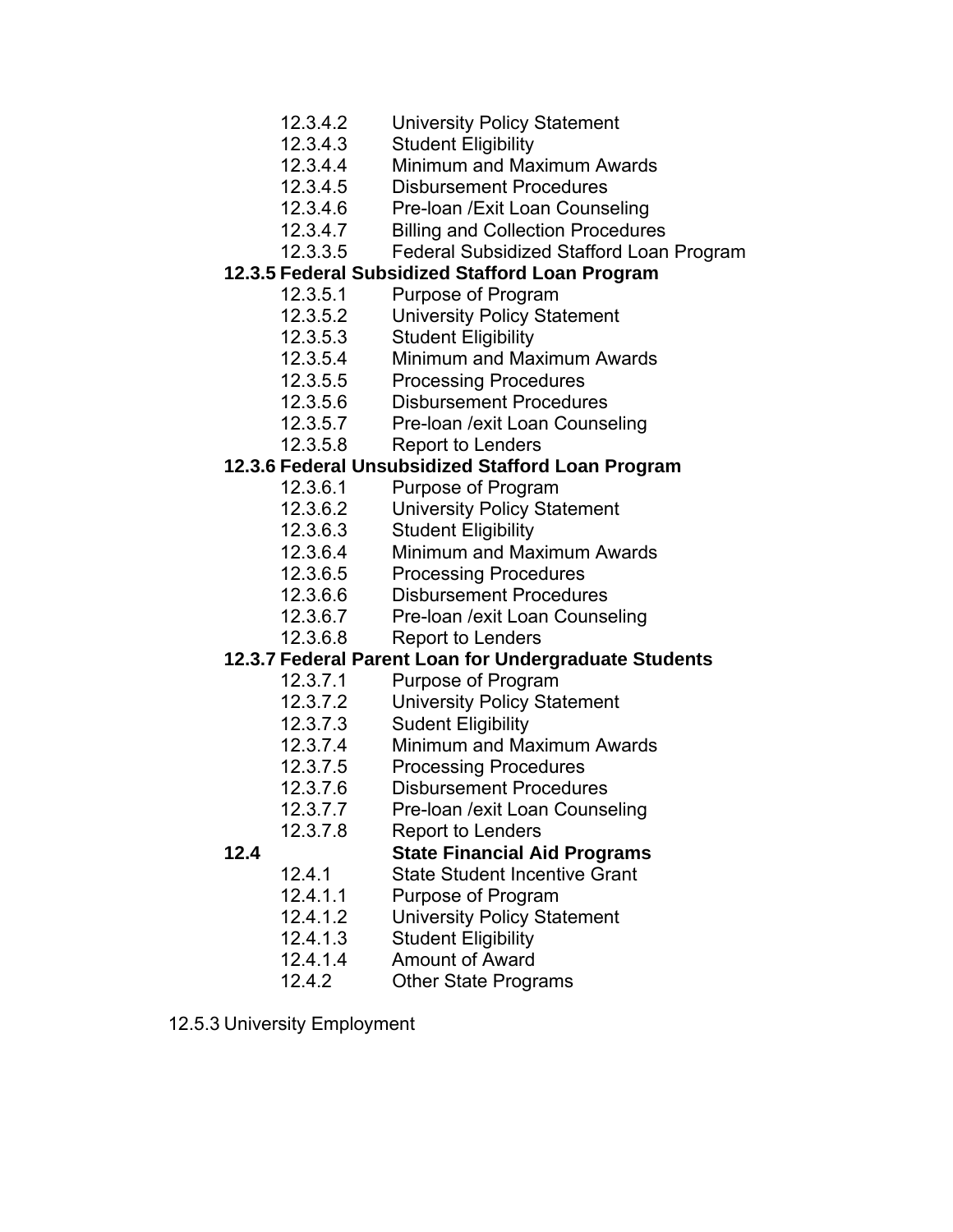12.3.4.2 University Policy Statement
12.3.4.3 Student Eligibility
12.3.4.4 Minimum and Maximum Awards
12.3.4.5 Disbursement Procedures
12.3.4.6 Pre-loan /Exit Loan Counseling
12.3.4.7 Billing and Collection Procedures
12.3.3.5 Federal Subsidized Stafford Loan Program

**12.3.5 Federal Subsidized Stafford Loan Program**

12.3.5.1 Purpose of Program
12.3.5.2 University Policy Statement
12.3.5.3 Student Eligibility
12.3.5.4 Minimum and Maximum Awards
12.3.5.5 Processing Procedures
12.3.5.6 Disbursement Procedures
12.3.5.7 Pre-loan /exit Loan Counseling
12.3.5.8 Report to Lenders

**12.3.6 Federal Unsubsidized Stafford Loan Program**

12.3.6.1 Purpose of Program
12.3.6.2 University Policy Statement
12.3.6.3 Student Eligibility
12.3.6.4 Minimum and Maximum Awards
12.3.6.5 Processing Procedures
12.3.6.6 Disbursement Procedures
12.3.6.7 Pre-loan /exit Loan Counseling
12.3.6.8 Report to Lenders

**12.3.7 Federal Parent Loan for Undergraduate Students**

12.3.7.1 Purpose of Program
12.3.7.2 University Policy Statement
12.3.7.3 Sudent Eligibility
12.3.7.4 Minimum and Maximum Awards
12.3.7.5 Processing Procedures
12.3.7.6 Disbursement Procedures
12.3.7.7 Pre-loan /exit Loan Counseling
12.3.7.8 Report to Lenders

**12.4 State Financial Aid Programs**

12.4.1 State Student Incentive Grant
12.4.1.1 Purpose of Program
12.4.1.2 University Policy Statement
12.4.1.3 Student Eligibility
12.4.1.4 Amount of Award
12.4.2 Other State Programs

12.5.3 University Employment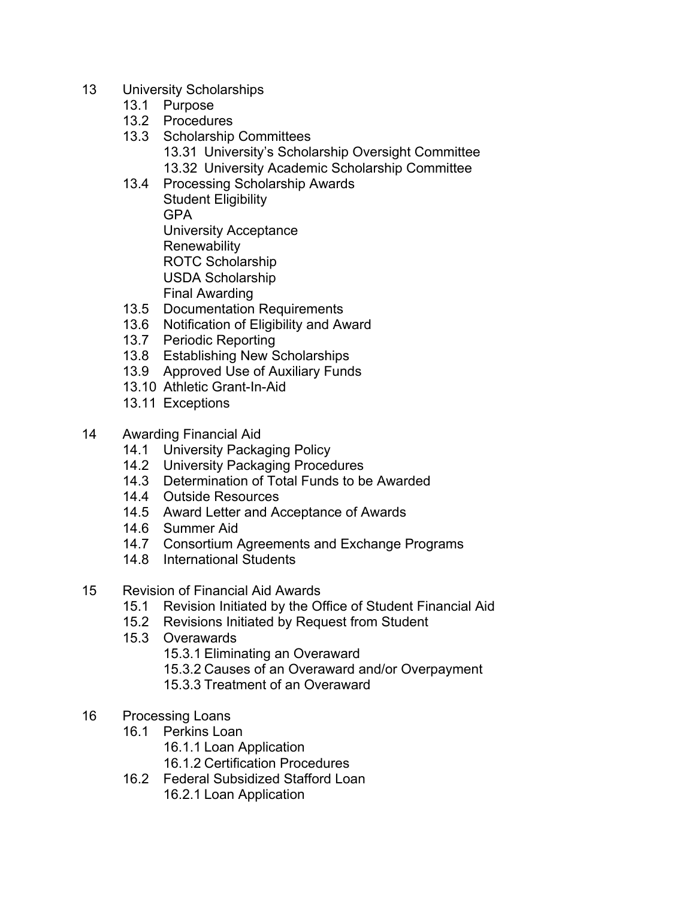- 13 University Scholarships
  - 13.1 Purpose
  - 13.2 Procedures
  - 13.3 Scholarship Committees
    - 13.31 University's Scholarship Oversight Committee
    - 13.32 University Academic Scholarship Committee
  - 13.4 Processing Scholarship Awards
    - Student Eligibility
    - GPA
    - University Acceptance
    - Renewability
    - ROTC Scholarship
    - USDA Scholarship
    - Final Awarding
  - 13.5 Documentation Requirements
  - 13.6 Notification of Eligibility and Award
  - 13.7 Periodic Reporting
  - 13.8 Establishing New Scholarships
  - 13.9 Approved Use of Auxiliary Funds
  - 13.10 Athletic Grant-In-Aid
  - 13.11 Exceptions
- 14 Awarding Financial Aid
  - 14.1 University Packaging Policy
  - 14.2 University Packaging Procedures
  - 14.3 Determination of Total Funds to be Awarded
  - 14.4 Outside Resources
  - 14.5 Award Letter and Acceptance of Awards
  - 14.6 Summer Aid
  - 14.7 Consortium Agreements and Exchange Programs
  - 14.8 International Students
- 15 Revision of Financial Aid Awards
  - 15.1 Revision Initiated by the Office of Student Financial Aid
  - 15.2 Revisions Initiated by Request from Student
  - 15.3 Overawards
    - 15.3.1 Eliminating an Overaward
    - 15.3.2 Causes of an Overaward and/or Overpayment
    - 15.3.3 Treatment of an Overaward
- 16 Processing Loans
  - 16.1 Perkins Loan
    - 16.1.1 Loan Application
    - 16.1.2 Certification Procedures
  - 16.2 Federal Subsidized Stafford Loan
    - 16.2.1 Loan Application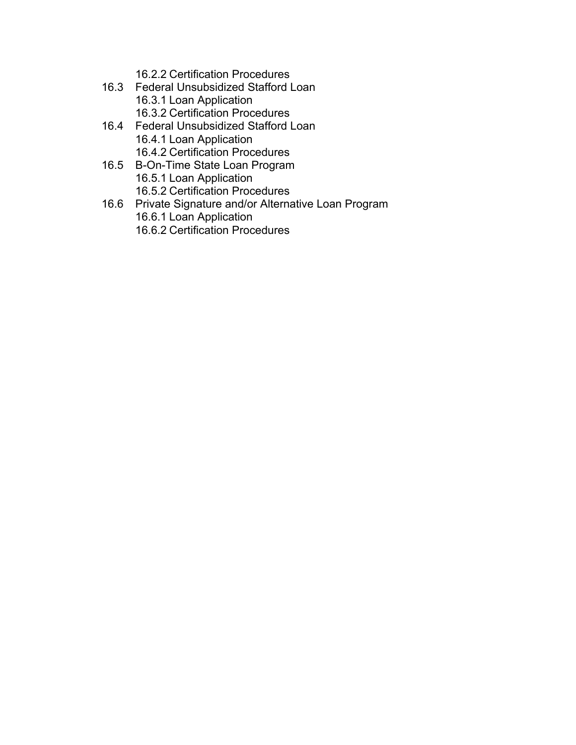- 16.2.2 Certification Procedures
- 16.3 Federal Unsubsidized Stafford Loan
  - 16.3.1 Loan Application
  - 16.3.2 Certification Procedures
- 16.4 Federal Unsubsidized Stafford Loan
  - 16.4.1 Loan Application
  - 16.4.2 Certification Procedures
- 16.5 B-On-Time State Loan Program
  - 16.5.1 Loan Application
  - 16.5.2 Certification Procedures
- 16.6 Private Signature and/or Alternative Loan Program
  - 16.6.1 Loan Application
  - 16.6.2 Certification Procedures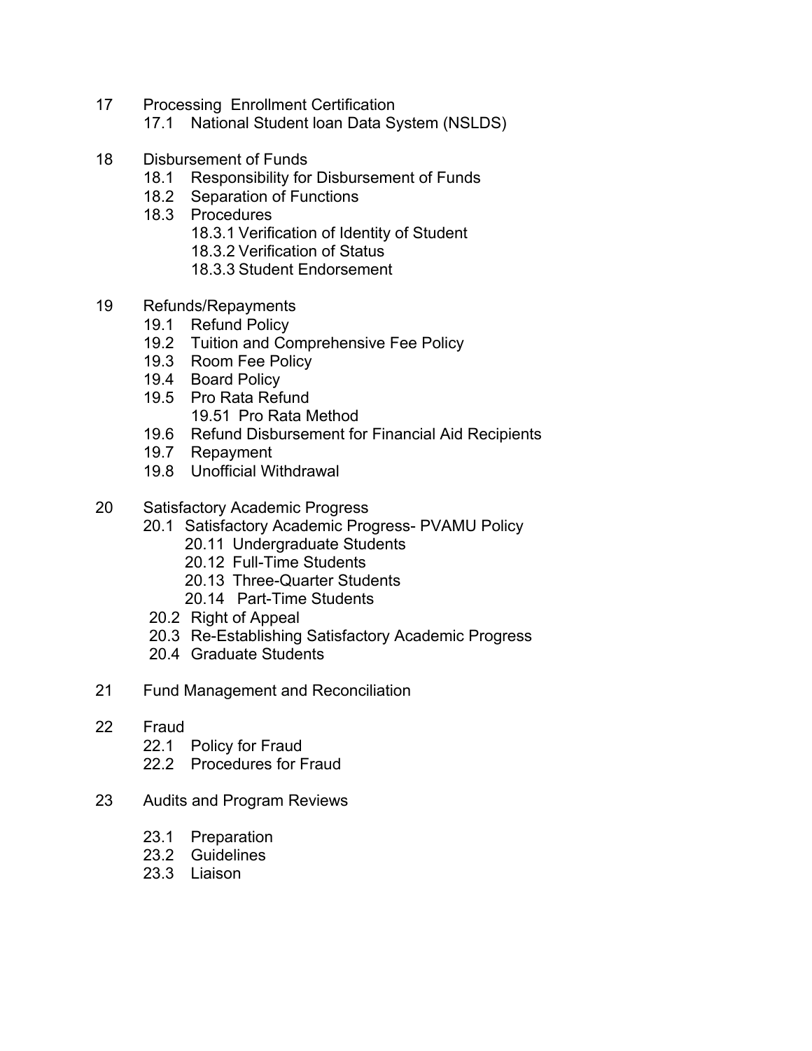17 Processing Enrollment Certification
- 17.1 National Student loan Data System (NSLDS)

18 Disbursement of Funds
- 18.1 Responsibility for Disbursement of Funds
- 18.2 Separation of Functions
- 18.3 Procedures
  - 18.3.1 Verification of Identity of Student
  - 18.3.2 Verification of Status
  - 18.3.3 Student Endorsement

19 Refunds/Repayments
- 19.1 Refund Policy
- 19.2 Tuition and Comprehensive Fee Policy
- 19.3 Room Fee Policy
- 19.4 Board Policy
- 19.5 Pro Rata Refund
  - 19.51 Pro Rata Method
- 19.6 Refund Disbursement for Financial Aid Recipients
- 19.7 Repayment
- 19.8 Unofficial Withdrawal

20 Satisfactory Academic Progress
- 20.1 Satisfactory Academic Progress- PVAMU Policy
  - 20.11 Undergraduate Students
  - 20.12 Full-Time Students
  - 20.13 Three-Quarter Students
  - 20.14 Part-Time Students
- 20.2 Right of Appeal
- 20.3 Re-Establishing Satisfactory Academic Progress
- 20.4 Graduate Students

21 Fund Management and Reconciliation

22 Fraud
- 22.1 Policy for Fraud
- 22.2 Procedures for Fraud

23 Audits and Program Reviews
- 23.1 Preparation
- 23.2 Guidelines
- 23.3 Liaison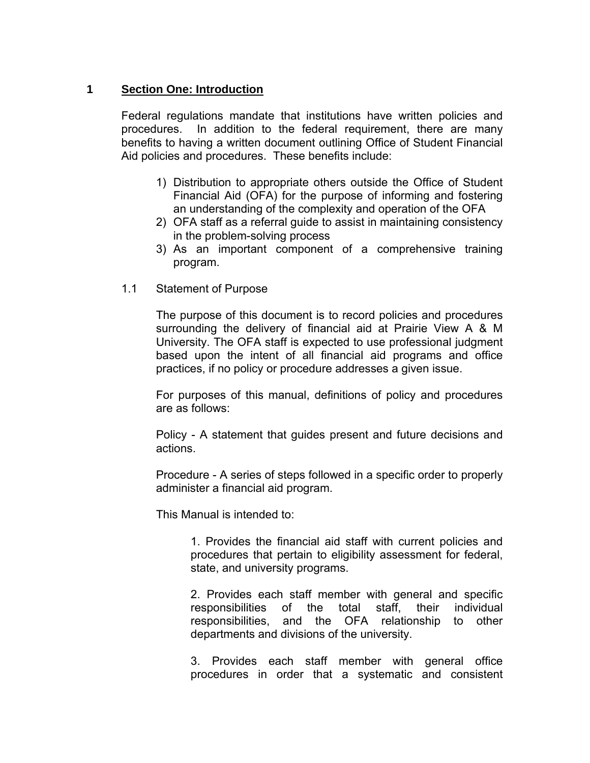# 1 Section One: Introduction

Federal regulations mandate that institutions have written policies and procedures. In addition to the federal requirement, there are many benefits to having a written document outlining Office of Student Financial Aid policies and procedures. These benefits include:

1) Distribution to appropriate others outside the Office of Student Financial Aid (OFA) for the purpose of informing and fostering an understanding of the complexity and operation of the OFA
2) OFA staff as a referral guide to assist in maintaining consistency in the problem-solving process
3) As an important component of a comprehensive training program.

## 1.1 Statement of Purpose

The purpose of this document is to record policies and procedures surrounding the delivery of financial aid at Prairie View A & M University. The OFA staff is expected to use professional judgment based upon the intent of all financial aid programs and office practices, if no policy or procedure addresses a given issue.

For purposes of this manual, definitions of policy and procedures are as follows:

Policy - A statement that guides present and future decisions and actions.

Procedure - A series of steps followed in a specific order to properly administer a financial aid program.

This Manual is intended to:

1. Provides the financial aid staff with current policies and procedures that pertain to eligibility assessment for federal, state, and university programs.

2. Provides each staff member with general and specific responsibilities of the total staff, their individual responsibilities, and the OFA relationship to other departments and divisions of the university.

3. Provides each staff member with general office procedures in order that a systematic and consistent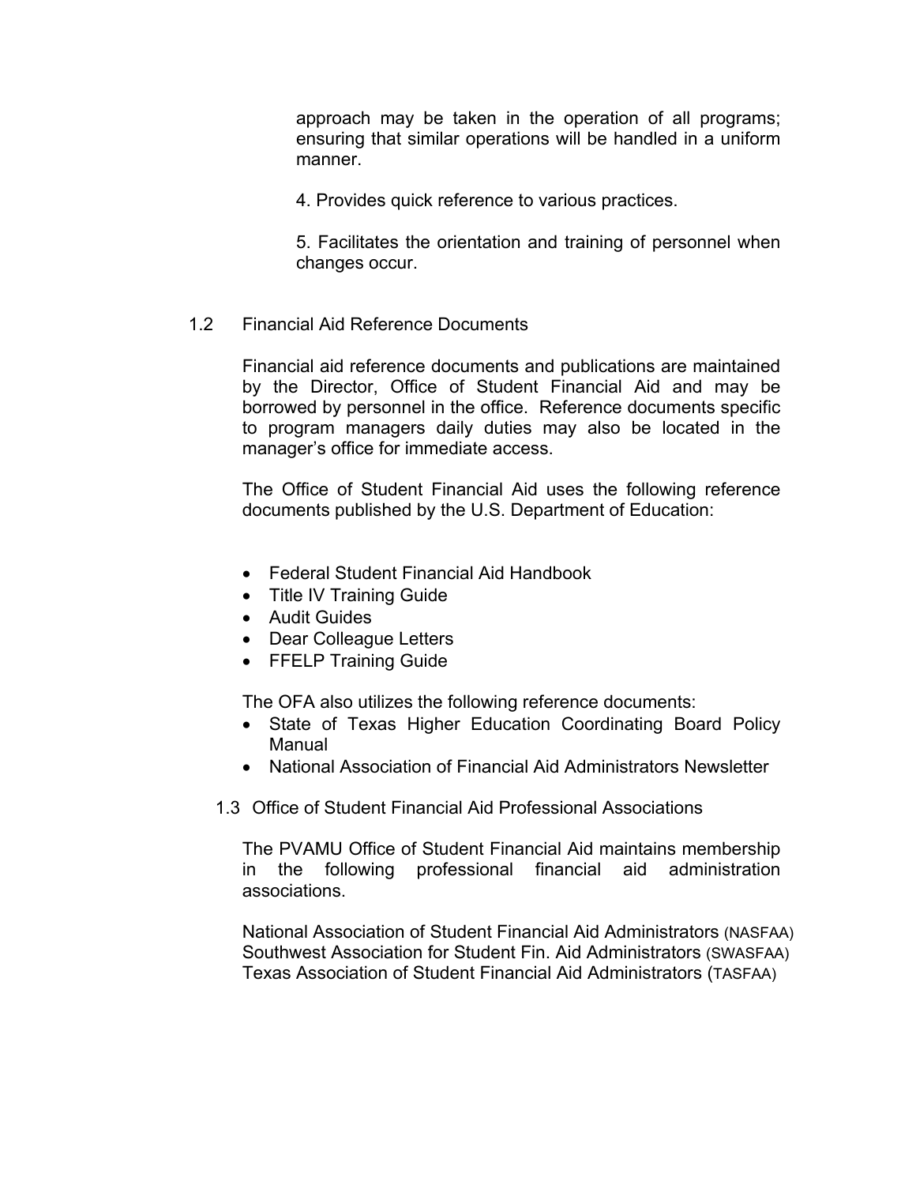approach may be taken in the operation of all programs; ensuring that similar operations will be handled in a uniform manner.

4. Provides quick reference to various practices.

5. Facilitates the orientation and training of personnel when changes occur.

## 1.2 Financial Aid Reference Documents

Financial aid reference documents and publications are maintained by the Director, Office of Student Financial Aid and may be borrowed by personnel in the office. Reference documents specific to program managers daily duties may also be located in the manager's office for immediate access.

The Office of Student Financial Aid uses the following reference documents published by the U.S. Department of Education:

- Federal Student Financial Aid Handbook
- Title IV Training Guide
- Audit Guides
- Dear Colleague Letters
- FFELP Training Guide

The OFA also utilizes the following reference documents:

- State of Texas Higher Education Coordinating Board Policy Manual
- National Association of Financial Aid Administrators Newsletter

## 1.3 Office of Student Financial Aid Professional Associations

The PVAMU Office of Student Financial Aid maintains membership in the following professional financial aid administration associations.

National Association of Student Financial Aid Administrators (NASFAA)
Southwest Association for Student Fin. Aid Administrators (SWASFAA)
Texas Association of Student Financial Aid Administrators (TASFAA)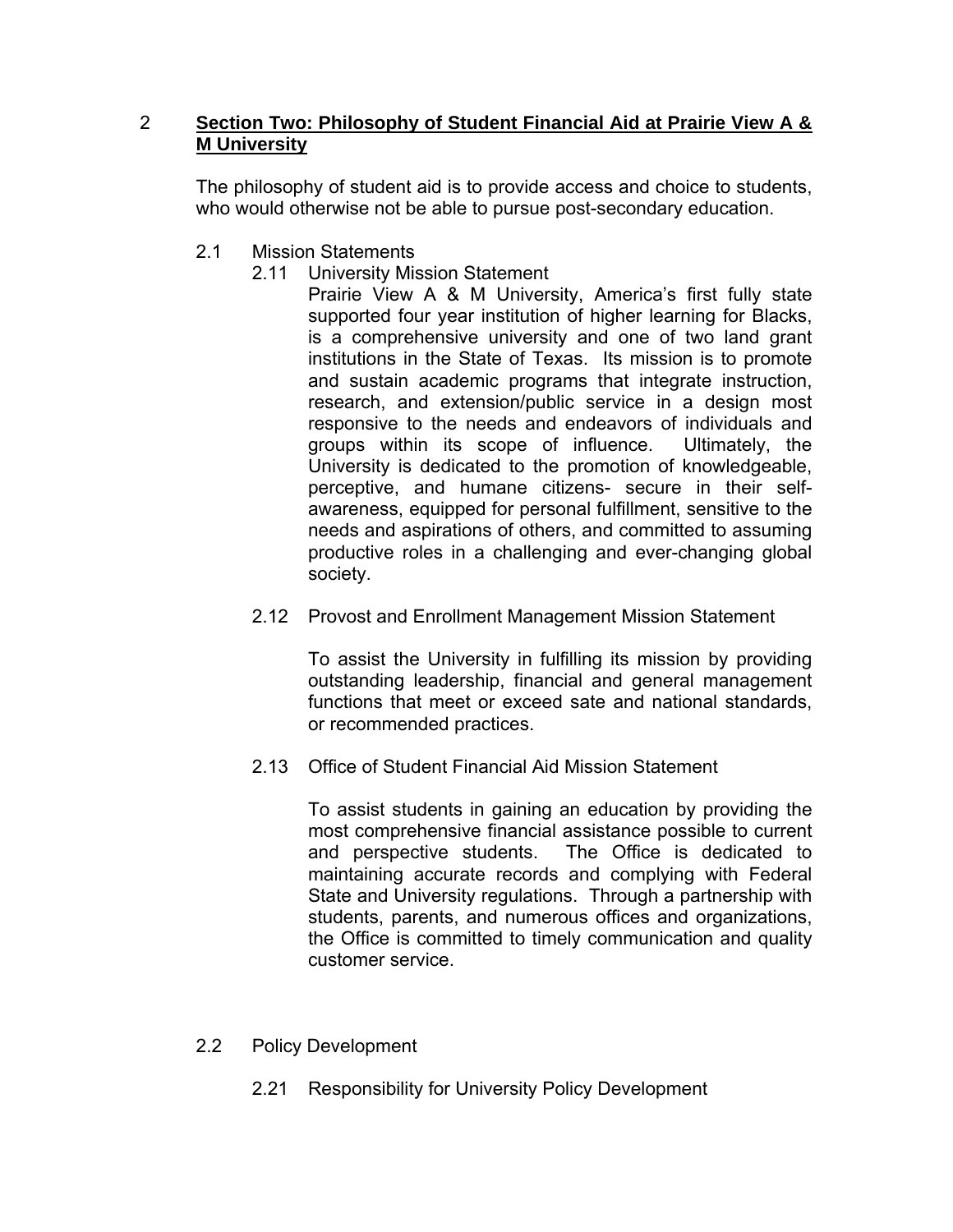## 2 Section Two: Philosophy of Student Financial Aid at Prairie View A & M University

The philosophy of student aid is to provide access and choice to students, who would otherwise not be able to pursue post-secondary education.

### 2.1 Mission Statements

#### 2.11 University Mission Statement

Prairie View A & M University, America's first fully state supported four year institution of higher learning for Blacks, is a comprehensive university and one of two land grant institutions in the State of Texas. Its mission is to promote and sustain academic programs that integrate instruction, research, and extension/public service in a design most responsive to the needs and endeavors of individuals and groups within its scope of influence. Ultimately, the University is dedicated to the promotion of knowledgeable, perceptive, and humane citizens- secure in their self-awareness, equipped for personal fulfillment, sensitive to the needs and aspirations of others, and committed to assuming productive roles in a challenging and ever-changing global society.

#### 2.12 Provost and Enrollment Management Mission Statement

To assist the University in fulfilling its mission by providing outstanding leadership, financial and general management functions that meet or exceed sate and national standards, or recommended practices.

#### 2.13 Office of Student Financial Aid Mission Statement

To assist students in gaining an education by providing the most comprehensive financial assistance possible to current and perspective students. The Office is dedicated to maintaining accurate records and complying with Federal State and University regulations. Through a partnership with students, parents, and numerous offices and organizations, the Office is committed to timely communication and quality customer service.

### 2.2 Policy Development

#### 2.21 Responsibility for University Policy Development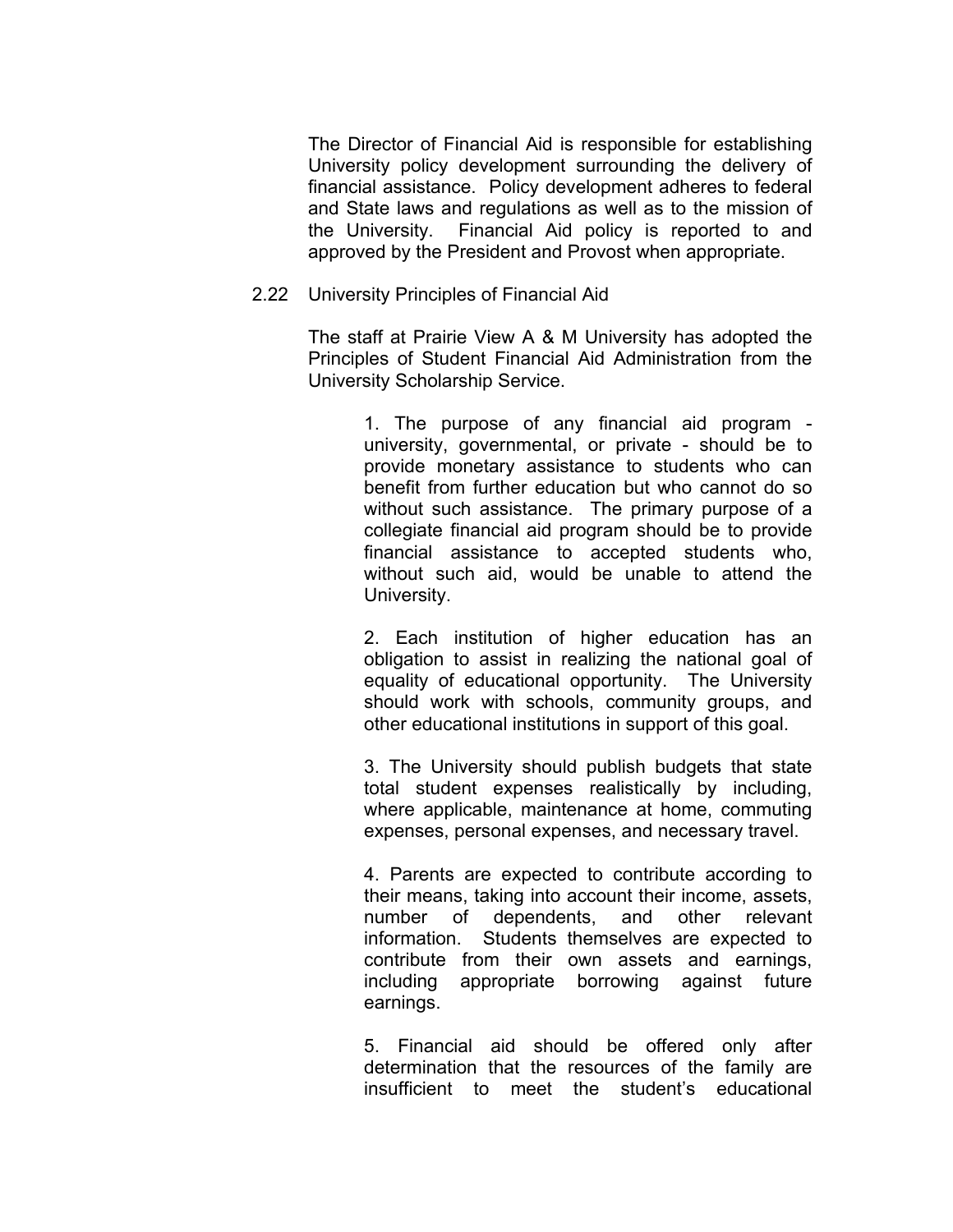The Director of Financial Aid is responsible for establishing University policy development surrounding the delivery of financial assistance. Policy development adheres to federal and State laws and regulations as well as to the mission of the University. Financial Aid policy is reported to and approved by the President and Provost when appropriate.

## 2.22 University Principles of Financial Aid

The staff at Prairie View A & M University has adopted the Principles of Student Financial Aid Administration from the University Scholarship Service.

1. The purpose of any financial aid program - university, governmental, or private - should be to provide monetary assistance to students who can benefit from further education but who cannot do so without such assistance. The primary purpose of a collegiate financial aid program should be to provide financial assistance to accepted students who, without such aid, would be unable to attend the University.

2. Each institution of higher education has an obligation to assist in realizing the national goal of equality of educational opportunity. The University should work with schools, community groups, and other educational institutions in support of this goal.

3. The University should publish budgets that state total student expenses realistically by including, where applicable, maintenance at home, commuting expenses, personal expenses, and necessary travel.

4. Parents are expected to contribute according to their means, taking into account their income, assets, number of dependents, and other relevant information. Students themselves are expected to contribute from their own assets and earnings, including appropriate borrowing against future earnings.

5. Financial aid should be offered only after determination that the resources of the family are insufficient to meet the student's educational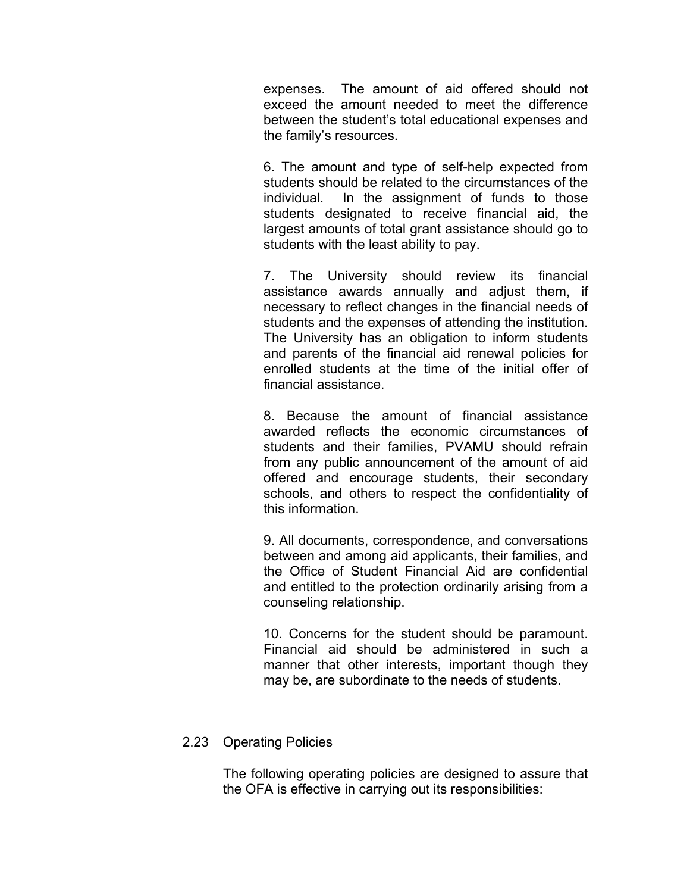expenses. The amount of aid offered should not exceed the amount needed to meet the difference between the student's total educational expenses and the family's resources.

6. The amount and type of self-help expected from students should be related to the circumstances of the individual. In the assignment of funds to those students designated to receive financial aid, the largest amounts of total grant assistance should go to students with the least ability to pay.

7. The University should review its financial assistance awards annually and adjust them, if necessary to reflect changes in the financial needs of students and the expenses of attending the institution. The University has an obligation to inform students and parents of the financial aid renewal policies for enrolled students at the time of the initial offer of financial assistance.

8. Because the amount of financial assistance awarded reflects the economic circumstances of students and their families, PVAMU should refrain from any public announcement of the amount of aid offered and encourage students, their secondary schools, and others to respect the confidentiality of this information.

9. All documents, correspondence, and conversations between and among aid applicants, their families, and the Office of Student Financial Aid are confidential and entitled to the protection ordinarily arising from a counseling relationship.

10. Concerns for the student should be paramount. Financial aid should be administered in such a manner that other interests, important though they may be, are subordinate to the needs of students.

## 2.23 Operating Policies

The following operating policies are designed to assure that the OFA is effective in carrying out its responsibilities: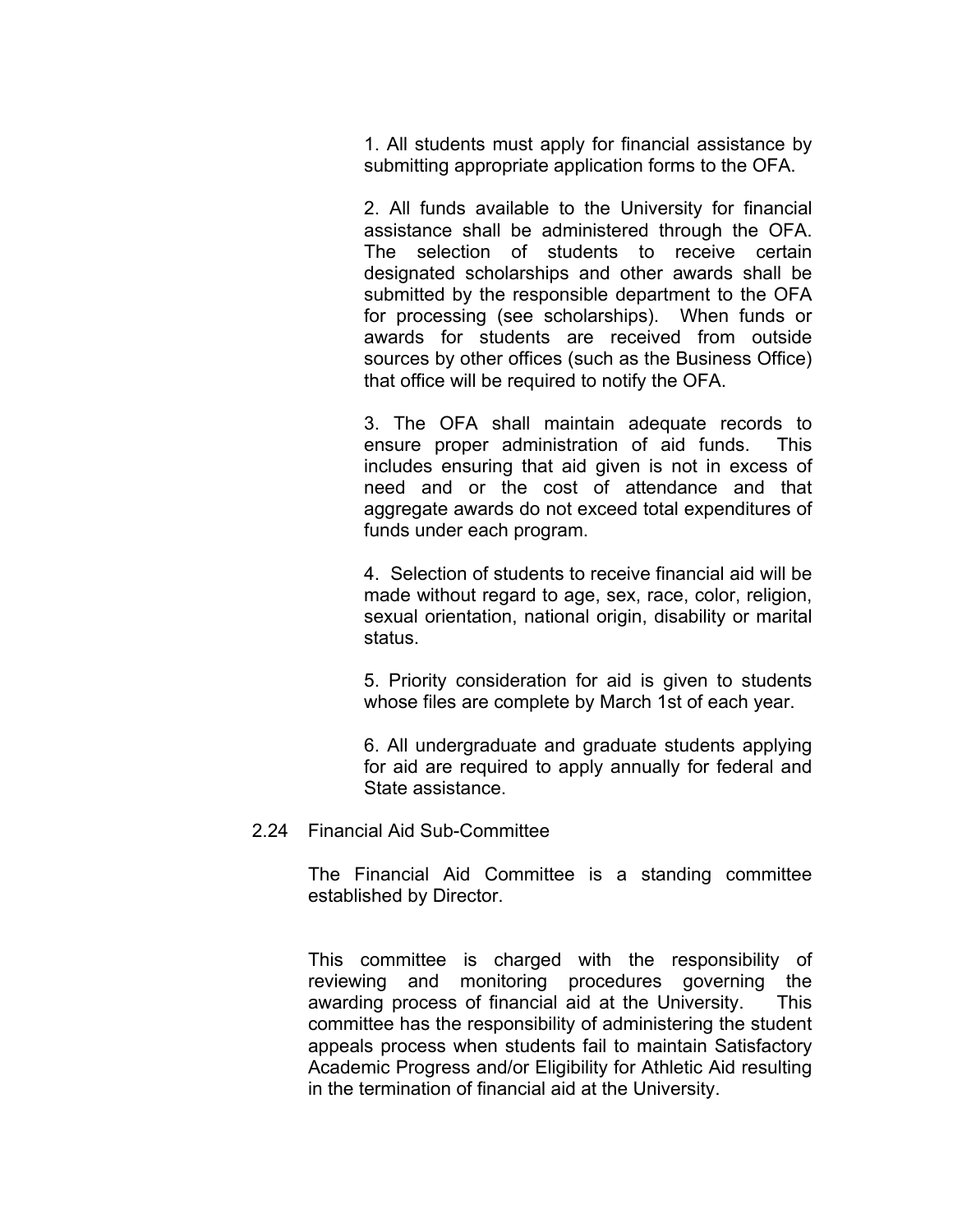1. All students must apply for financial assistance by submitting appropriate application forms to the OFA.

2. All funds available to the University for financial assistance shall be administered through the OFA. The selection of students to receive certain designated scholarships and other awards shall be submitted by the responsible department to the OFA for processing (see scholarships). When funds or awards for students are received from outside sources by other offices (such as the Business Office) that office will be required to notify the OFA.

3. The OFA shall maintain adequate records to ensure proper administration of aid funds. This includes ensuring that aid given is not in excess of need and or the cost of attendance and that aggregate awards do not exceed total expenditures of funds under each program.

4. Selection of students to receive financial aid will be made without regard to age, sex, race, color, religion, sexual orientation, national origin, disability or marital status.

5. Priority consideration for aid is given to students whose files are complete by March 1st of each year.

6. All undergraduate and graduate students applying for aid are required to apply annually for federal and State assistance.

## 2.24 Financial Aid Sub-Committee

The Financial Aid Committee is a standing committee established by Director.

This committee is charged with the responsibility of reviewing and monitoring procedures governing the awarding process of financial aid at the University. This committee has the responsibility of administering the student appeals process when students fail to maintain Satisfactory Academic Progress and/or Eligibility for Athletic Aid resulting in the termination of financial aid at the University.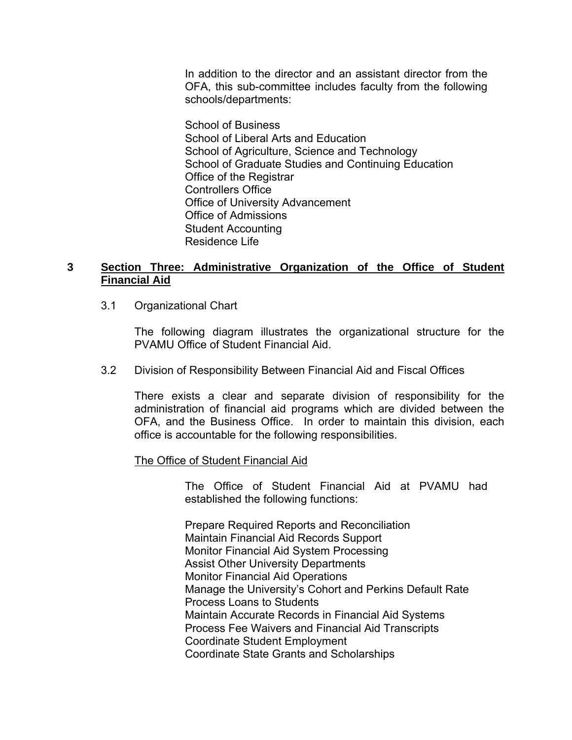In addition to the director and an assistant director from the OFA, this sub-committee includes faculty from the following schools/departments:

School of Business
School of Liberal Arts and Education
School of Agriculture, Science and Technology
School of Graduate Studies and Continuing Education
Office of the Registrar
Controllers Office
Office of University Advancement
Office of Admissions
Student Accounting
Residence Life

## 3 Section Three: Administrative Organization of the Office of Student Financial Aid

### 3.1 Organizational Chart

The following diagram illustrates the organizational structure for the PVAMU Office of Student Financial Aid.

### 3.2 Division of Responsibility Between Financial Aid and Fiscal Offices

There exists a clear and separate division of responsibility for the administration of financial aid programs which are divided between the OFA, and the Business Office. In order to maintain this division, each office is accountable for the following responsibilities.

The Office of Student Financial Aid

The Office of Student Financial Aid at PVAMU had established the following functions:

Prepare Required Reports and Reconciliation
Maintain Financial Aid Records Support
Monitor Financial Aid System Processing
Assist Other University Departments
Monitor Financial Aid Operations
Manage the University's Cohort and Perkins Default Rate
Process Loans to Students
Maintain Accurate Records in Financial Aid Systems
Process Fee Waivers and Financial Aid Transcripts
Coordinate Student Employment
Coordinate State Grants and Scholarships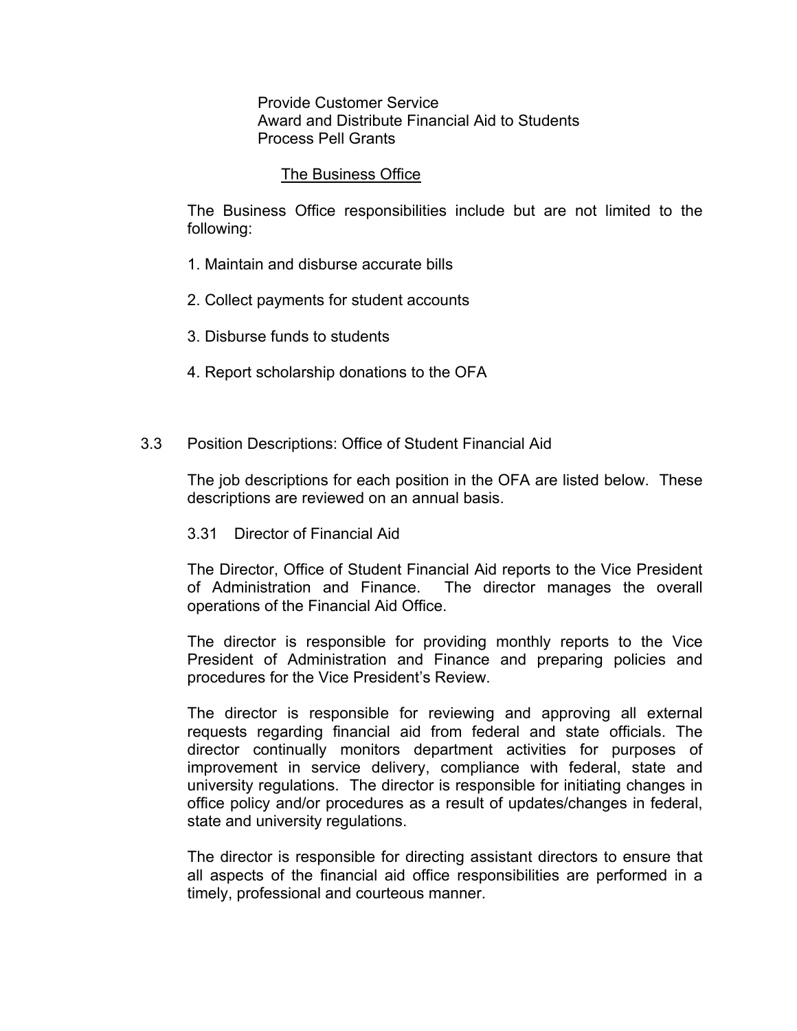Provide Customer Service
Award and Distribute Financial Aid to Students
Process Pell Grants

The Business Office

The Business Office responsibilities include but are not limited to the following:

1. Maintain and disburse accurate bills

2. Collect payments for student accounts

3. Disburse funds to students

4. Report scholarship donations to the OFA

## 3.3 Position Descriptions: Office of Student Financial Aid

The job descriptions for each position in the OFA are listed below. These descriptions are reviewed on an annual basis.

### 3.31 Director of Financial Aid

The Director, Office of Student Financial Aid reports to the Vice President of Administration and Finance. The director manages the overall operations of the Financial Aid Office.

The director is responsible for providing monthly reports to the Vice President of Administration and Finance and preparing policies and procedures for the Vice President's Review.

The director is responsible for reviewing and approving all external requests regarding financial aid from federal and state officials. The director continually monitors department activities for purposes of improvement in service delivery, compliance with federal, state and university regulations. The director is responsible for initiating changes in office policy and/or procedures as a result of updates/changes in federal, state and university regulations.

The director is responsible for directing assistant directors to ensure that all aspects of the financial aid office responsibilities are performed in a timely, professional and courteous manner.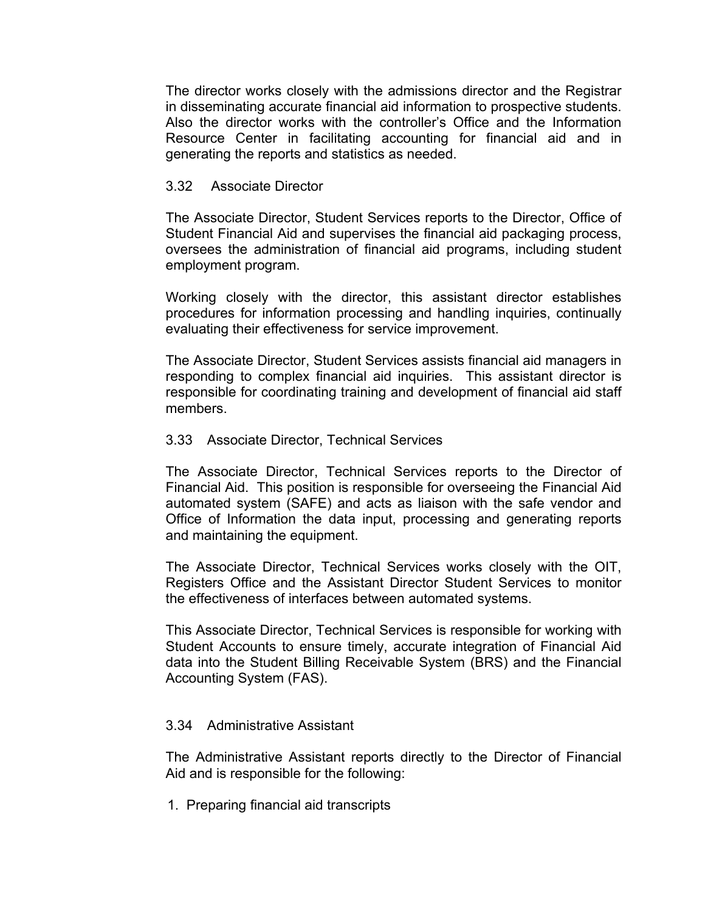The director works closely with the admissions director and the Registrar in disseminating accurate financial aid information to prospective students. Also the director works with the controller's Office and the Information Resource Center in facilitating accounting for financial aid and in generating the reports and statistics as needed.

### 3.32 Associate Director

The Associate Director, Student Services reports to the Director, Office of Student Financial Aid and supervises the financial aid packaging process, oversees the administration of financial aid programs, including student employment program.

Working closely with the director, this assistant director establishes procedures for information processing and handling inquiries, continually evaluating their effectiveness for service improvement.

The Associate Director, Student Services assists financial aid managers in responding to complex financial aid inquiries. This assistant director is responsible for coordinating training and development of financial aid staff members.

### 3.33 Associate Director, Technical Services

The Associate Director, Technical Services reports to the Director of Financial Aid. This position is responsible for overseeing the Financial Aid automated system (SAFE) and acts as liaison with the safe vendor and Office of Information the data input, processing and generating reports and maintaining the equipment.

The Associate Director, Technical Services works closely with the OIT, Registers Office and the Assistant Director Student Services to monitor the effectiveness of interfaces between automated systems.

This Associate Director, Technical Services is responsible for working with Student Accounts to ensure timely, accurate integration of Financial Aid data into the Student Billing Receivable System (BRS) and the Financial Accounting System (FAS).

### 3.34 Administrative Assistant

The Administrative Assistant reports directly to the Director of Financial Aid and is responsible for the following:

1. Preparing financial aid transcripts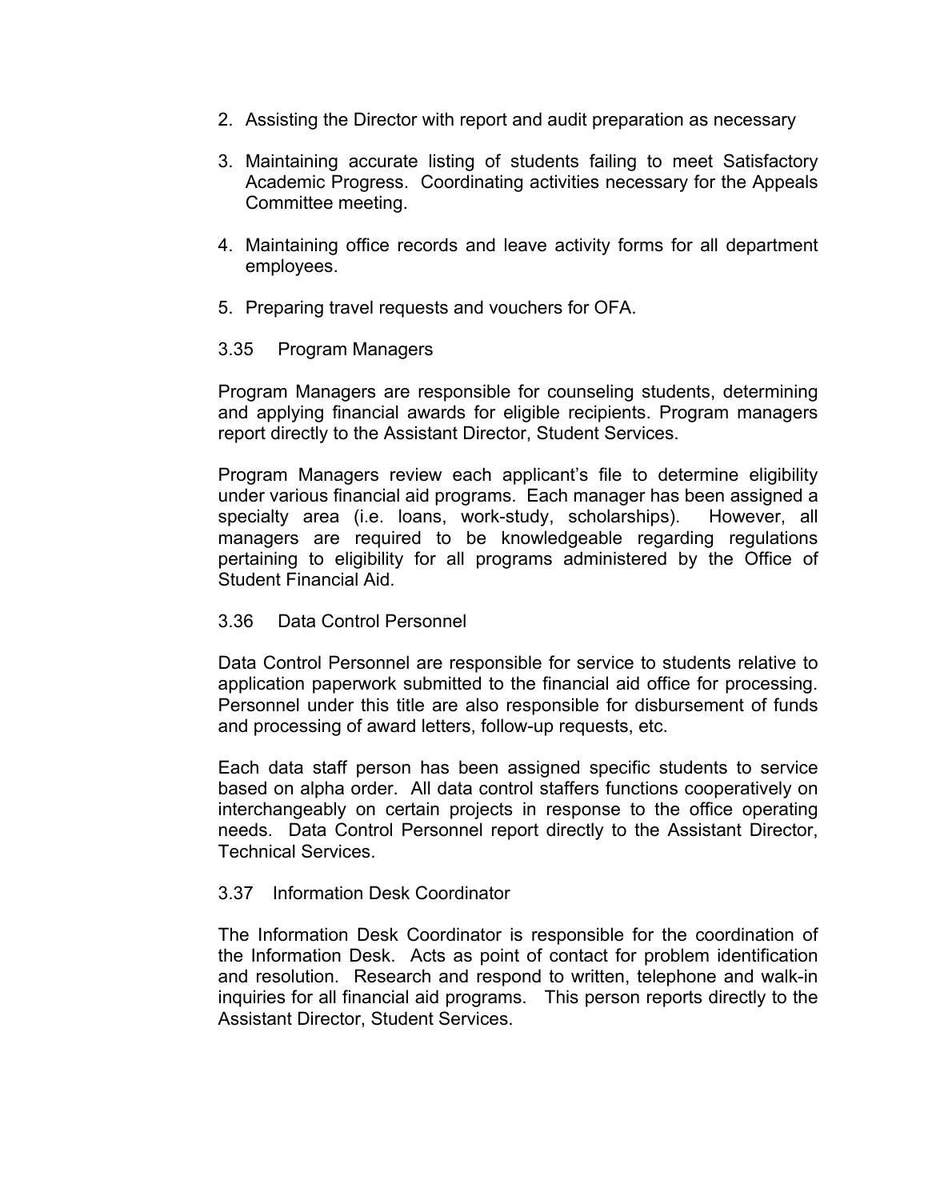2. Assisting the Director with report and audit preparation as necessary

3. Maintaining accurate listing of students failing to meet Satisfactory Academic Progress. Coordinating activities necessary for the Appeals Committee meeting.

4. Maintaining office records and leave activity forms for all department employees.

5. Preparing travel requests and vouchers for OFA.

### 3.35 Program Managers

Program Managers are responsible for counseling students, determining and applying financial awards for eligible recipients. Program managers report directly to the Assistant Director, Student Services.

Program Managers review each applicant's file to determine eligibility under various financial aid programs. Each manager has been assigned a specialty area (i.e. loans, work-study, scholarships). However, all managers are required to be knowledgeable regarding regulations pertaining to eligibility for all programs administered by the Office of Student Financial Aid.

### 3.36 Data Control Personnel

Data Control Personnel are responsible for service to students relative to application paperwork submitted to the financial aid office for processing. Personnel under this title are also responsible for disbursement of funds and processing of award letters, follow-up requests, etc.

Each data staff person has been assigned specific students to service based on alpha order. All data control staffers functions cooperatively on interchangeably on certain projects in response to the office operating needs. Data Control Personnel report directly to the Assistant Director, Technical Services.

### 3.37 Information Desk Coordinator

The Information Desk Coordinator is responsible for the coordination of the Information Desk. Acts as point of contact for problem identification and resolution. Research and respond to written, telephone and walk-in inquiries for all financial aid programs. This person reports directly to the Assistant Director, Student Services.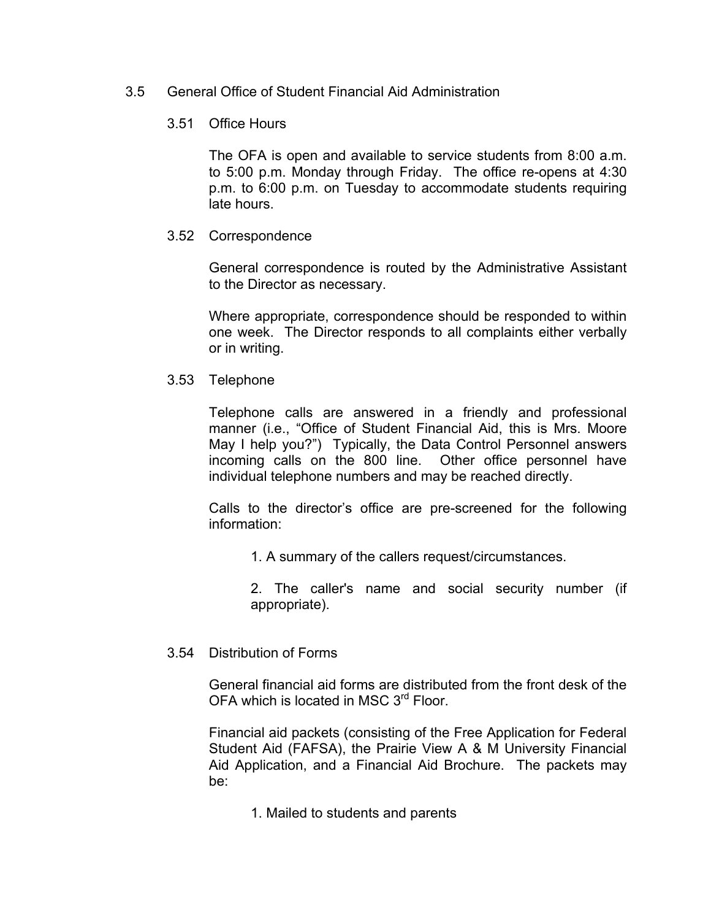## 3.5 General Office of Student Financial Aid Administration

### 3.51 Office Hours

The OFA is open and available to service students from 8:00 a.m. to 5:00 p.m. Monday through Friday. The office re-opens at 4:30 p.m. to 6:00 p.m. on Tuesday to accommodate students requiring late hours.

### 3.52 Correspondence

General correspondence is routed by the Administrative Assistant to the Director as necessary.

Where appropriate, correspondence should be responded to within one week. The Director responds to all complaints either verbally or in writing.

### 3.53 Telephone

Telephone calls are answered in a friendly and professional manner (i.e., "Office of Student Financial Aid, this is Mrs. Moore May I help you?") Typically, the Data Control Personnel answers incoming calls on the 800 line. Other office personnel have individual telephone numbers and may be reached directly.

Calls to the director's office are pre-screened for the following information:

1. A summary of the callers request/circumstances.

2. The caller's name and social security number (if appropriate).

### 3.54 Distribution of Forms

General financial aid forms are distributed from the front desk of the OFA which is located in MSC 3rd Floor.

Financial aid packets (consisting of the Free Application for Federal Student Aid (FAFSA), the Prairie View A & M University Financial Aid Application, and a Financial Aid Brochure. The packets may be:

1. Mailed to students and parents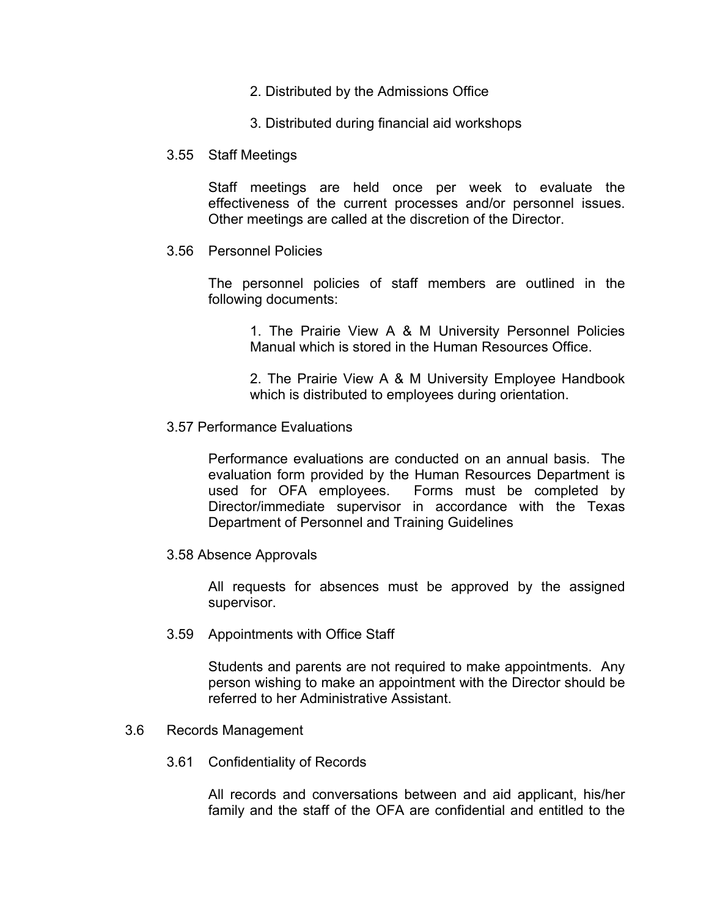2. Distributed by the Admissions Office

3. Distributed during financial aid workshops

3.55 Staff Meetings

Staff meetings are held once per week to evaluate the effectiveness of the current processes and/or personnel issues. Other meetings are called at the discretion of the Director.

3.56 Personnel Policies

The personnel policies of staff members are outlined in the following documents:

1. The Prairie View A & M University Personnel Policies Manual which is stored in the Human Resources Office.

2. The Prairie View A & M University Employee Handbook which is distributed to employees during orientation.

3.57 Performance Evaluations

Performance evaluations are conducted on an annual basis. The evaluation form provided by the Human Resources Department is used for OFA employees. Forms must be completed by Director/immediate supervisor in accordance with the Texas Department of Personnel and Training Guidelines

3.58 Absence Approvals

All requests for absences must be approved by the assigned supervisor.

3.59 Appointments with Office Staff

Students and parents are not required to make appointments. Any person wishing to make an appointment with the Director should be referred to her Administrative Assistant.

3.6 Records Management

3.61 Confidentiality of Records

All records and conversations between and aid applicant, his/her family and the staff of the OFA are confidential and entitled to the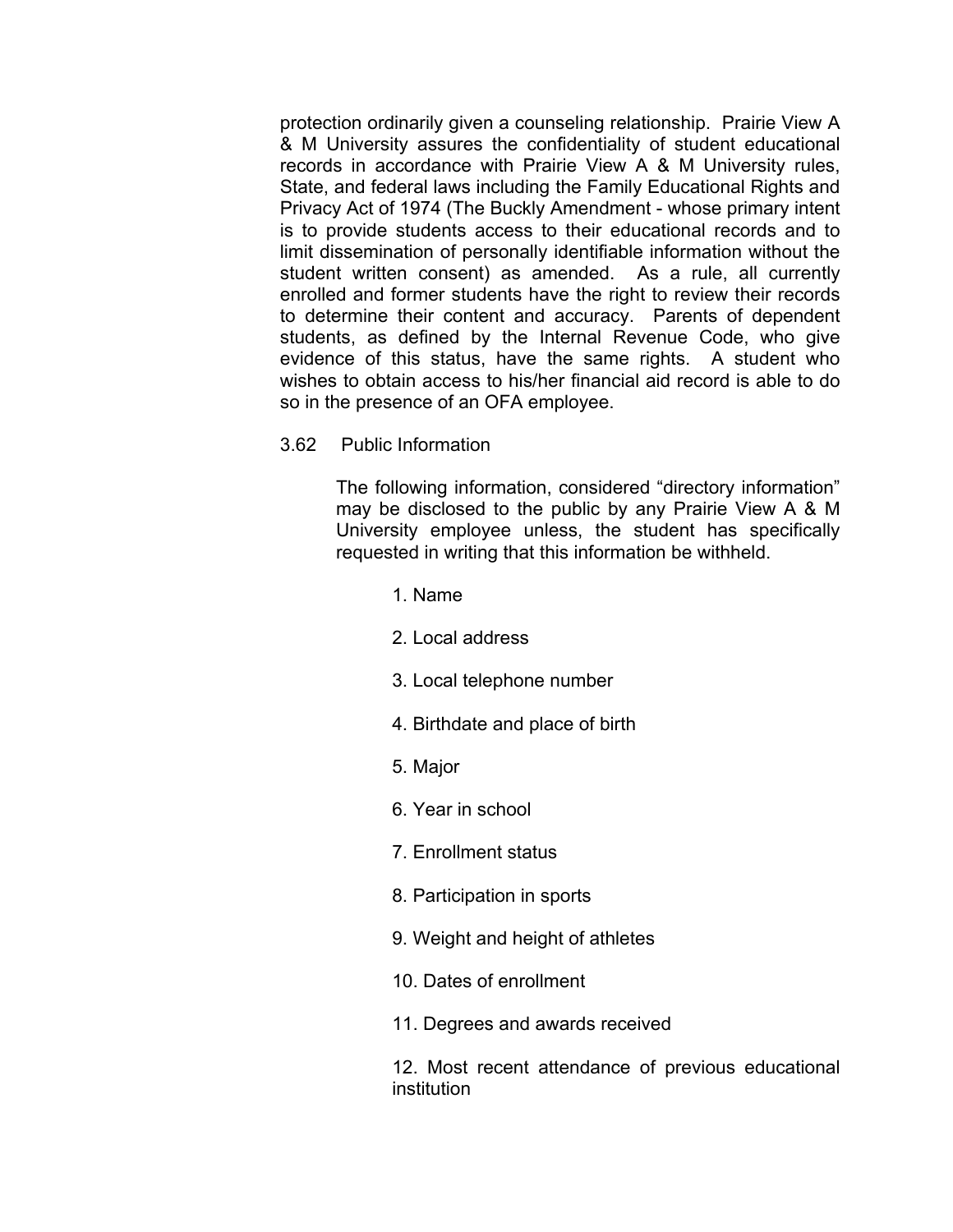protection ordinarily given a counseling relationship. Prairie View A & M University assures the confidentiality of student educational records in accordance with Prairie View A & M University rules, State, and federal laws including the Family Educational Rights and Privacy Act of 1974 (The Buckly Amendment - whose primary intent is to provide students access to their educational records and to limit dissemination of personally identifiable information without the student written consent) as amended. As a rule, all currently enrolled and former students have the right to review their records to determine their content and accuracy. Parents of dependent students, as defined by the Internal Revenue Code, who give evidence of this status, have the same rights. A student who wishes to obtain access to his/her financial aid record is able to do so in the presence of an OFA employee.

3.62 Public Information

The following information, considered "directory information" may be disclosed to the public by any Prairie View A & M University employee unless, the student has specifically requested in writing that this information be withheld.

1. Name
2. Local address
3. Local telephone number
4. Birthdate and place of birth
5. Major
6. Year in school
7. Enrollment status
8. Participation in sports
9. Weight and height of athletes
10. Dates of enrollment
11. Degrees and awards received
12. Most recent attendance of previous educational institution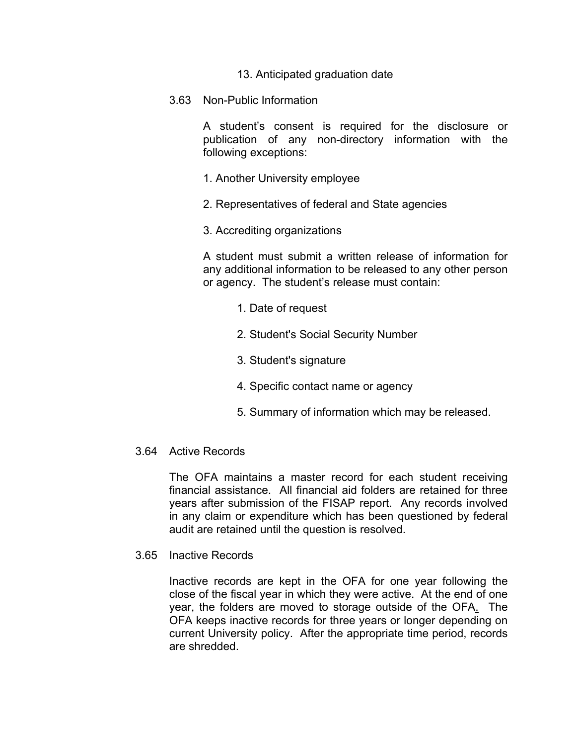13. Anticipated graduation date

### 3.63 Non-Public Information

A student's consent is required for the disclosure or publication of any non-directory information with the following exceptions:

1. Another University employee
2. Representatives of federal and State agencies
3. Accrediting organizations

A student must submit a written release of information for any additional information to be released to any other person or agency. The student's release must contain:

1. Date of request
2. Student's Social Security Number
3. Student's signature
4. Specific contact name or agency
5. Summary of information which may be released.

### 3.64 Active Records

The OFA maintains a master record for each student receiving financial assistance. All financial aid folders are retained for three years after submission of the FISAP report. Any records involved in any claim or expenditure which has been questioned by federal audit are retained until the question is resolved.

### 3.65 Inactive Records

Inactive records are kept in the OFA for one year following the close of the fiscal year in which they were active. At the end of one year, the folders are moved to storage outside of the OFA. The OFA keeps inactive records for three years or longer depending on current University policy. After the appropriate time period, records are shredded.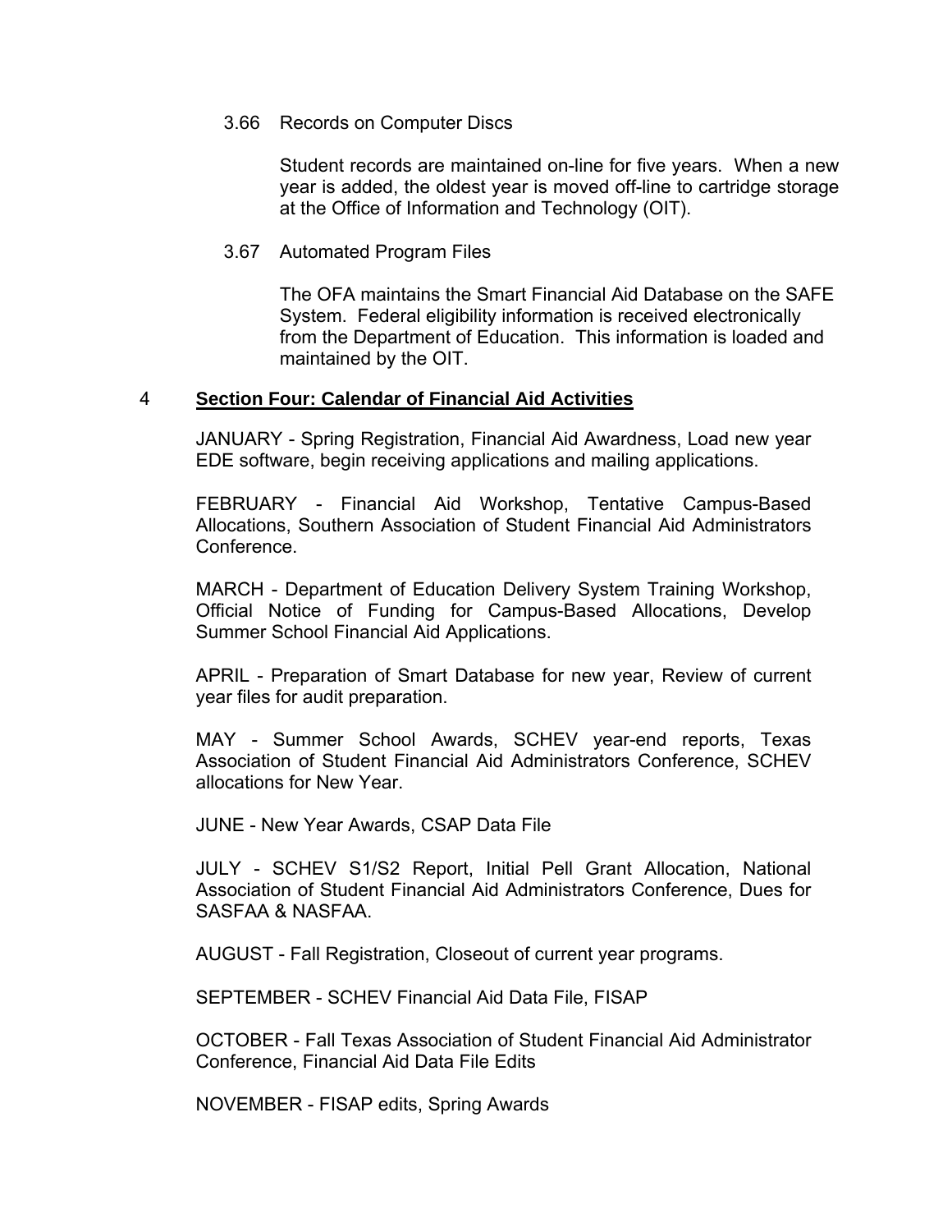3.66 Records on Computer Discs

Student records are maintained on-line for five years. When a new year is added, the oldest year is moved off-line to cartridge storage at the Office of Information and Technology (OIT).

3.67 Automated Program Files

The OFA maintains the Smart Financial Aid Database on the SAFE System. Federal eligibility information is received electronically from the Department of Education. This information is loaded and maintained by the OIT.

## 4 Section Four: Calendar of Financial Aid Activities

JANUARY - Spring Registration, Financial Aid Awardness, Load new year EDE software, begin receiving applications and mailing applications.

FEBRUARY - Financial Aid Workshop, Tentative Campus-Based Allocations, Southern Association of Student Financial Aid Administrators Conference.

MARCH - Department of Education Delivery System Training Workshop, Official Notice of Funding for Campus-Based Allocations, Develop Summer School Financial Aid Applications.

APRIL - Preparation of Smart Database for new year, Review of current year files for audit preparation.

MAY - Summer School Awards, SCHEV year-end reports, Texas Association of Student Financial Aid Administrators Conference, SCHEV allocations for New Year.

JUNE - New Year Awards, CSAP Data File

JULY - SCHEV S1/S2 Report, Initial Pell Grant Allocation, National Association of Student Financial Aid Administrators Conference, Dues for SASFAA & NASFAA.

AUGUST - Fall Registration, Closeout of current year programs.

SEPTEMBER - SCHEV Financial Aid Data File, FISAP

OCTOBER - Fall Texas Association of Student Financial Aid Administrator Conference, Financial Aid Data File Edits

NOVEMBER - FISAP edits, Spring Awards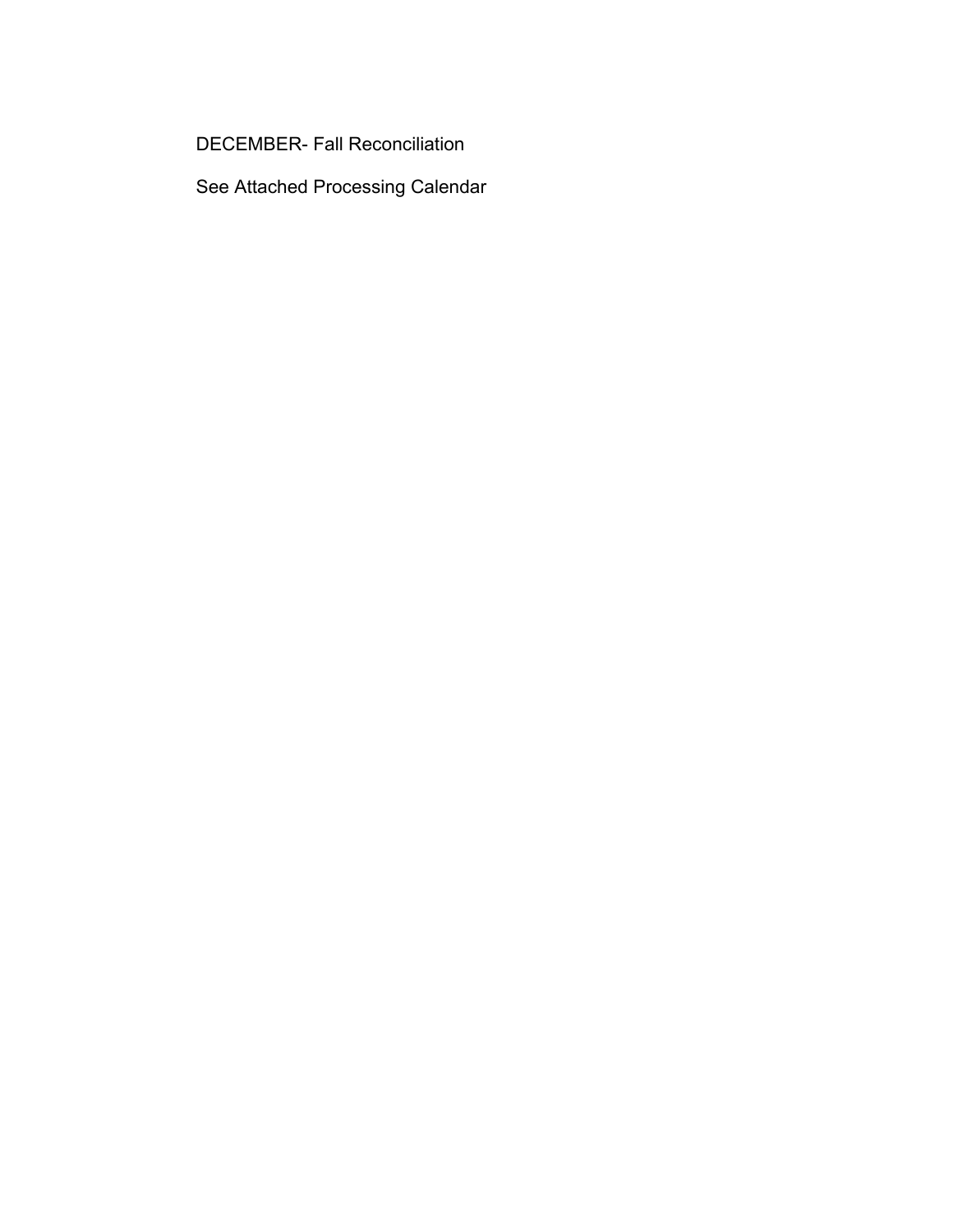DECEMBER- Fall Reconciliation

See Attached Processing Calendar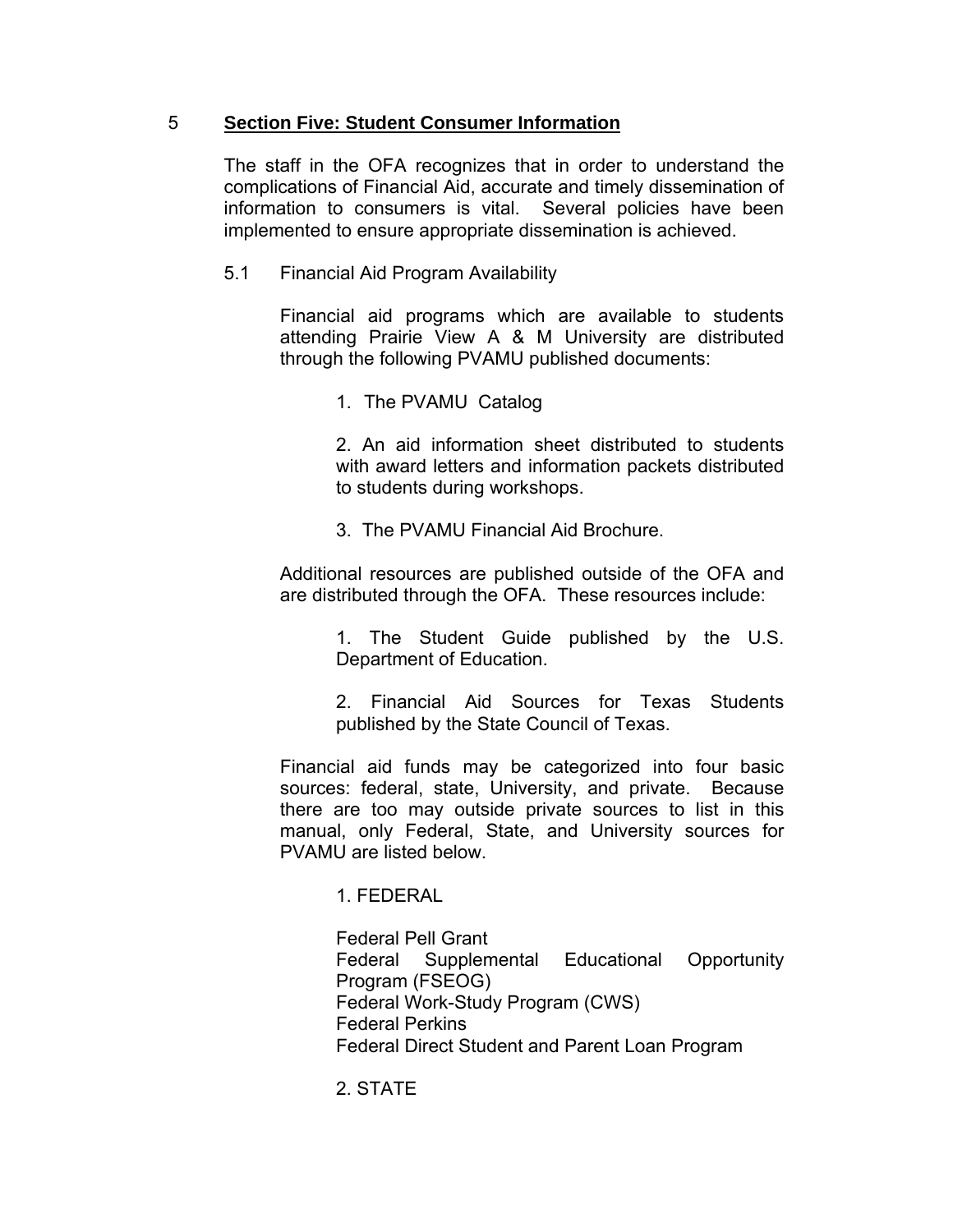## 5 Section Five: Student Consumer Information

The staff in the OFA recognizes that in order to understand the complications of Financial Aid, accurate and timely dissemination of information to consumers is vital. Several policies have been implemented to ensure appropriate dissemination is achieved.

### 5.1 Financial Aid Program Availability

Financial aid programs which are available to students attending Prairie View A & M University are distributed through the following PVAMU published documents:

1. The PVAMU Catalog

2. An aid information sheet distributed to students with award letters and information packets distributed to students during workshops.

3. The PVAMU Financial Aid Brochure.

Additional resources are published outside of the OFA and are distributed through the OFA. These resources include:

1. The Student Guide published by the U.S. Department of Education.

2. Financial Aid Sources for Texas Students published by the State Council of Texas.

Financial aid funds may be categorized into four basic sources: federal, state, University, and private. Because there are too may outside private sources to list in this manual, only Federal, State, and University sources for PVAMU are listed below.

1. FEDERAL

Federal Pell Grant
Federal Supplemental Educational Opportunity Program (FSEOG)
Federal Work-Study Program (CWS)
Federal Perkins
Federal Direct Student and Parent Loan Program

2. STATE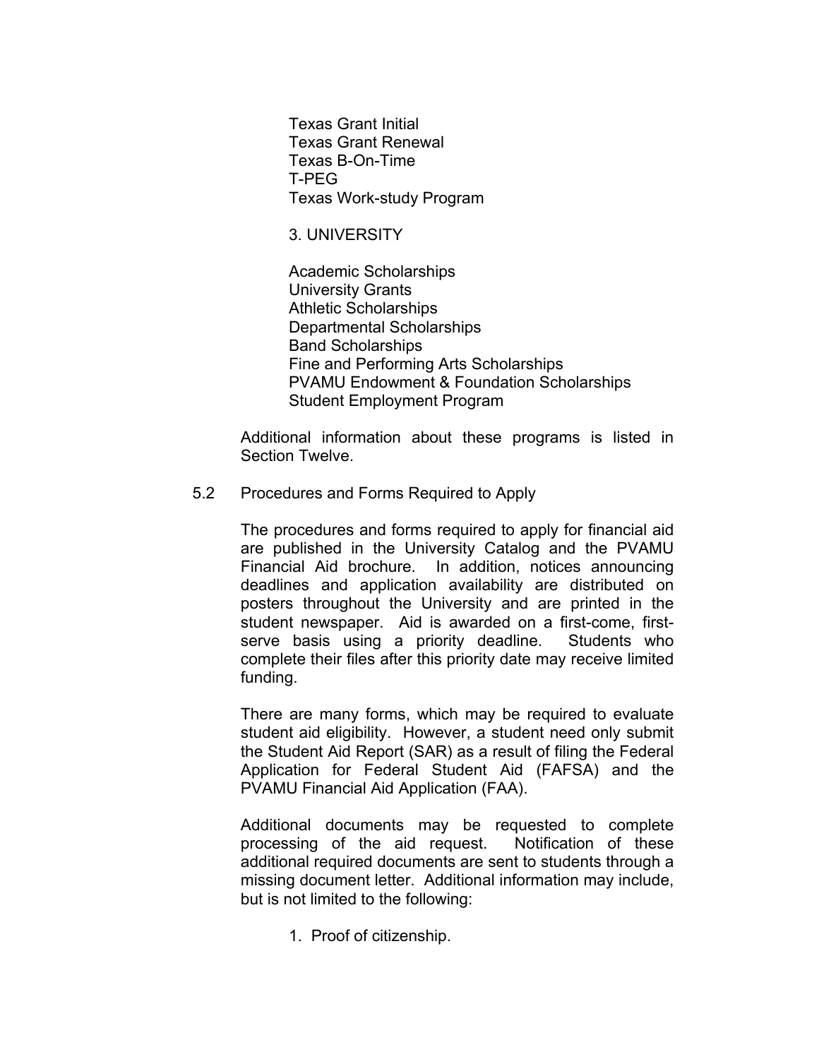Texas Grant Initial  
Texas Grant Renewal  
Texas B-On-Time  
T-PEG  
Texas Work-study Program

3. UNIVERSITY

Academic Scholarships  
University Grants  
Athletic Scholarships  
Departmental Scholarships  
Band Scholarships  
Fine and Performing Arts Scholarships  
PVAMU Endowment & Foundation Scholarships  
Student Employment Program

Additional information about these programs is listed in Section Twelve.

## 5.2 Procedures and Forms Required to Apply

The procedures and forms required to apply for financial aid are published in the University Catalog and the PVAMU Financial Aid brochure. In addition, notices announcing deadlines and application availability are distributed on posters throughout the University and are printed in the student newspaper. Aid is awarded on a first-come, first-serve basis using a priority deadline. Students who complete their files after this priority date may receive limited funding.

There are many forms, which may be required to evaluate student aid eligibility. However, a student need only submit the Student Aid Report (SAR) as a result of filing the Federal Application for Federal Student Aid (FAFSA) and the PVAMU Financial Aid Application (FAA).

Additional documents may be requested to complete processing of the aid request. Notification of these additional required documents are sent to students through a missing document letter. Additional information may include, but is not limited to the following:

1. Proof of citizenship.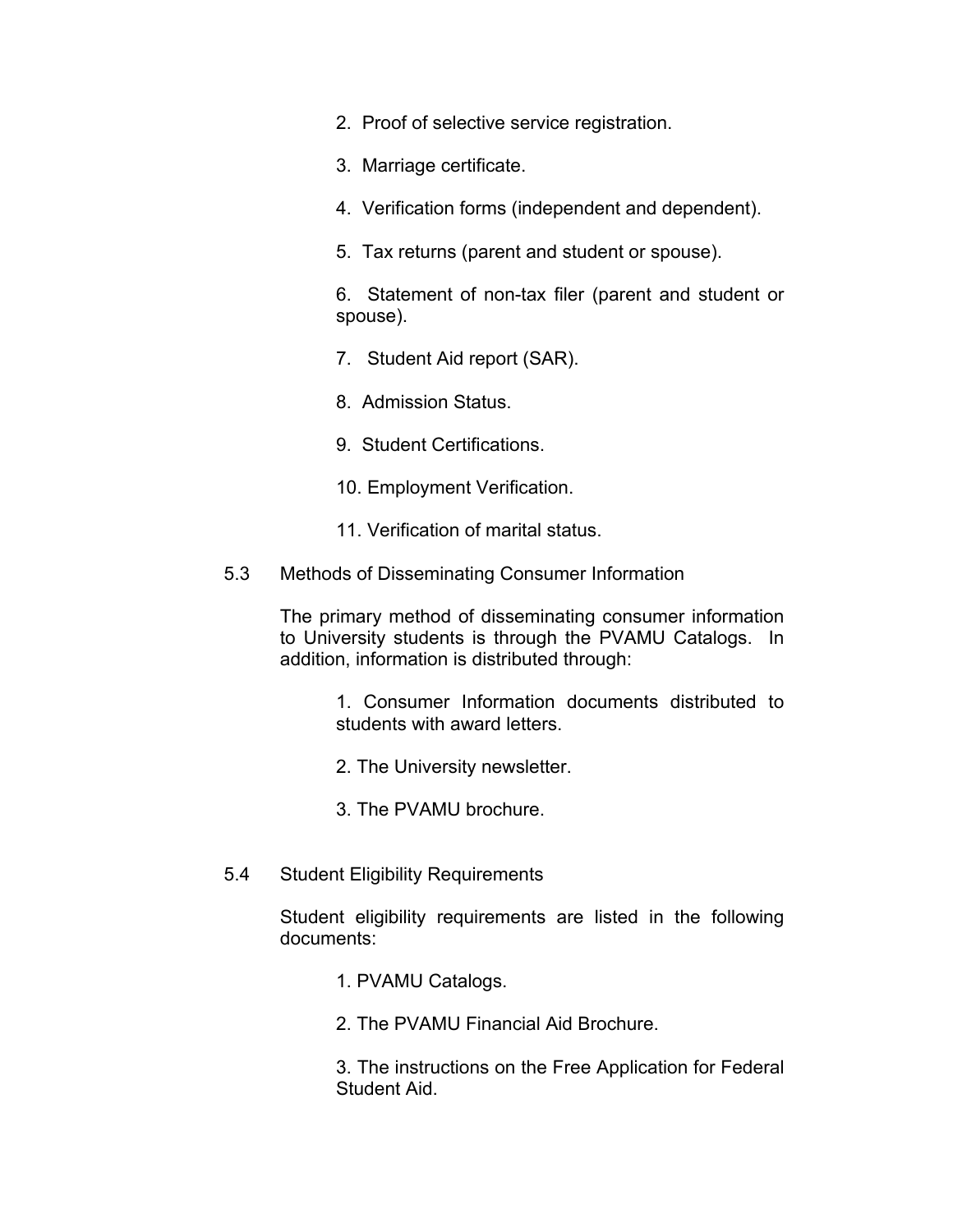2. Proof of selective service registration.

3. Marriage certificate.

4. Verification forms (independent and dependent).

5. Tax returns (parent and student or spouse).

6. Statement of non-tax filer (parent and student or spouse).

7. Student Aid report (SAR).

8. Admission Status.

9. Student Certifications.

10. Employment Verification.

11. Verification of marital status.

## 5.3 Methods of Disseminating Consumer Information

The primary method of disseminating consumer information to University students is through the PVAMU Catalogs. In addition, information is distributed through:

1. Consumer Information documents distributed to students with award letters.

2. The University newsletter.

3. The PVAMU brochure.

## 5.4 Student Eligibility Requirements

Student eligibility requirements are listed in the following documents:

1. PVAMU Catalogs.

2. The PVAMU Financial Aid Brochure.

3. The instructions on the Free Application for Federal Student Aid.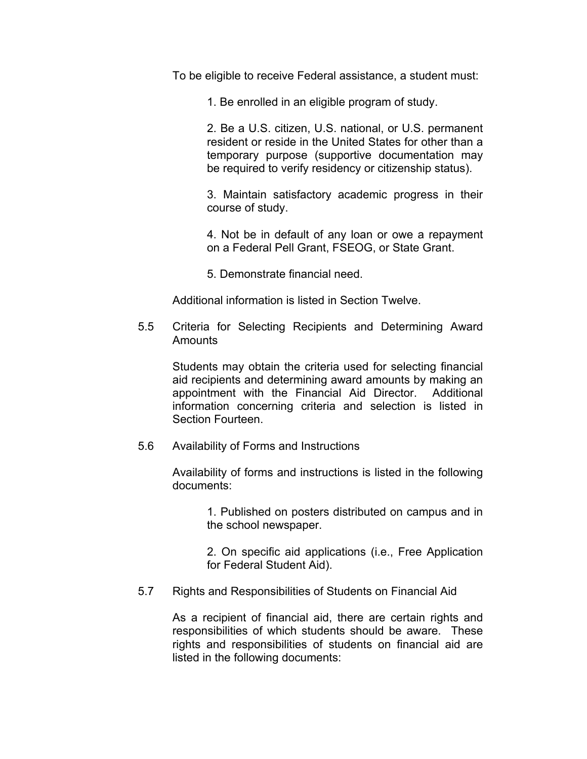To be eligible to receive Federal assistance, a student must:

1. Be enrolled in an eligible program of study.

2. Be a U.S. citizen, U.S. national, or U.S. permanent resident or reside in the United States for other than a temporary purpose (supportive documentation may be required to verify residency or citizenship status).

3. Maintain satisfactory academic progress in their course of study.

4. Not be in default of any loan or owe a repayment on a Federal Pell Grant, FSEOG, or State Grant.

5. Demonstrate financial need.

Additional information is listed in Section Twelve.

### 5.5 Criteria for Selecting Recipients and Determining Award Amounts

Students may obtain the criteria used for selecting financial aid recipients and determining award amounts by making an appointment with the Financial Aid Director. Additional information concerning criteria and selection is listed in Section Fourteen.

### 5.6 Availability of Forms and Instructions

Availability of forms and instructions is listed in the following documents:

1. Published on posters distributed on campus and in the school newspaper.

2. On specific aid applications (i.e., Free Application for Federal Student Aid).

### 5.7 Rights and Responsibilities of Students on Financial Aid

As a recipient of financial aid, there are certain rights and responsibilities of which students should be aware. These rights and responsibilities of students on financial aid are listed in the following documents: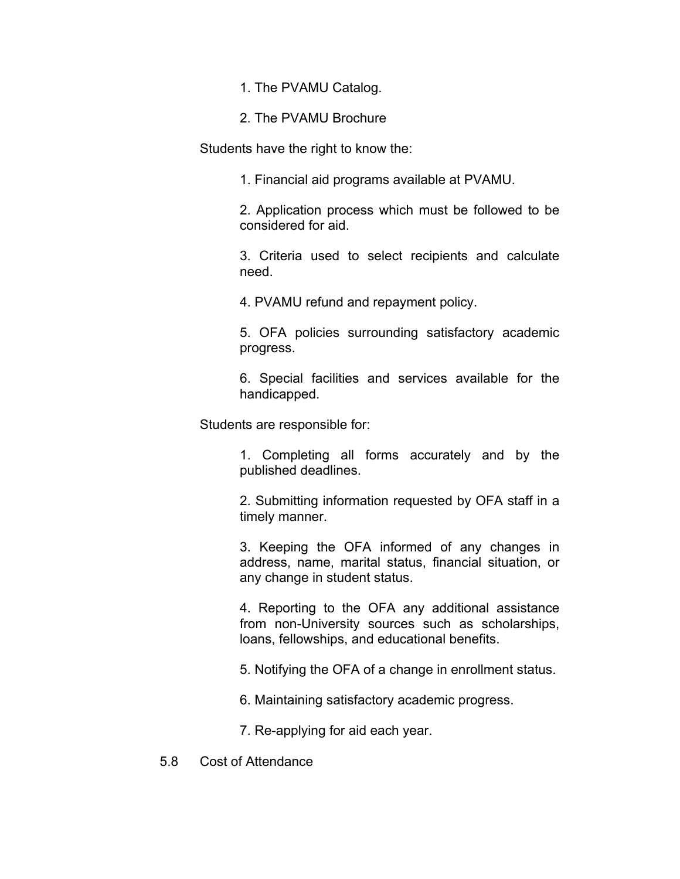1. The PVAMU Catalog.

2. The PVAMU Brochure

Students have the right to know the:

1. Financial aid programs available at PVAMU.

2. Application process which must be followed to be considered for aid.

3. Criteria used to select recipients and calculate need.

4. PVAMU refund and repayment policy.

5. OFA policies surrounding satisfactory academic progress.

6. Special facilities and services available for the handicapped.

Students are responsible for:

1. Completing all forms accurately and by the published deadlines.

2. Submitting information requested by OFA staff in a timely manner.

3. Keeping the OFA informed of any changes in address, name, marital status, financial situation, or any change in student status.

4. Reporting to the OFA any additional assistance from non-University sources such as scholarships, loans, fellowships, and educational benefits.

5. Notifying the OFA of a change in enrollment status.

6. Maintaining satisfactory academic progress.

7. Re-applying for aid each year.

## 5.8 Cost of Attendance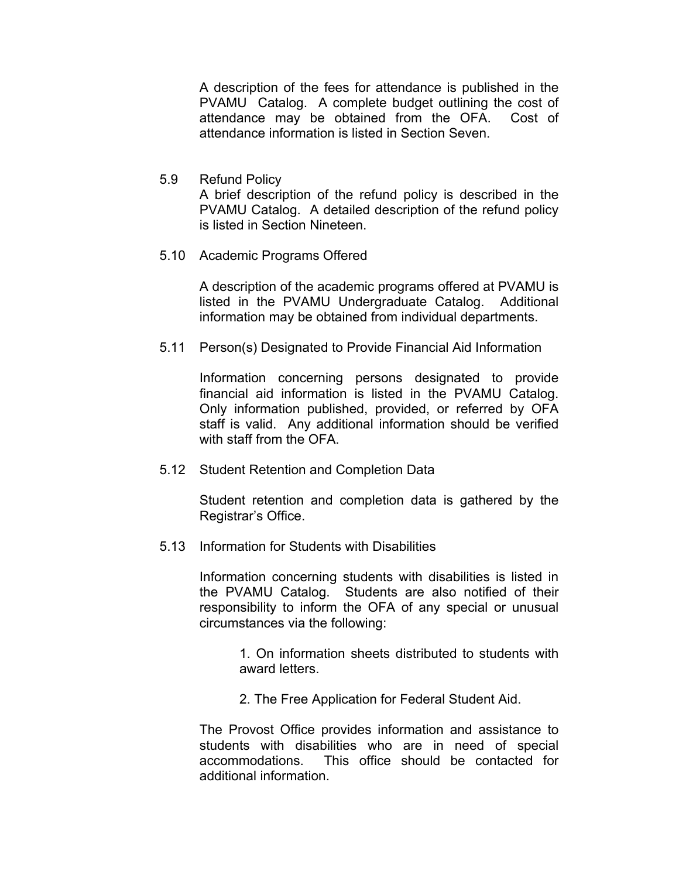A description of the fees for attendance is published in the PVAMU Catalog. A complete budget outlining the cost of attendance may be obtained from the OFA. Cost of attendance information is listed in Section Seven.

5.9 Refund Policy

A brief description of the refund policy is described in the PVAMU Catalog. A detailed description of the refund policy is listed in Section Nineteen.

5.10 Academic Programs Offered

A description of the academic programs offered at PVAMU is listed in the PVAMU Undergraduate Catalog. Additional information may be obtained from individual departments.

5.11 Person(s) Designated to Provide Financial Aid Information

Information concerning persons designated to provide financial aid information is listed in the PVAMU Catalog. Only information published, provided, or referred by OFA staff is valid. Any additional information should be verified with staff from the OFA.

5.12 Student Retention and Completion Data

Student retention and completion data is gathered by the Registrar's Office.

5.13 Information for Students with Disabilities

Information concerning students with disabilities is listed in the PVAMU Catalog. Students are also notified of their responsibility to inform the OFA of any special or unusual circumstances via the following:

1. On information sheets distributed to students with award letters.

2. The Free Application for Federal Student Aid.

The Provost Office provides information and assistance to students with disabilities who are in need of special accommodations. This office should be contacted for additional information.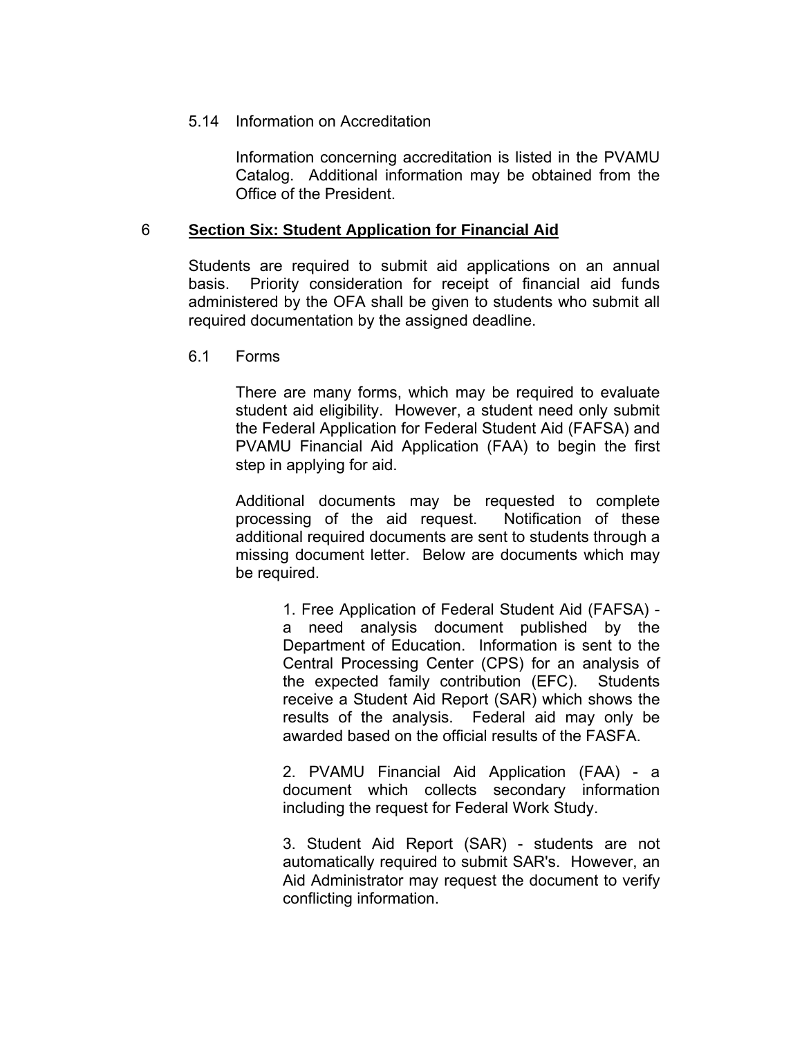### 5.14 Information on Accreditation

Information concerning accreditation is listed in the PVAMU Catalog. Additional information may be obtained from the Office of the President.

## 6 **Section Six: Student Application for Financial Aid**

Students are required to submit aid applications on an annual basis. Priority consideration for receipt of financial aid funds administered by the OFA shall be given to students who submit all required documentation by the assigned deadline.

### 6.1 Forms

There are many forms, which may be required to evaluate student aid eligibility. However, a student need only submit the Federal Application for Federal Student Aid (FAFSA) and PVAMU Financial Aid Application (FAA) to begin the first step in applying for aid.

Additional documents may be requested to complete processing of the aid request. Notification of these additional required documents are sent to students through a missing document letter. Below are documents which may be required.

1. Free Application of Federal Student Aid (FAFSA) - a need analysis document published by the Department of Education. Information is sent to the Central Processing Center (CPS) for an analysis of the expected family contribution (EFC). Students receive a Student Aid Report (SAR) which shows the results of the analysis. Federal aid may only be awarded based on the official results of the FASFA.

2. PVAMU Financial Aid Application (FAA) - a document which collects secondary information including the request for Federal Work Study.

3. Student Aid Report (SAR) - students are not automatically required to submit SAR's. However, an Aid Administrator may request the document to verify conflicting information.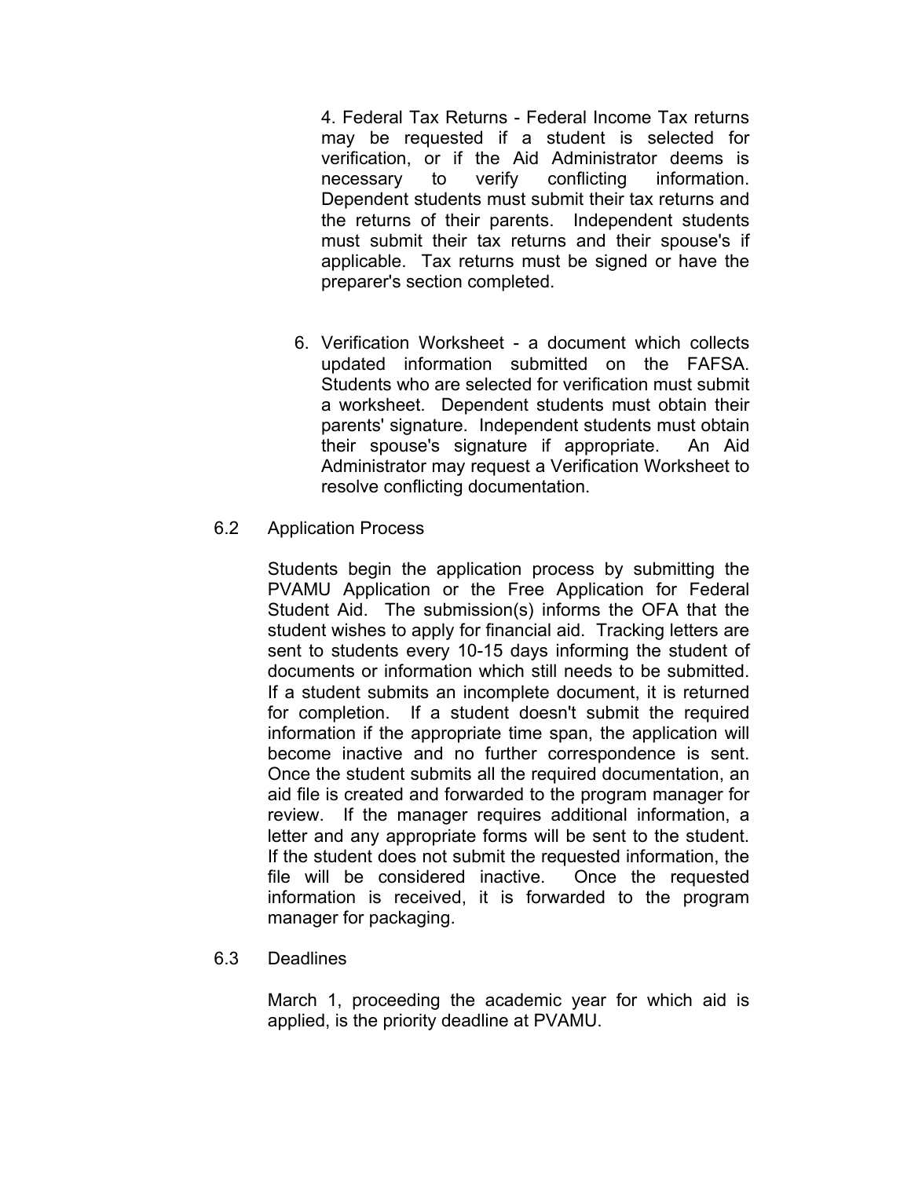4. Federal Tax Returns - Federal Income Tax returns may be requested if a student is selected for verification, or if the Aid Administrator deems is necessary to verify conflicting information. Dependent students must submit their tax returns and the returns of their parents. Independent students must submit their tax returns and their spouse's if applicable. Tax returns must be signed or have the preparer's section completed.

6. Verification Worksheet - a document which collects updated information submitted on the FAFSA. Students who are selected for verification must submit a worksheet. Dependent students must obtain their parents' signature. Independent students must obtain their spouse's signature if appropriate. An Aid Administrator may request a Verification Worksheet to resolve conflicting documentation.

## 6.2 Application Process

Students begin the application process by submitting the PVAMU Application or the Free Application for Federal Student Aid. The submission(s) informs the OFA that the student wishes to apply for financial aid. Tracking letters are sent to students every 10-15 days informing the student of documents or information which still needs to be submitted. If a student submits an incomplete document, it is returned for completion. If a student doesn't submit the required information if the appropriate time span, the application will become inactive and no further correspondence is sent. Once the student submits all the required documentation, an aid file is created and forwarded to the program manager for review. If the manager requires additional information, a letter and any appropriate forms will be sent to the student. If the student does not submit the requested information, the file will be considered inactive. Once the requested information is received, it is forwarded to the program manager for packaging.

## 6.3 Deadlines

March 1, proceeding the academic year for which aid is applied, is the priority deadline at PVAMU.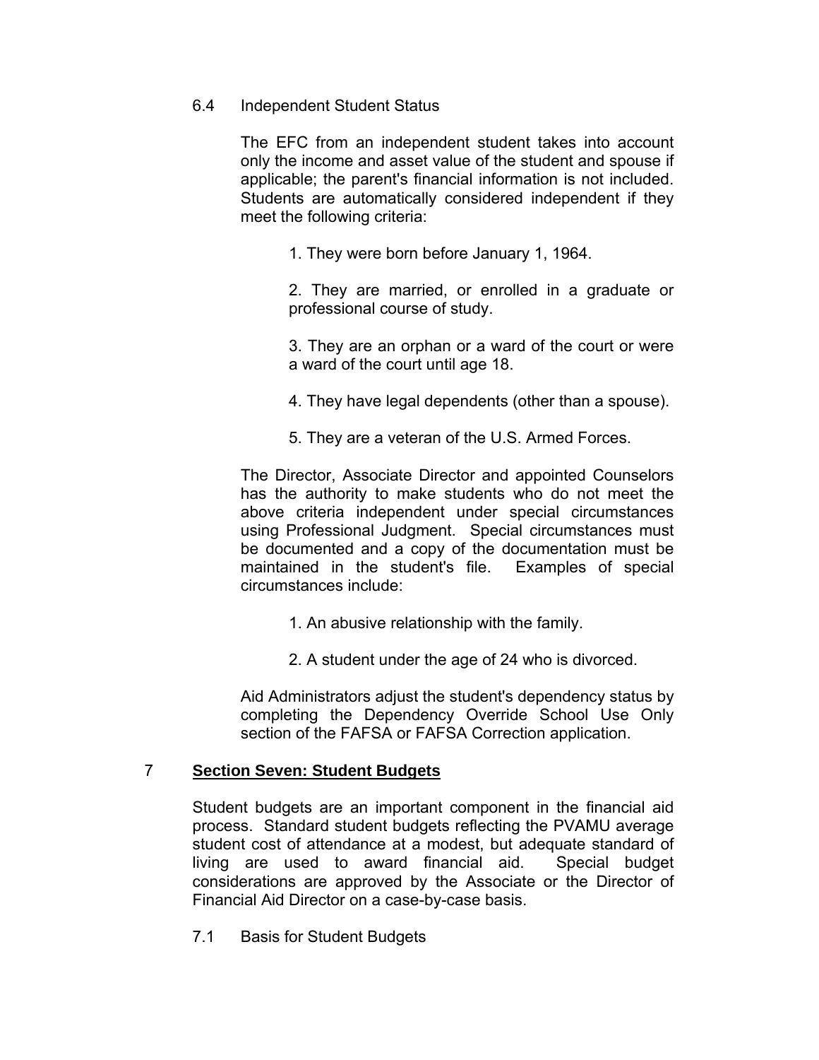### 6.4 Independent Student Status

The EFC from an independent student takes into account only the income and asset value of the student and spouse if applicable; the parent's financial information is not included. Students are automatically considered independent if they meet the following criteria:

1. They were born before January 1, 1964.

2. They are married, or enrolled in a graduate or professional course of study.

3. They are an orphan or a ward of the court or were a ward of the court until age 18.

4. They have legal dependents (other than a spouse).

5. They are a veteran of the U.S. Armed Forces.

The Director, Associate Director and appointed Counselors has the authority to make students who do not meet the above criteria independent under special circumstances using Professional Judgment. Special circumstances must be documented and a copy of the documentation must be maintained in the student's file. Examples of special circumstances include:

1. An abusive relationship with the family.

2. A student under the age of 24 who is divorced.

Aid Administrators adjust the student's dependency status by completing the Dependency Override School Use Only section of the FAFSA or FAFSA Correction application.

## 7 **Section Seven: Student Budgets**

Student budgets are an important component in the financial aid process. Standard student budgets reflecting the PVAMU average student cost of attendance at a modest, but adequate standard of living are used to award financial aid. Special budget considerations are approved by the Associate or the Director of Financial Aid Director on a case-by-case basis.

### 7.1 Basis for Student Budgets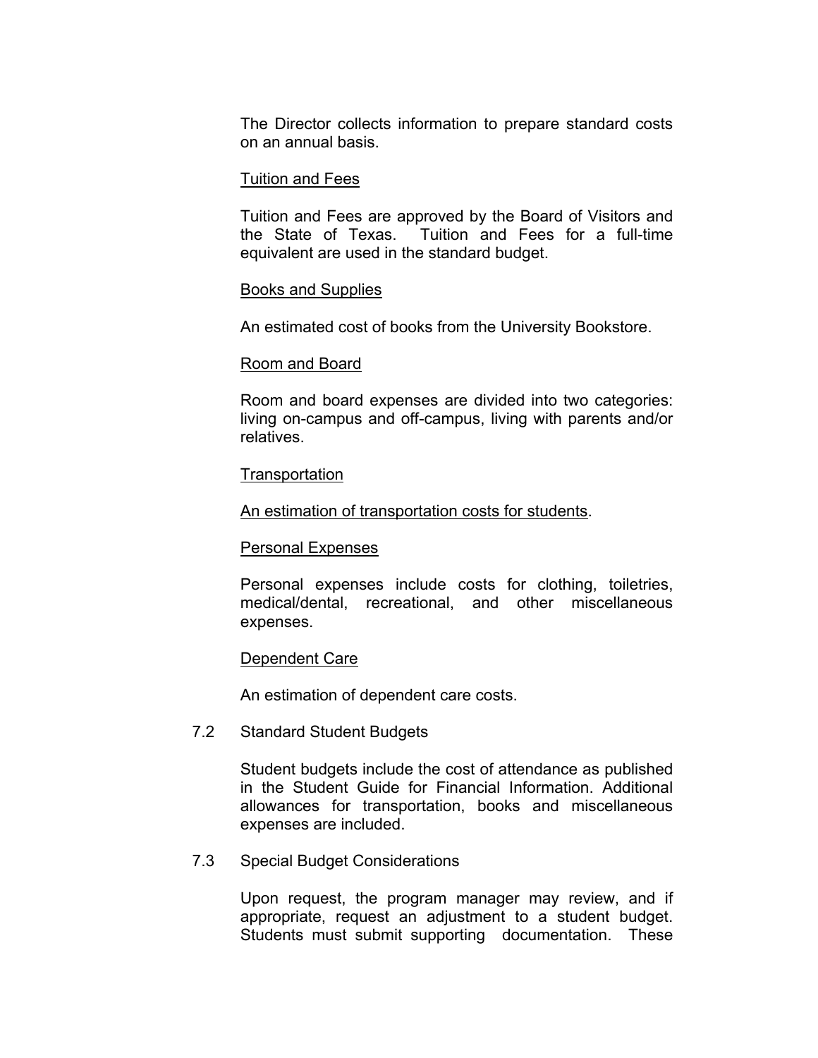The Director collects information to prepare standard costs on an annual basis.

Tuition and Fees

Tuition and Fees are approved by the Board of Visitors and the State of Texas. Tuition and Fees for a full-time equivalent are used in the standard budget.

Books and Supplies

An estimated cost of books from the University Bookstore.

Room and Board

Room and board expenses are divided into two categories: living on-campus and off-campus, living with parents and/or relatives.

Transportation

An estimation of transportation costs for students.

Personal Expenses

Personal expenses include costs for clothing, toiletries, medical/dental, recreational, and other miscellaneous expenses.

Dependent Care

An estimation of dependent care costs.

7.2 Standard Student Budgets

Student budgets include the cost of attendance as published in the Student Guide for Financial Information. Additional allowances for transportation, books and miscellaneous expenses are included.

7.3 Special Budget Considerations

Upon request, the program manager may review, and if appropriate, request an adjustment to a student budget. Students must submit supporting documentation. These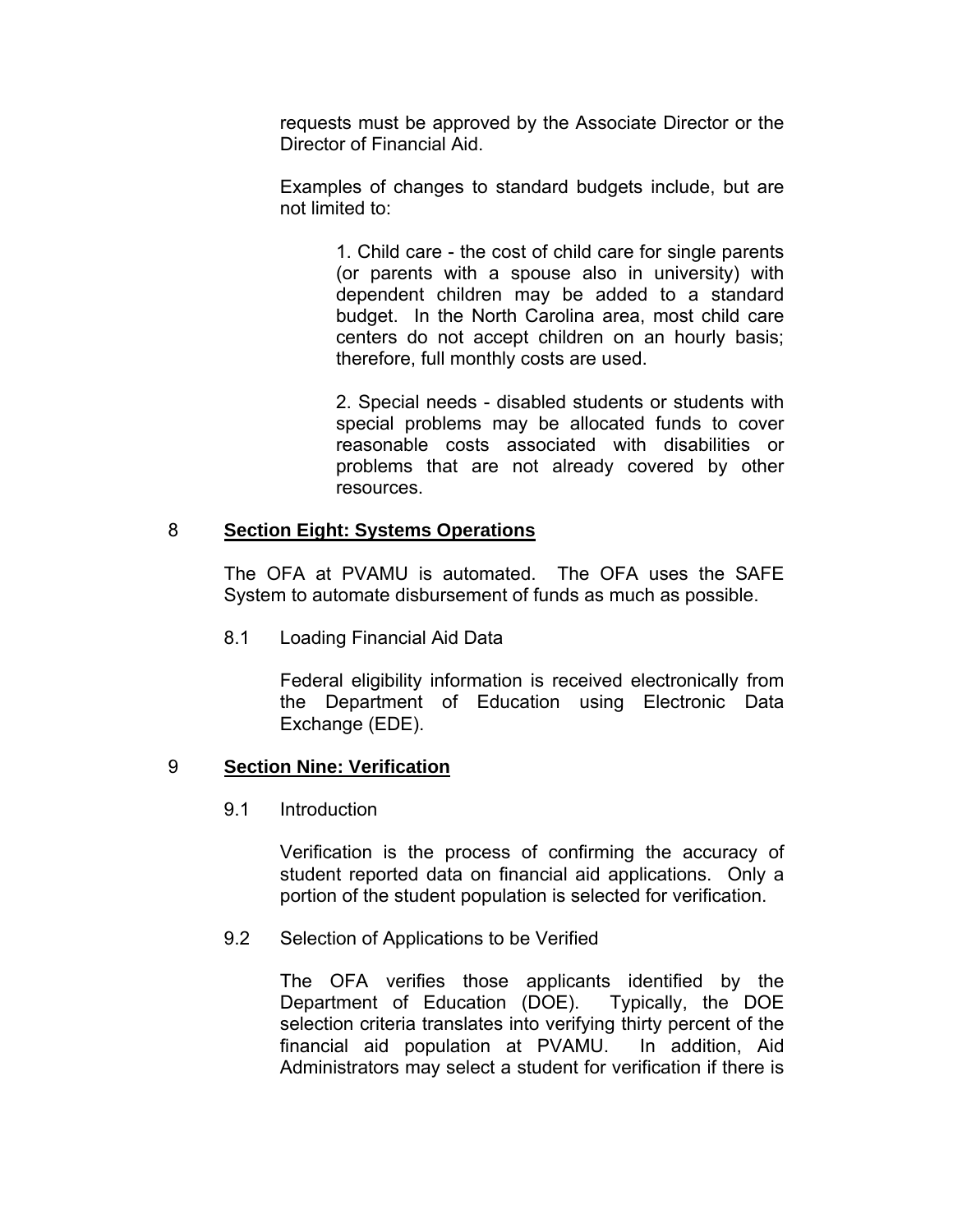requests must be approved by the Associate Director or the Director of Financial Aid.

Examples of changes to standard budgets include, but are not limited to:

1. Child care - the cost of child care for single parents (or parents with a spouse also in university) with dependent children may be added to a standard budget. In the North Carolina area, most child care centers do not accept children on an hourly basis; therefore, full monthly costs are used.

2. Special needs - disabled students or students with special problems may be allocated funds to cover reasonable costs associated with disabilities or problems that are not already covered by other resources.

## 8 Section Eight: Systems Operations

The OFA at PVAMU is automated. The OFA uses the SAFE System to automate disbursement of funds as much as possible.

### 8.1 Loading Financial Aid Data

Federal eligibility information is received electronically from the Department of Education using Electronic Data Exchange (EDE).

## 9 Section Nine: Verification

### 9.1 Introduction

Verification is the process of confirming the accuracy of student reported data on financial aid applications. Only a portion of the student population is selected for verification.

### 9.2 Selection of Applications to be Verified

The OFA verifies those applicants identified by the Department of Education (DOE). Typically, the DOE selection criteria translates into verifying thirty percent of the financial aid population at PVAMU. In addition, Aid Administrators may select a student for verification if there is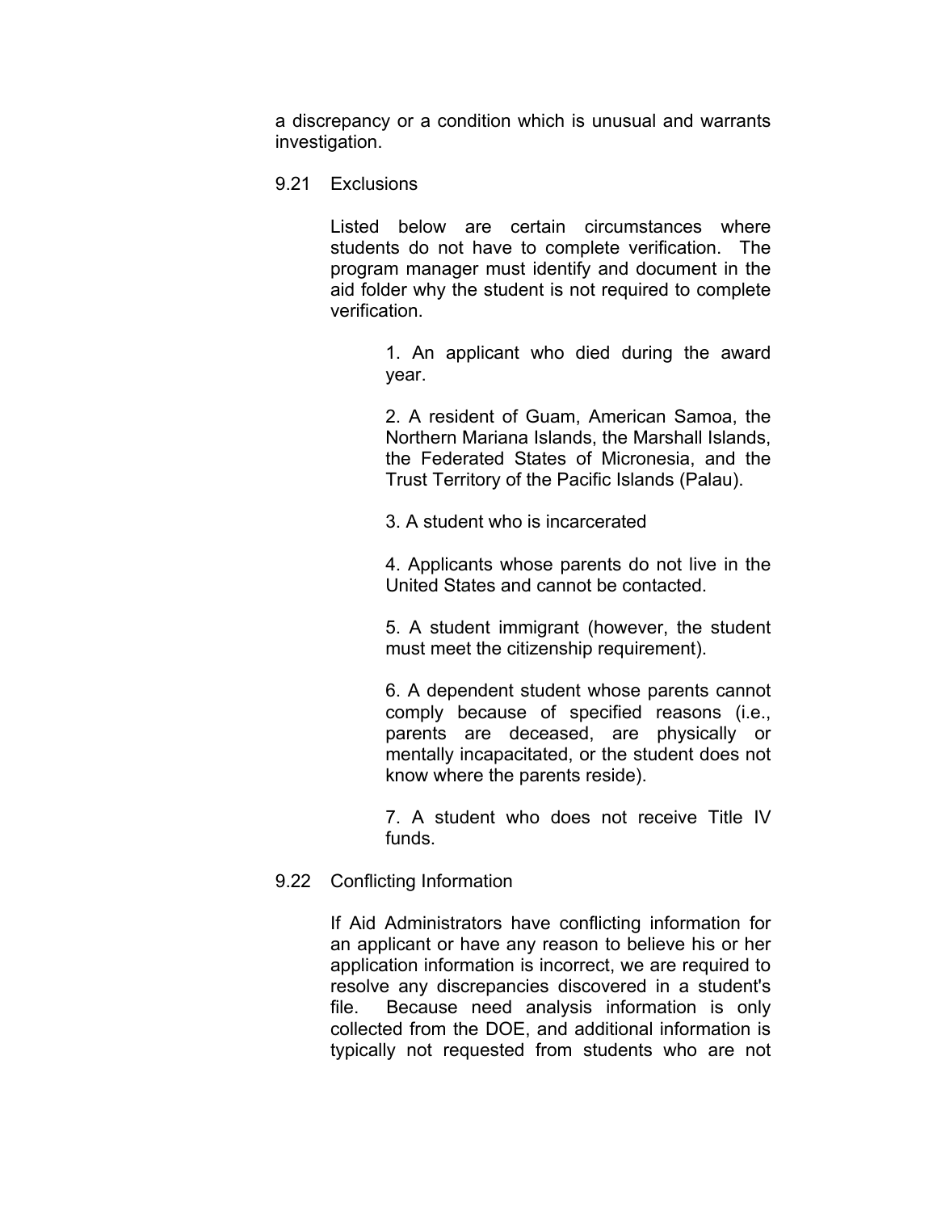a discrepancy or a condition which is unusual and warrants investigation.

### 9.21 Exclusions

Listed below are certain circumstances where students do not have to complete verification. The program manager must identify and document in the aid folder why the student is not required to complete verification.

1. An applicant who died during the award year.

2. A resident of Guam, American Samoa, the Northern Mariana Islands, the Marshall Islands, the Federated States of Micronesia, and the Trust Territory of the Pacific Islands (Palau).

3. A student who is incarcerated

4. Applicants whose parents do not live in the United States and cannot be contacted.

5. A student immigrant (however, the student must meet the citizenship requirement).

6. A dependent student whose parents cannot comply because of specified reasons (i.e., parents are deceased, are physically or mentally incapacitated, or the student does not know where the parents reside).

7. A student who does not receive Title IV funds.

### 9.22 Conflicting Information

If Aid Administrators have conflicting information for an applicant or have any reason to believe his or her application information is incorrect, we are required to resolve any discrepancies discovered in a student's file. Because need analysis information is only collected from the DOE, and additional information is typically not requested from students who are not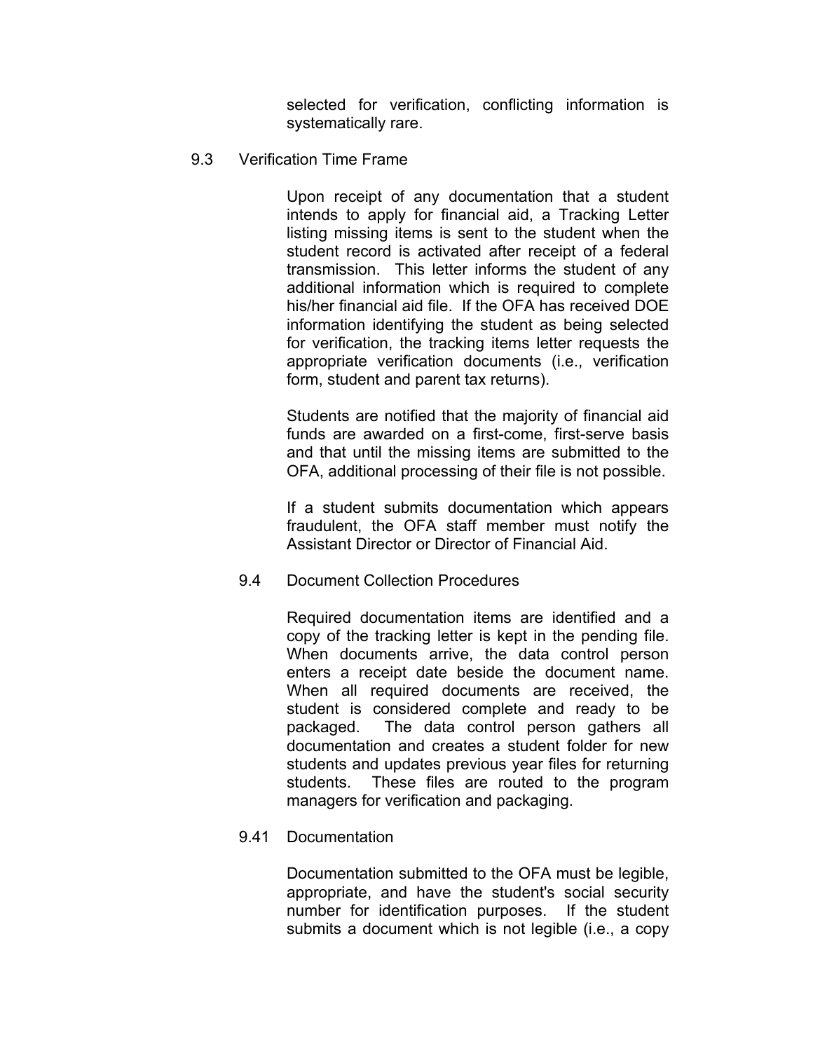selected for verification, conflicting information is systematically rare.

### 9.3 Verification Time Frame

Upon receipt of any documentation that a student intends to apply for financial aid, a Tracking Letter listing missing items is sent to the student when the student record is activated after receipt of a federal transmission. This letter informs the student of any additional information which is required to complete his/her financial aid file. If the OFA has received DOE information identifying the student as being selected for verification, the tracking items letter requests the appropriate verification documents (i.e., verification form, student and parent tax returns).

Students are notified that the majority of financial aid funds are awarded on a first-come, first-serve basis and that until the missing items are submitted to the OFA, additional processing of their file is not possible.

If a student submits documentation which appears fraudulent, the OFA staff member must notify the Assistant Director or Director of Financial Aid.

### 9.4 Document Collection Procedures

Required documentation items are identified and a copy of the tracking letter is kept in the pending file. When documents arrive, the data control person enters a receipt date beside the document name. When all required documents are received, the student is considered complete and ready to be packaged. The data control person gathers all documentation and creates a student folder for new students and updates previous year files for returning students. These files are routed to the program managers for verification and packaging.

### 9.41 Documentation

Documentation submitted to the OFA must be legible, appropriate, and have the student's social security number for identification purposes. If the student submits a document which is not legible (i.e., a copy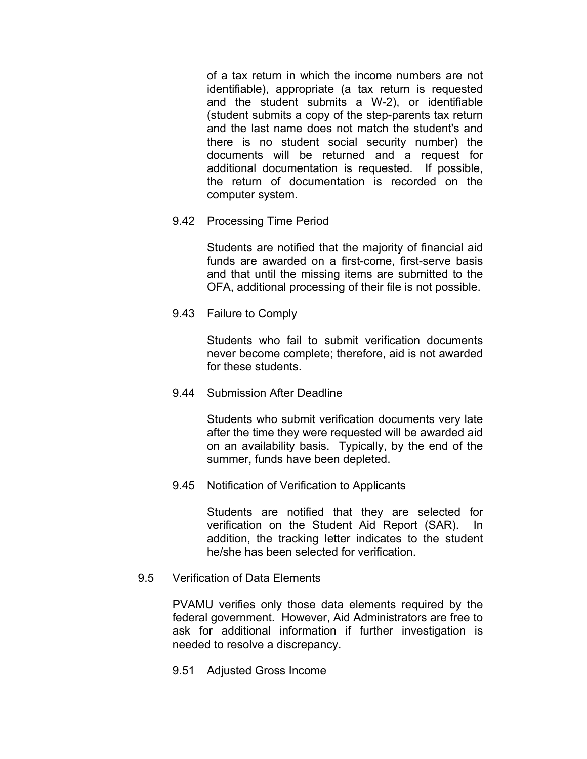of a tax return in which the income numbers are not identifiable), appropriate (a tax return is requested and the student submits a W-2), or identifiable (student submits a copy of the step-parents tax return and the last name does not match the student's and there is no student social security number) the documents will be returned and a request for additional documentation is requested. If possible, the return of documentation is recorded on the computer system.

### 9.42 Processing Time Period

Students are notified that the majority of financial aid funds are awarded on a first-come, first-serve basis and that until the missing items are submitted to the OFA, additional processing of their file is not possible.

### 9.43 Failure to Comply

Students who fail to submit verification documents never become complete; therefore, aid is not awarded for these students.

### 9.44 Submission After Deadline

Students who submit verification documents very late after the time they were requested will be awarded aid on an availability basis. Typically, by the end of the summer, funds have been depleted.

### 9.45 Notification of Verification to Applicants

Students are notified that they are selected for verification on the Student Aid Report (SAR). In addition, the tracking letter indicates to the student he/she has been selected for verification.

## 9.5 Verification of Data Elements

PVAMU verifies only those data elements required by the federal government. However, Aid Administrators are free to ask for additional information if further investigation is needed to resolve a discrepancy.

### 9.51 Adjusted Gross Income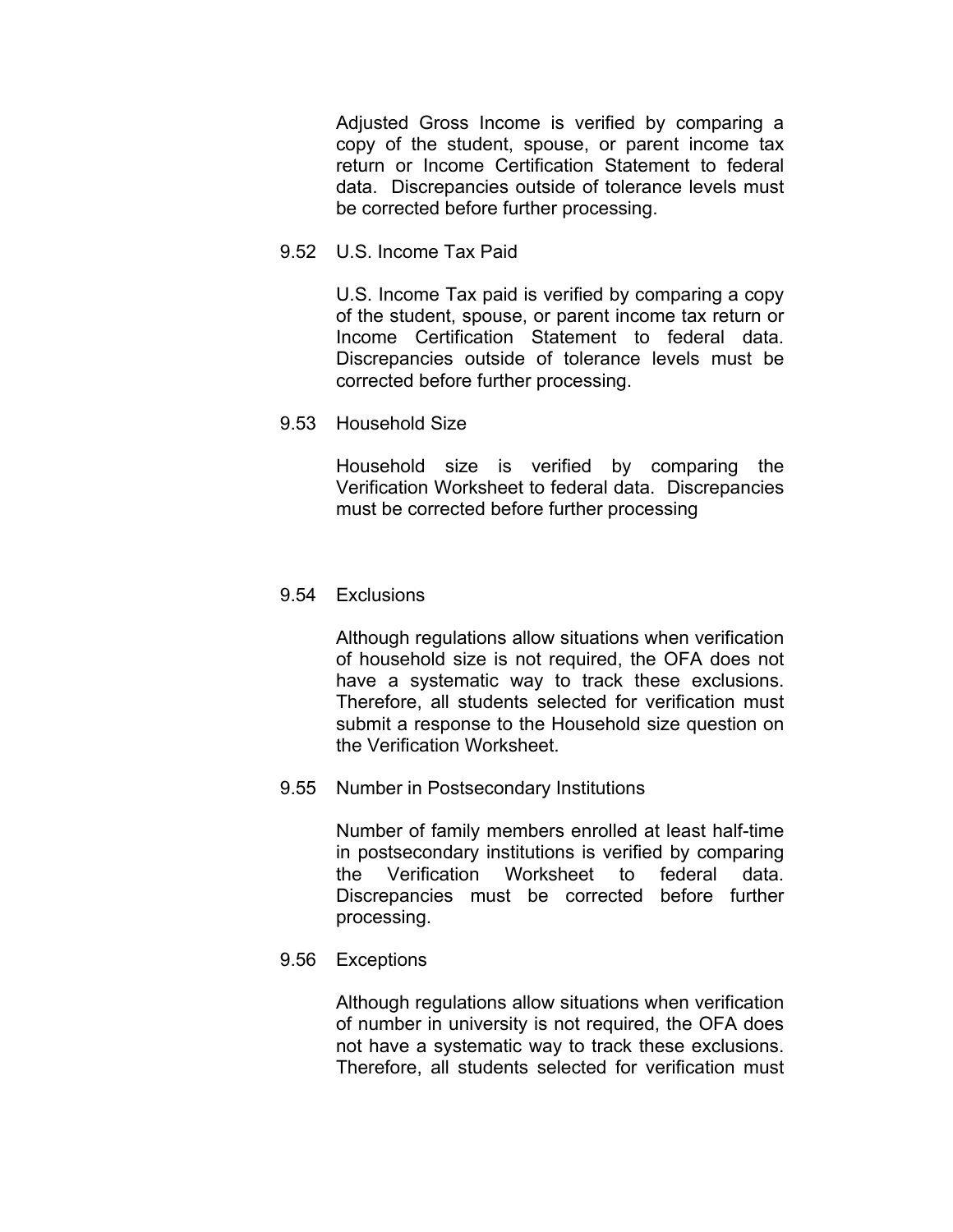Adjusted Gross Income is verified by comparing a copy of the student, spouse, or parent income tax return or Income Certification Statement to federal data. Discrepancies outside of tolerance levels must be corrected before further processing.

### 9.52 U.S. Income Tax Paid

U.S. Income Tax paid is verified by comparing a copy of the student, spouse, or parent income tax return or Income Certification Statement to federal data. Discrepancies outside of tolerance levels must be corrected before further processing.

### 9.53 Household Size

Household size is verified by comparing the Verification Worksheet to federal data. Discrepancies must be corrected before further processing

### 9.54 Exclusions

Although regulations allow situations when verification of household size is not required, the OFA does not have a systematic way to track these exclusions. Therefore, all students selected for verification must submit a response to the Household size question on the Verification Worksheet.

### 9.55 Number in Postsecondary Institutions

Number of family members enrolled at least half-time in postsecondary institutions is verified by comparing the Verification Worksheet to federal data. Discrepancies must be corrected before further processing.

### 9.56 Exceptions

Although regulations allow situations when verification of number in university is not required, the OFA does not have a systematic way to track these exclusions. Therefore, all students selected for verification must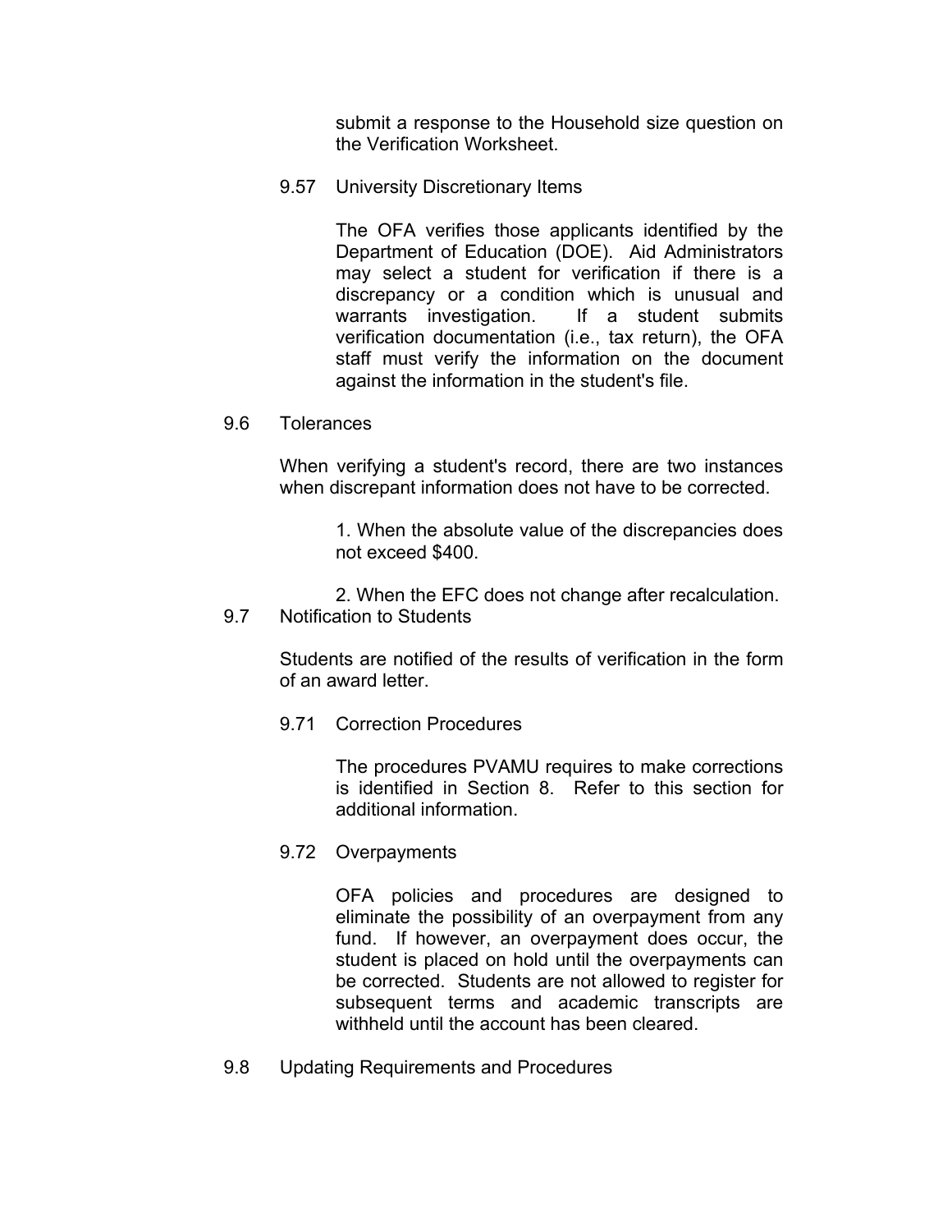submit a response to the Household size question on the Verification Worksheet.

### 9.57 University Discretionary Items

The OFA verifies those applicants identified by the Department of Education (DOE). Aid Administrators may select a student for verification if there is a discrepancy or a condition which is unusual and warrants investigation. If a student submits verification documentation (i.e., tax return), the OFA staff must verify the information on the document against the information in the student's file.

## 9.6 Tolerances

When verifying a student's record, there are two instances when discrepant information does not have to be corrected.

1. When the absolute value of the discrepancies does not exceed $400.

2. When the EFC does not change after recalculation.

## 9.7 Notification to Students

Students are notified of the results of verification in the form of an award letter.

### 9.71 Correction Procedures

The procedures PVAMU requires to make corrections is identified in Section 8. Refer to this section for additional information.

### 9.72 Overpayments

OFA policies and procedures are designed to eliminate the possibility of an overpayment from any fund. If however, an overpayment does occur, the student is placed on hold until the overpayments can be corrected. Students are not allowed to register for subsequent terms and academic transcripts are withheld until the account has been cleared.

## 9.8 Updating Requirements and Procedures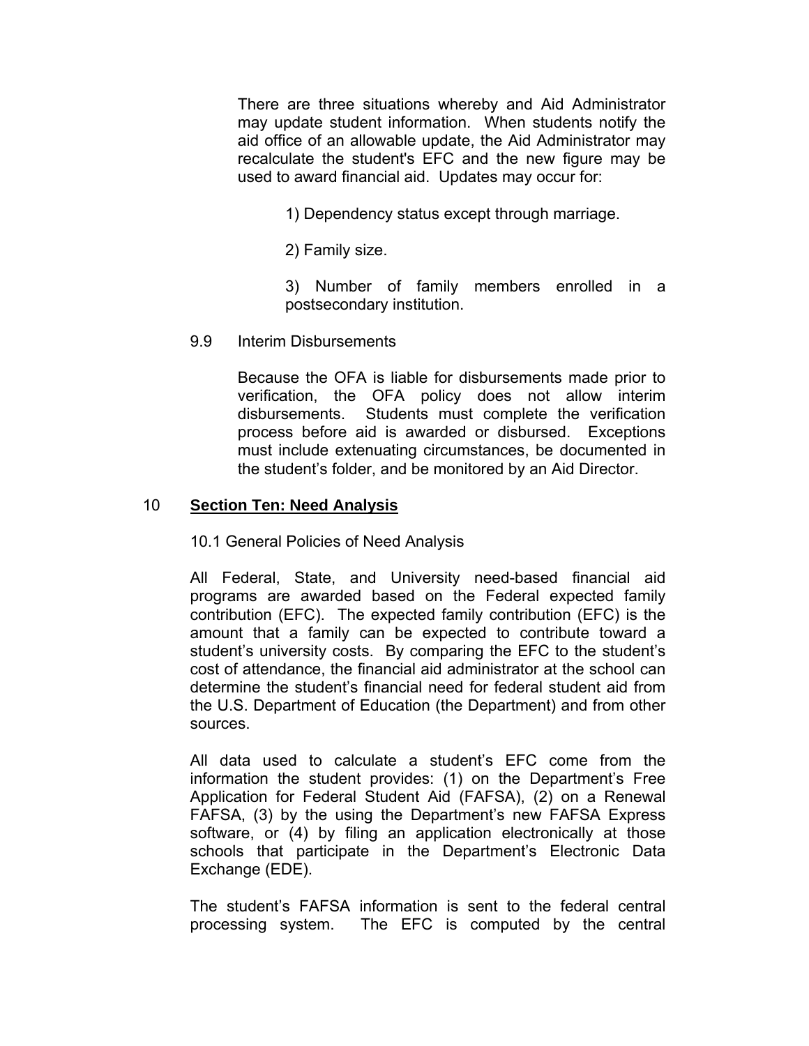There are three situations whereby and Aid Administrator may update student information. When students notify the aid office of an allowable update, the Aid Administrator may recalculate the student's EFC and the new figure may be used to award financial aid. Updates may occur for:

1) Dependency status except through marriage.

2) Family size.

3) Number of family members enrolled in a postsecondary institution.

9.9 Interim Disbursements

Because the OFA is liable for disbursements made prior to verification, the OFA policy does not allow interim disbursements. Students must complete the verification process before aid is awarded or disbursed. Exceptions must include extenuating circumstances, be documented in the student's folder, and be monitored by an Aid Director.

## 10 Section Ten: Need Analysis

10.1 General Policies of Need Analysis

All Federal, State, and University need-based financial aid programs are awarded based on the Federal expected family contribution (EFC). The expected family contribution (EFC) is the amount that a family can be expected to contribute toward a student's university costs. By comparing the EFC to the student's cost of attendance, the financial aid administrator at the school can determine the student's financial need for federal student aid from the U.S. Department of Education (the Department) and from other sources.

All data used to calculate a student's EFC come from the information the student provides: (1) on the Department's Free Application for Federal Student Aid (FAFSA), (2) on a Renewal FAFSA, (3) by the using the Department's new FAFSA Express software, or (4) by filing an application electronically at those schools that participate in the Department's Electronic Data Exchange (EDE).

The student's FAFSA information is sent to the federal central processing system. The EFC is computed by the central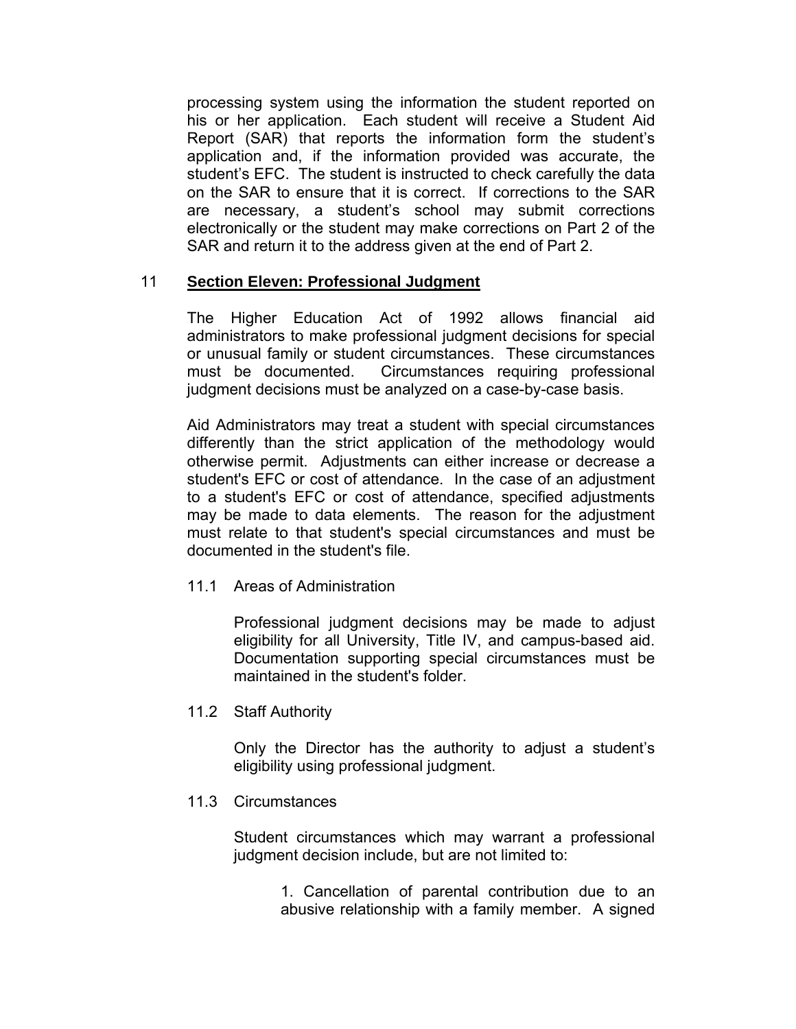processing system using the information the student reported on his or her application. Each student will receive a Student Aid Report (SAR) that reports the information form the student's application and, if the information provided was accurate, the student's EFC. The student is instructed to check carefully the data on the SAR to ensure that it is correct. If corrections to the SAR are necessary, a student's school may submit corrections electronically or the student may make corrections on Part 2 of the SAR and return it to the address given at the end of Part 2.

## 11 Section Eleven: Professional Judgment

The Higher Education Act of 1992 allows financial aid administrators to make professional judgment decisions for special or unusual family or student circumstances. These circumstances must be documented. Circumstances requiring professional judgment decisions must be analyzed on a case-by-case basis.

Aid Administrators may treat a student with special circumstances differently than the strict application of the methodology would otherwise permit. Adjustments can either increase or decrease a student's EFC or cost of attendance. In the case of an adjustment to a student's EFC or cost of attendance, specified adjustments may be made to data elements. The reason for the adjustment must relate to that student's special circumstances and must be documented in the student's file.

### 11.1 Areas of Administration

Professional judgment decisions may be made to adjust eligibility for all University, Title IV, and campus-based aid. Documentation supporting special circumstances must be maintained in the student's folder.

### 11.2 Staff Authority

Only the Director has the authority to adjust a student's eligibility using professional judgment.

### 11.3 Circumstances

Student circumstances which may warrant a professional judgment decision include, but are not limited to:

1. Cancellation of parental contribution due to an abusive relationship with a family member. A signed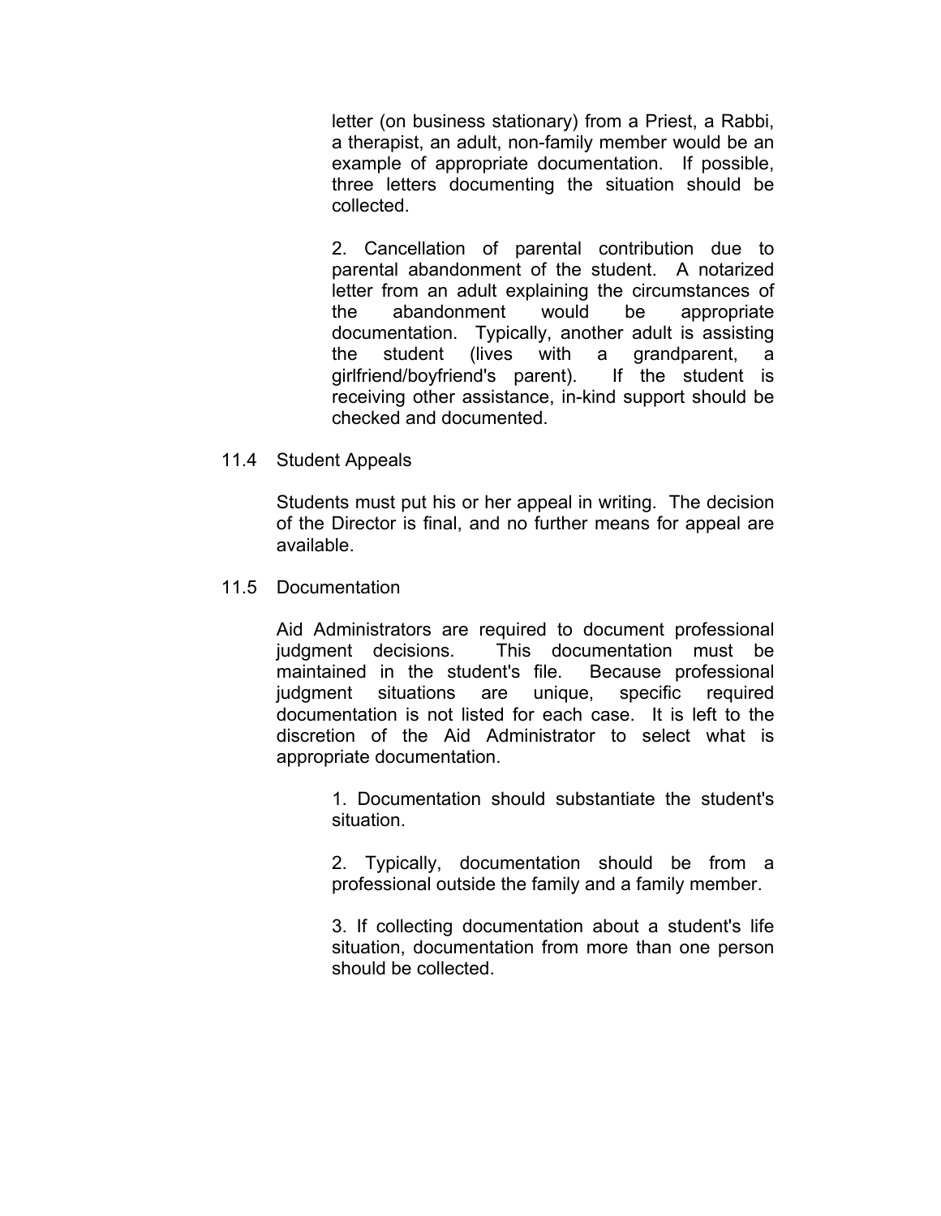letter (on business stationary) from a Priest, a Rabbi, a therapist, an adult, non-family member would be an example of appropriate documentation. If possible, three letters documenting the situation should be collected.

2. Cancellation of parental contribution due to parental abandonment of the student. A notarized letter from an adult explaining the circumstances of the abandonment would be appropriate documentation. Typically, another adult is assisting the student (lives with a grandparent, a girlfriend/boyfriend's parent). If the student is receiving other assistance, in-kind support should be checked and documented.

## 11.4 Student Appeals

Students must put his or her appeal in writing. The decision of the Director is final, and no further means for appeal are available.

## 11.5 Documentation

Aid Administrators are required to document professional judgment decisions. This documentation must be maintained in the student's file. Because professional judgment situations are unique, specific required documentation is not listed for each case. It is left to the discretion of the Aid Administrator to select what is appropriate documentation.

1. Documentation should substantiate the student's situation.

2. Typically, documentation should be from a professional outside the family and a family member.

3. If collecting documentation about a student's life situation, documentation from more than one person should be collected.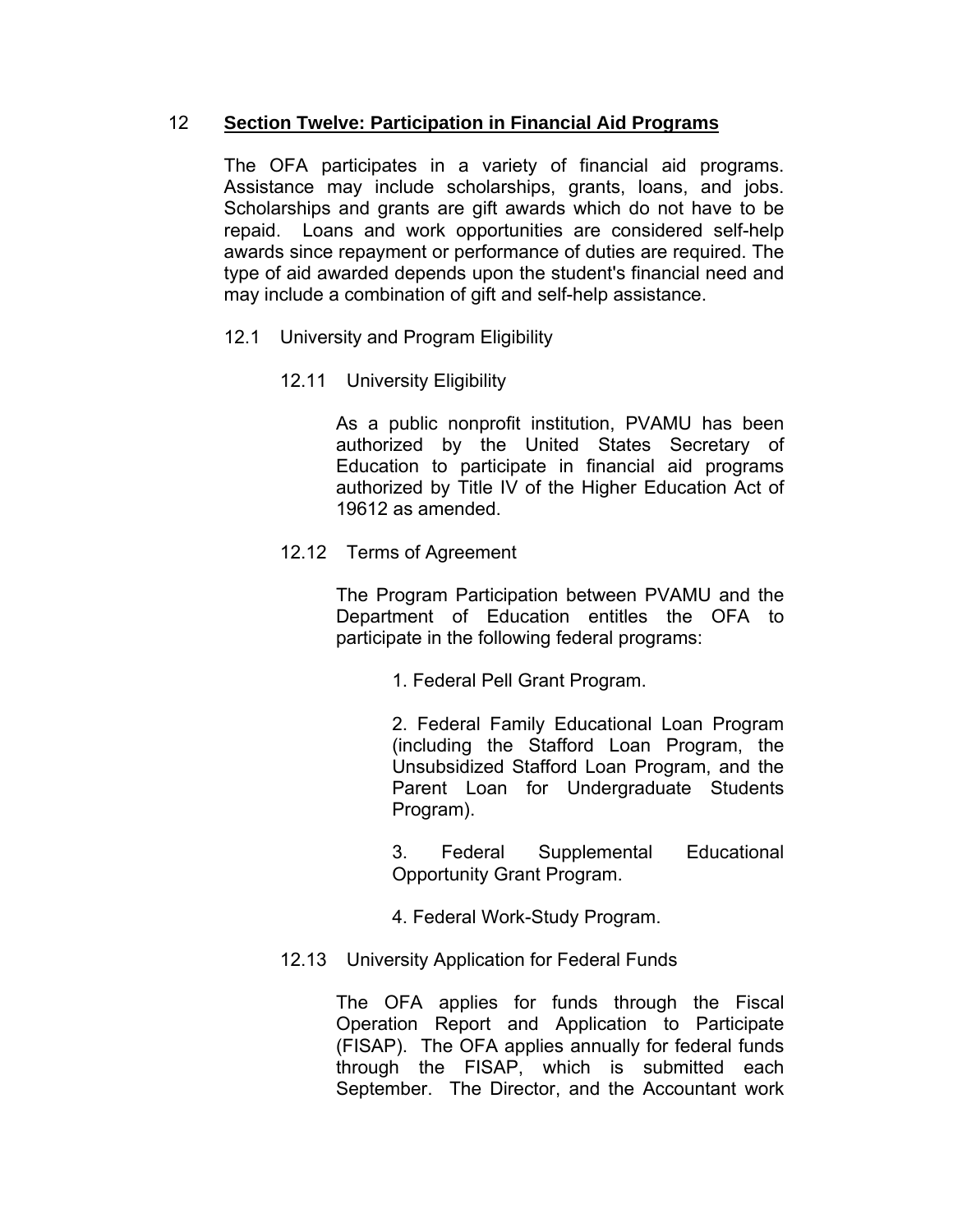## 12 Section Twelve: Participation in Financial Aid Programs

The OFA participates in a variety of financial aid programs. Assistance may include scholarships, grants, loans, and jobs. Scholarships and grants are gift awards which do not have to be repaid. Loans and work opportunities are considered self-help awards since repayment or performance of duties are required. The type of aid awarded depends upon the student's financial need and may include a combination of gift and self-help assistance.

### 12.1 University and Program Eligibility

#### 12.11 University Eligibility

As a public nonprofit institution, PVAMU has been authorized by the United States Secretary of Education to participate in financial aid programs authorized by Title IV of the Higher Education Act of 19612 as amended.

#### 12.12 Terms of Agreement

The Program Participation between PVAMU and the Department of Education entitles the OFA to participate in the following federal programs:

1. Federal Pell Grant Program.

2. Federal Family Educational Loan Program (including the Stafford Loan Program, the Unsubsidized Stafford Loan Program, and the Parent Loan for Undergraduate Students Program).

3. Federal Supplemental Educational Opportunity Grant Program.

4. Federal Work-Study Program.

#### 12.13 University Application for Federal Funds

The OFA applies for funds through the Fiscal Operation Report and Application to Participate (FISAP). The OFA applies annually for federal funds through the FISAP, which is submitted each September. The Director, and the Accountant work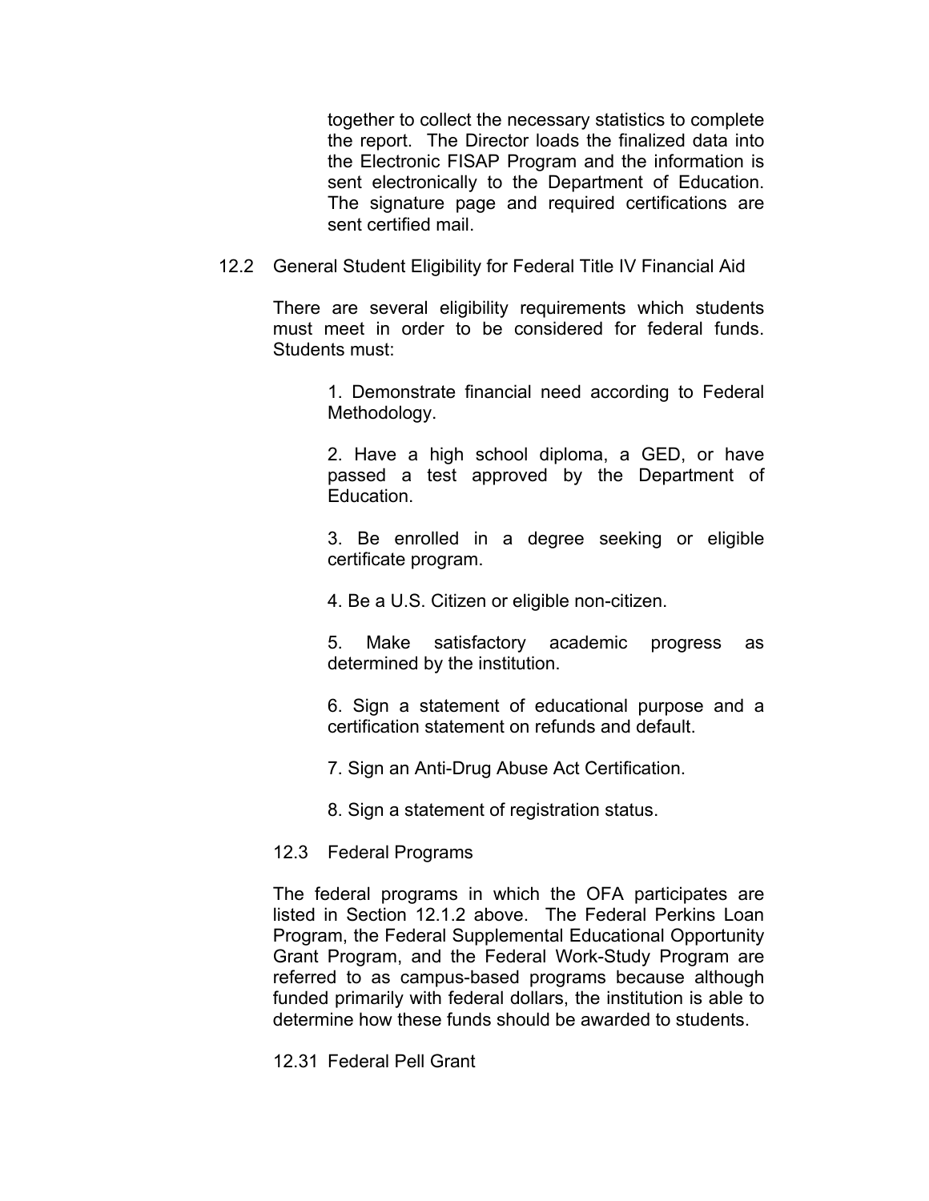together to collect the necessary statistics to complete the report. The Director loads the finalized data into the Electronic FISAP Program and the information is sent electronically to the Department of Education. The signature page and required certifications are sent certified mail.

## 12.2 General Student Eligibility for Federal Title IV Financial Aid

There are several eligibility requirements which students must meet in order to be considered for federal funds. Students must:

1. Demonstrate financial need according to Federal Methodology.

2. Have a high school diploma, a GED, or have passed a test approved by the Department of Education.

3. Be enrolled in a degree seeking or eligible certificate program.

4. Be a U.S. Citizen or eligible non-citizen.

5. Make satisfactory academic progress as determined by the institution.

6. Sign a statement of educational purpose and a certification statement on refunds and default.

7. Sign an Anti-Drug Abuse Act Certification.

8. Sign a statement of registration status.

### 12.3 Federal Programs

The federal programs in which the OFA participates are listed in Section 12.1.2 above. The Federal Perkins Loan Program, the Federal Supplemental Educational Opportunity Grant Program, and the Federal Work-Study Program are referred to as campus-based programs because although funded primarily with federal dollars, the institution is able to determine how these funds should be awarded to students.

### 12.31 Federal Pell Grant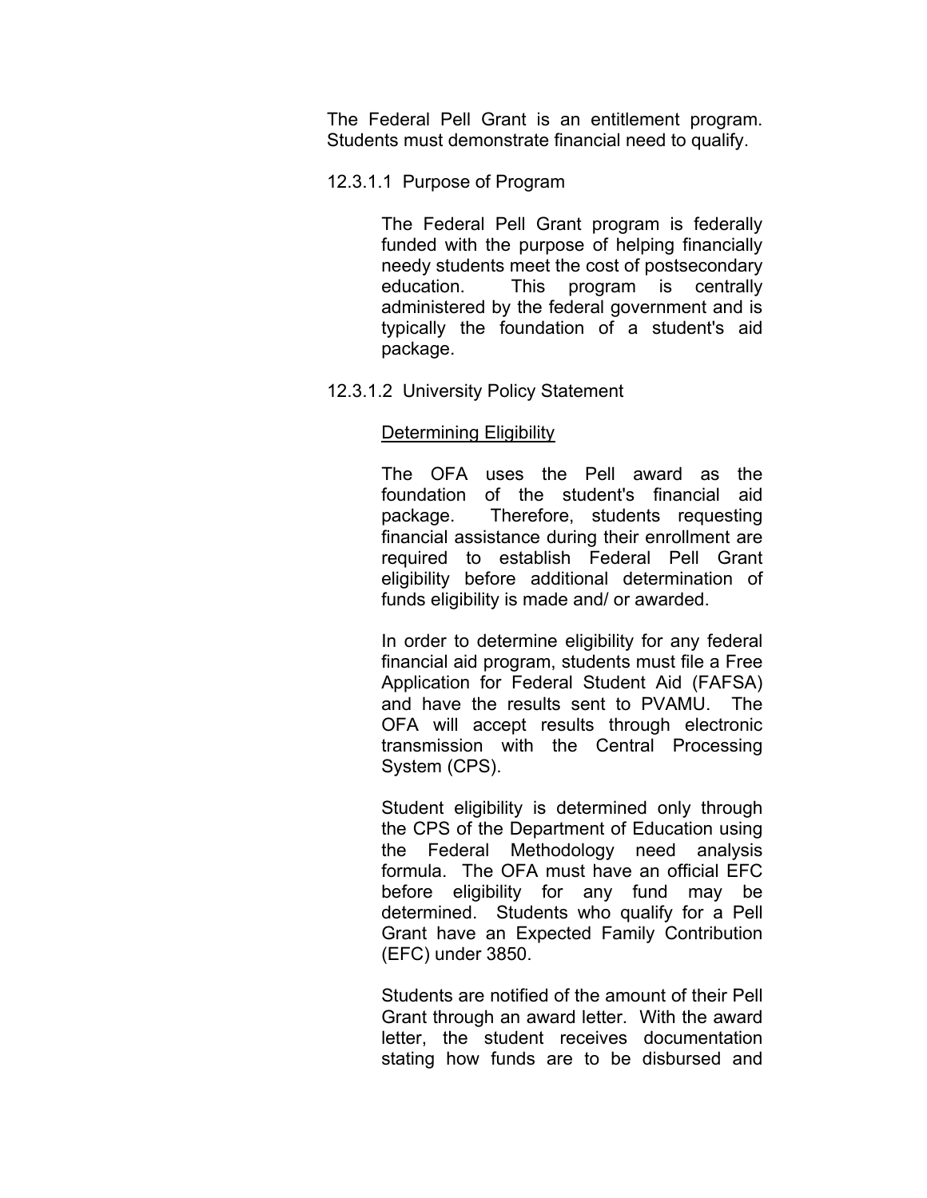The Federal Pell Grant is an entitlement program. Students must demonstrate financial need to qualify.

### 12.3.1.1 Purpose of Program

The Federal Pell Grant program is federally funded with the purpose of helping financially needy students meet the cost of postsecondary education. This program is centrally administered by the federal government and is typically the foundation of a student's aid package.

### 12.3.1.2 University Policy Statement

<u>Determining Eligibility</u>

The OFA uses the Pell award as the foundation of the student's financial aid package. Therefore, students requesting financial assistance during their enrollment are required to establish Federal Pell Grant eligibility before additional determination of funds eligibility is made and/ or awarded.

In order to determine eligibility for any federal financial aid program, students must file a Free Application for Federal Student Aid (FAFSA) and have the results sent to PVAMU. The OFA will accept results through electronic transmission with the Central Processing System (CPS).

Student eligibility is determined only through the CPS of the Department of Education using the Federal Methodology need analysis formula. The OFA must have an official EFC before eligibility for any fund may be determined. Students who qualify for a Pell Grant have an Expected Family Contribution (EFC) under 3850.

Students are notified of the amount of their Pell Grant through an award letter. With the award letter, the student receives documentation stating how funds are to be disbursed and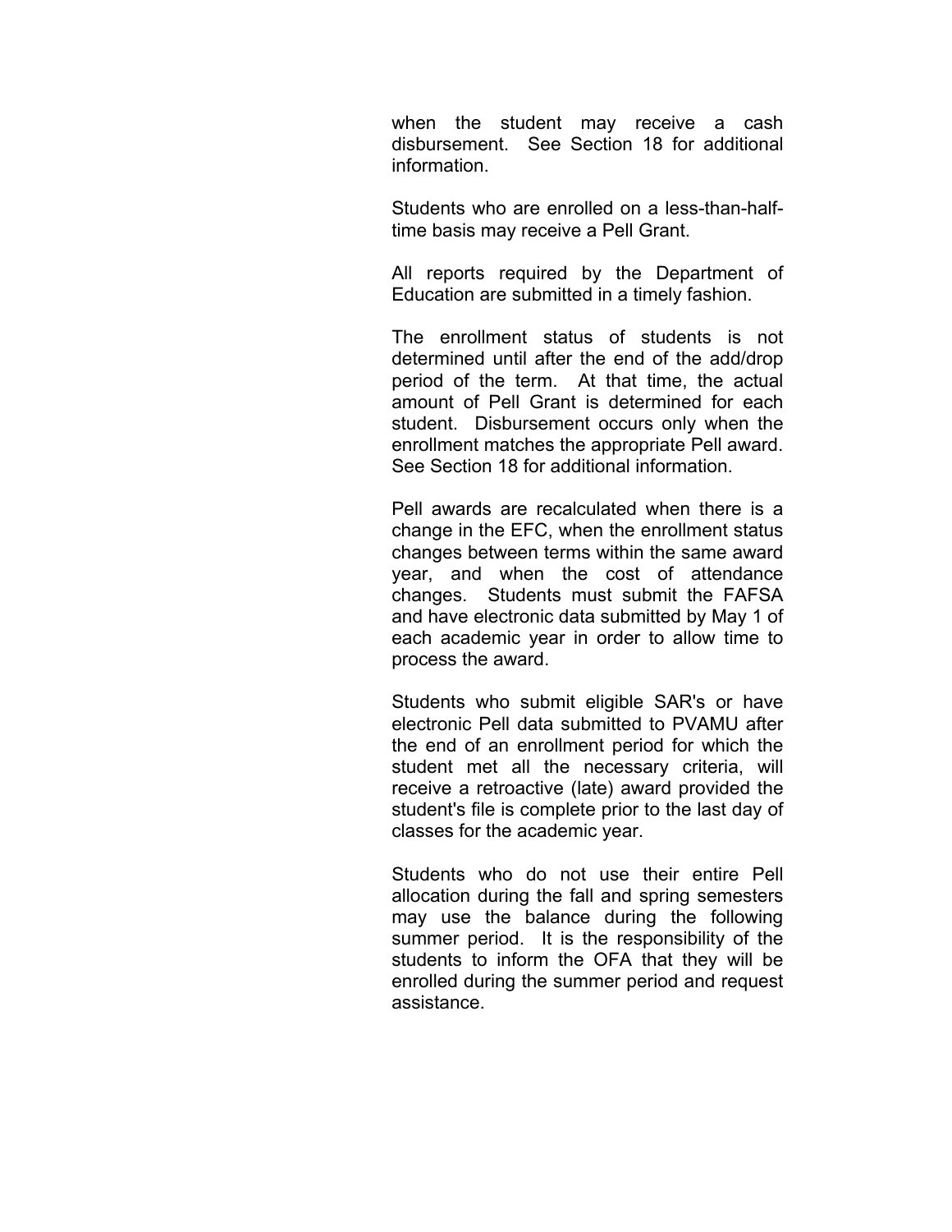when the student may receive a cash disbursement. See Section 18 for additional information.

Students who are enrolled on a less-than-half-time basis may receive a Pell Grant.

All reports required by the Department of Education are submitted in a timely fashion.

The enrollment status of students is not determined until after the end of the add/drop period of the term. At that time, the actual amount of Pell Grant is determined for each student. Disbursement occurs only when the enrollment matches the appropriate Pell award. See Section 18 for additional information.

Pell awards are recalculated when there is a change in the EFC, when the enrollment status changes between terms within the same award year, and when the cost of attendance changes. Students must submit the FAFSA and have electronic data submitted by May 1 of each academic year in order to allow time to process the award.

Students who submit eligible SAR's or have electronic Pell data submitted to PVAMU after the end of an enrollment period for which the student met all the necessary criteria, will receive a retroactive (late) award provided the student's file is complete prior to the last day of classes for the academic year.

Students who do not use their entire Pell allocation during the fall and spring semesters may use the balance during the following summer period. It is the responsibility of the students to inform the OFA that they will be enrolled during the summer period and request assistance.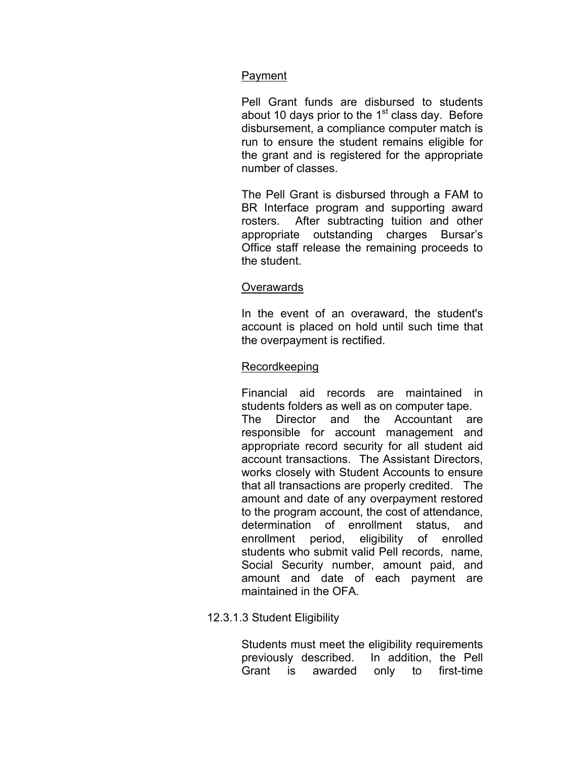Payment

Pell Grant funds are disbursed to students about 10 days prior to the 1st class day. Before disbursement, a compliance computer match is run to ensure the student remains eligible for the grant and is registered for the appropriate number of classes.

The Pell Grant is disbursed through a FAM to BR Interface program and supporting award rosters. After subtracting tuition and other appropriate outstanding charges Bursar's Office staff release the remaining proceeds to the student.

Overawards

In the event of an overaward, the student's account is placed on hold until such time that the overpayment is rectified.

Recordkeeping

Financial aid records are maintained in students folders as well as on computer tape. The Director and the Accountant are responsible for account management and appropriate record security for all student aid account transactions. The Assistant Directors, works closely with Student Accounts to ensure that all transactions are properly credited. The amount and date of any overpayment restored to the program account, the cost of attendance, determination of enrollment status, and enrollment period, eligibility of enrolled students who submit valid Pell records, name, Social Security number, amount paid, and amount and date of each payment are maintained in the OFA.

12.3.1.3 Student Eligibility

Students must meet the eligibility requirements previously described. In addition, the Pell Grant is awarded only to first-time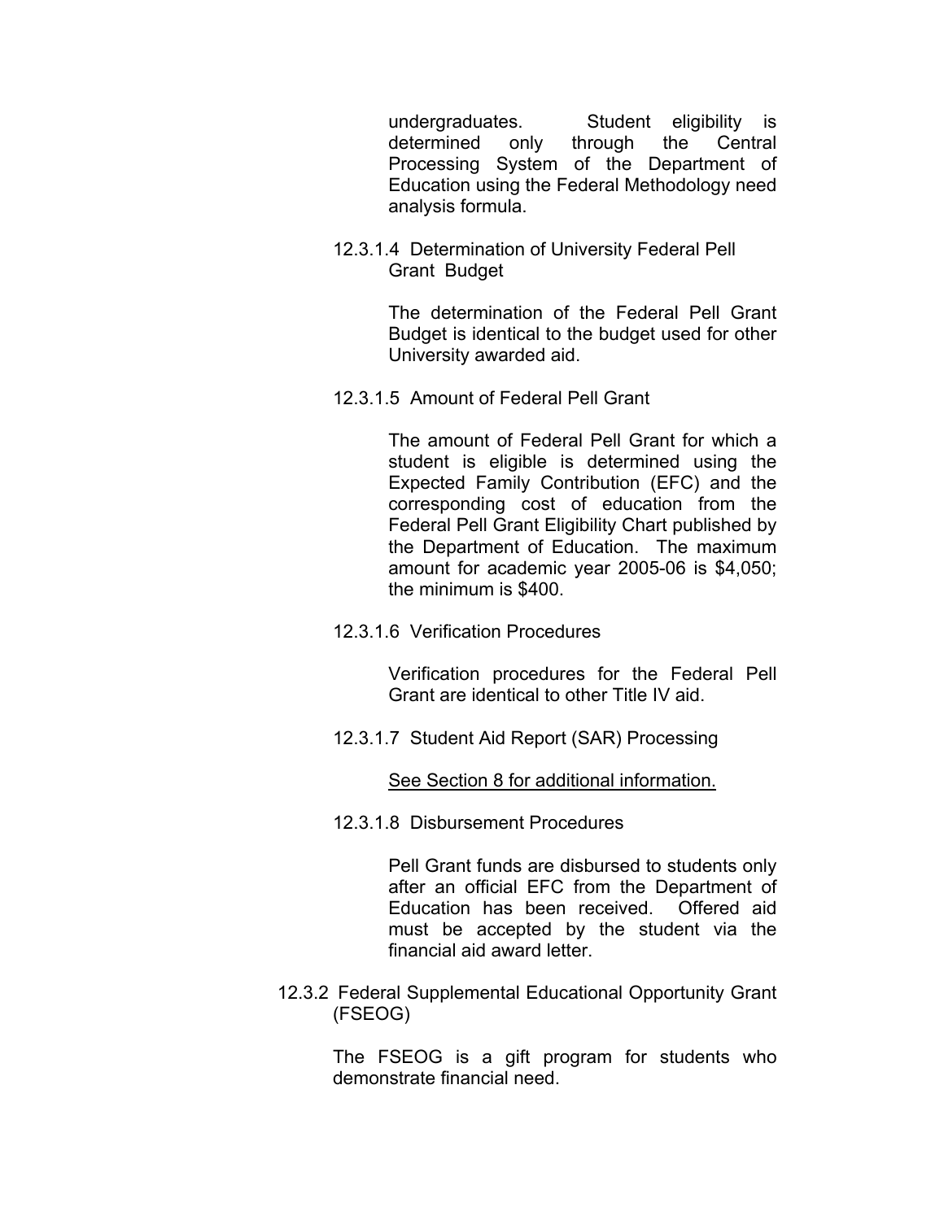undergraduates. Student eligibility is determined only through the Central Processing System of the Department of Education using the Federal Methodology need analysis formula.

#### 12.3.1.4 Determination of University Federal Pell Grant Budget

The determination of the Federal Pell Grant Budget is identical to the budget used for other University awarded aid.

#### 12.3.1.5 Amount of Federal Pell Grant

The amount of Federal Pell Grant for which a student is eligible is determined using the Expected Family Contribution (EFC) and the corresponding cost of education from the Federal Pell Grant Eligibility Chart published by the Department of Education. The maximum amount for academic year 2005-06 is $4,050; the minimum is $400.

#### 12.3.1.6 Verification Procedures

Verification procedures for the Federal Pell Grant are identical to other Title IV aid.

#### 12.3.1.7 Student Aid Report (SAR) Processing

<u>See Section 8 for additional information.</u>

#### 12.3.1.8 Disbursement Procedures

Pell Grant funds are disbursed to students only after an official EFC from the Department of Education has been received. Offered aid must be accepted by the student via the financial aid award letter.

### 12.3.2 Federal Supplemental Educational Opportunity Grant (FSEOG)

The FSEOG is a gift program for students who demonstrate financial need.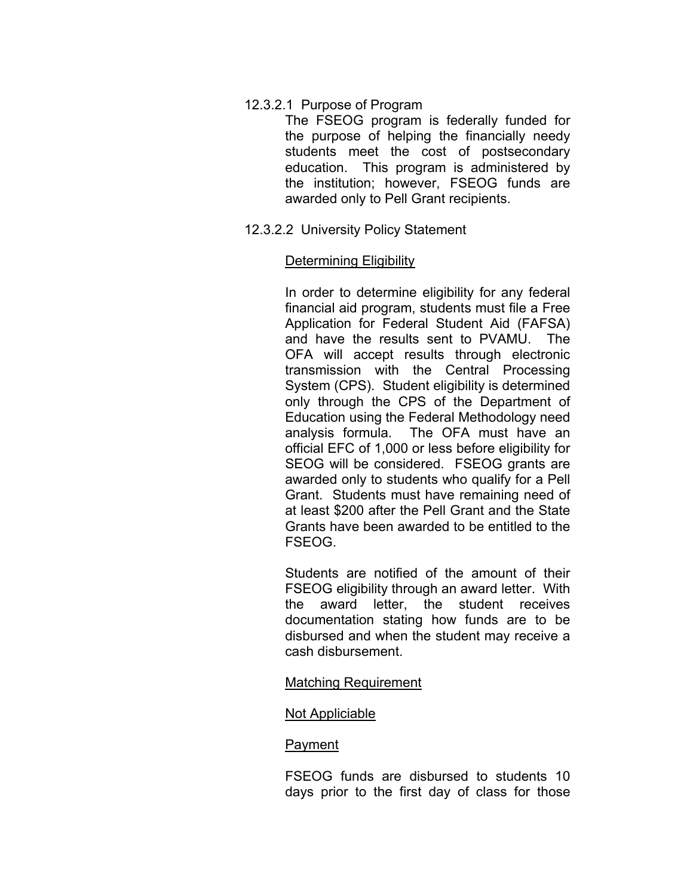#### 12.3.2.1 Purpose of Program

The FSEOG program is federally funded for the purpose of helping the financially needy students meet the cost of postsecondary education. This program is administered by the institution; however, FSEOG funds are awarded only to Pell Grant recipients.

#### 12.3.2.2 University Policy Statement

<u>Determining Eligibility</u>

In order to determine eligibility for any federal financial aid program, students must file a Free Application for Federal Student Aid (FAFSA) and have the results sent to PVAMU. The OFA will accept results through electronic transmission with the Central Processing System (CPS). Student eligibility is determined only through the CPS of the Department of Education using the Federal Methodology need analysis formula. The OFA must have an official EFC of 1,000 or less before eligibility for SEOG will be considered. FSEOG grants are awarded only to students who qualify for a Pell Grant. Students must have remaining need of at least $200 after the Pell Grant and the State Grants have been awarded to be entitled to the FSEOG.

Students are notified of the amount of their FSEOG eligibility through an award letter. With the award letter, the student receives documentation stating how funds are to be disbursed and when the student may receive a cash disbursement.

<u>Matching Requirement</u>

<u>Not Appliciable</u>

<u>Payment</u>

FSEOG funds are disbursed to students 10 days prior to the first day of class for those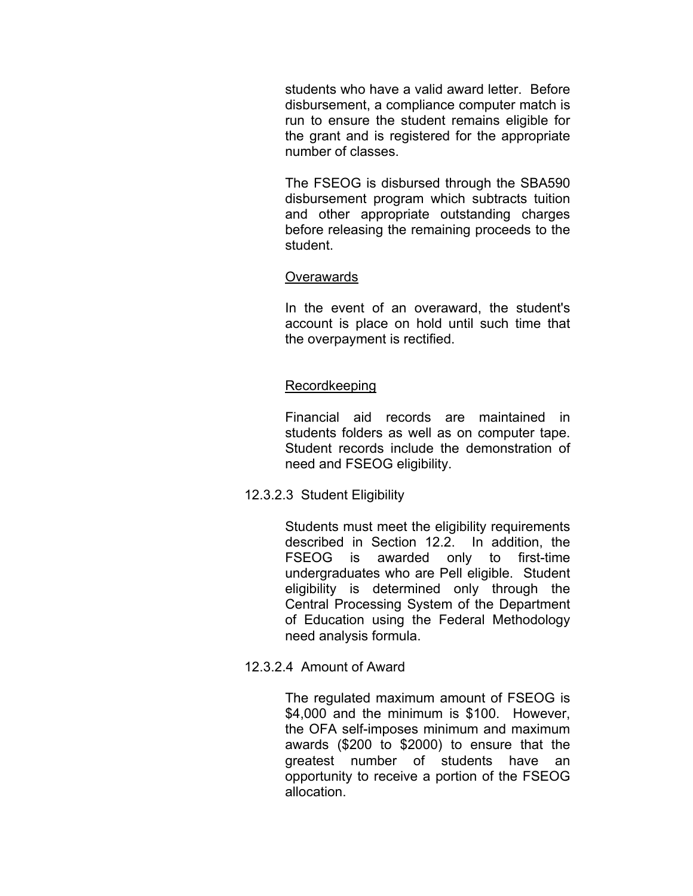students who have a valid award letter. Before disbursement, a compliance computer match is run to ensure the student remains eligible for the grant and is registered for the appropriate number of classes.

The FSEOG is disbursed through the SBA590 disbursement program which subtracts tuition and other appropriate outstanding charges before releasing the remaining proceeds to the student.

Overawards

In the event of an overaward, the student's account is place on hold until such time that the overpayment is rectified.

Recordkeeping

Financial aid records are maintained in students folders as well as on computer tape. Student records include the demonstration of need and FSEOG eligibility.

12.3.2.3 Student Eligibility

Students must meet the eligibility requirements described in Section 12.2. In addition, the FSEOG is awarded only to first-time undergraduates who are Pell eligible. Student eligibility is determined only through the Central Processing System of the Department of Education using the Federal Methodology need analysis formula.

12.3.2.4 Amount of Award

The regulated maximum amount of FSEOG is $4,000 and the minimum is $100. However, the OFA self-imposes minimum and maximum awards ($200 to $2000) to ensure that the greatest number of students have an opportunity to receive a portion of the FSEOG allocation.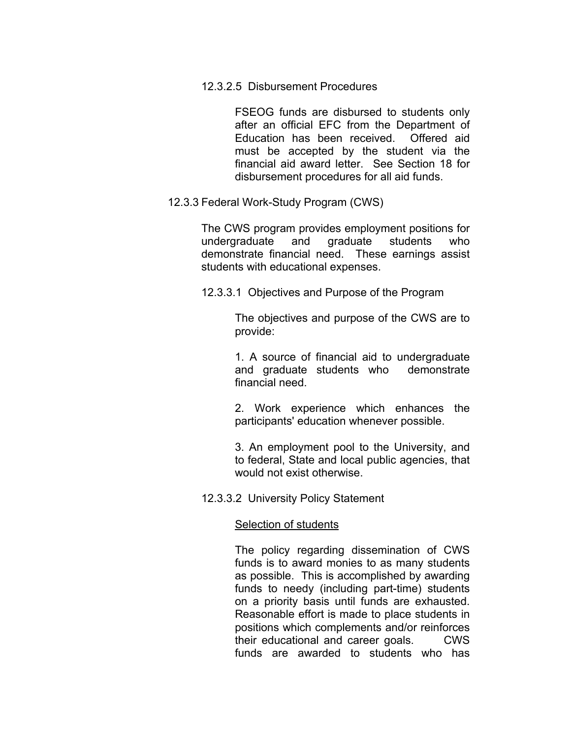#### 12.3.2.5 Disbursement Procedures

FSEOG funds are disbursed to students only after an official EFC from the Department of Education has been received. Offered aid must be accepted by the student via the financial aid award letter. See Section 18 for disbursement procedures for all aid funds.

### 12.3.3 Federal Work-Study Program (CWS)

The CWS program provides employment positions for undergraduate and graduate students who demonstrate financial need. These earnings assist students with educational expenses.

#### 12.3.3.1 Objectives and Purpose of the Program

The objectives and purpose of the CWS are to provide:

1. A source of financial aid to undergraduate and graduate students who demonstrate financial need.

2. Work experience which enhances the participants' education whenever possible.

3. An employment pool to the University, and to federal, State and local public agencies, that would not exist otherwise.

#### 12.3.3.2 University Policy Statement

<u>Selection of students</u>

The policy regarding dissemination of CWS funds is to award monies to as many students as possible. This is accomplished by awarding funds to needy (including part-time) students on a priority basis until funds are exhausted. Reasonable effort is made to place students in positions which complements and/or reinforces their educational and career goals. CWS funds are awarded to students who has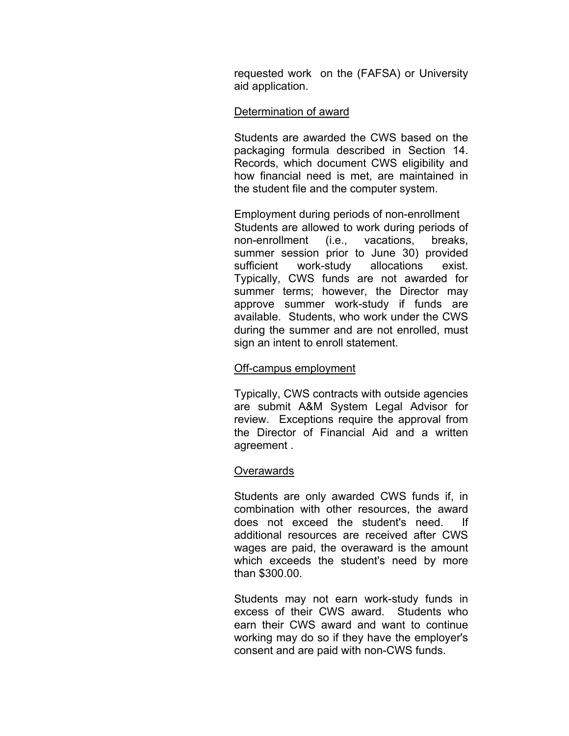requested work on the (FAFSA) or University aid application.

<u>Determination of award</u>

Students are awarded the CWS based on the packaging formula described in Section 14. Records, which document CWS eligibility and how financial need is met, are maintained in the student file and the computer system.

Employment during periods of non-enrollment
Students are allowed to work during periods of non-enrollment (i.e., vacations, breaks, summer session prior to June 30) provided sufficient work-study allocations exist. Typically, CWS funds are not awarded for summer terms; however, the Director may approve summer work-study if funds are available. Students, who work under the CWS during the summer and are not enrolled, must sign an intent to enroll statement.

<u>Off-campus employment</u>

Typically, CWS contracts with outside agencies are submit A&M System Legal Advisor for review. Exceptions require the approval from the Director of Financial Aid and a written agreement .

<u>Overawards</u>

Students are only awarded CWS funds if, in combination with other resources, the award does not exceed the student's need. If additional resources are received after CWS wages are paid, the overaward is the amount which exceeds the student's need by more than $300.00.

Students may not earn work-study funds in excess of their CWS award. Students who earn their CWS award and want to continue working may do so if they have the employer's consent and are paid with non-CWS funds.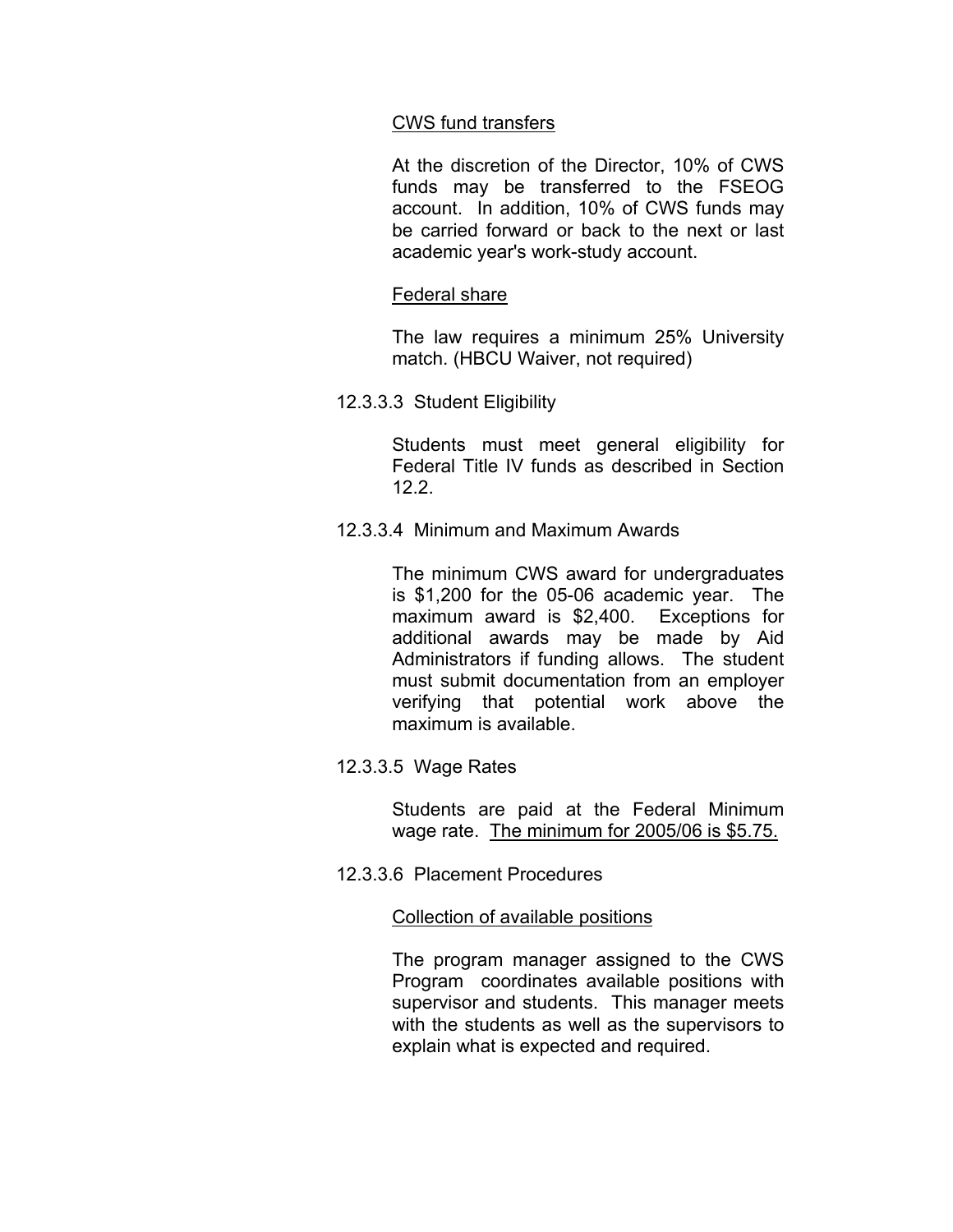CWS fund transfers

At the discretion of the Director, 10% of CWS funds may be transferred to the FSEOG account. In addition, 10% of CWS funds may be carried forward or back to the next or last academic year's work-study account.

Federal share

The law requires a minimum 25% University match. (HBCU Waiver, not required)

12.3.3.3 Student Eligibility

Students must meet general eligibility for Federal Title IV funds as described in Section 12.2.

12.3.3.4 Minimum and Maximum Awards

The minimum CWS award for undergraduates is $1,200 for the 05-06 academic year. The maximum award is $2,400. Exceptions for additional awards may be made by Aid Administrators if funding allows. The student must submit documentation from an employer verifying that potential work above the maximum is available.

12.3.3.5 Wage Rates

Students are paid at the Federal Minimum wage rate. The minimum for 2005/06 is $5.75.

12.3.3.6 Placement Procedures

Collection of available positions

The program manager assigned to the CWS Program coordinates available positions with supervisor and students. This manager meets with the students as well as the supervisors to explain what is expected and required.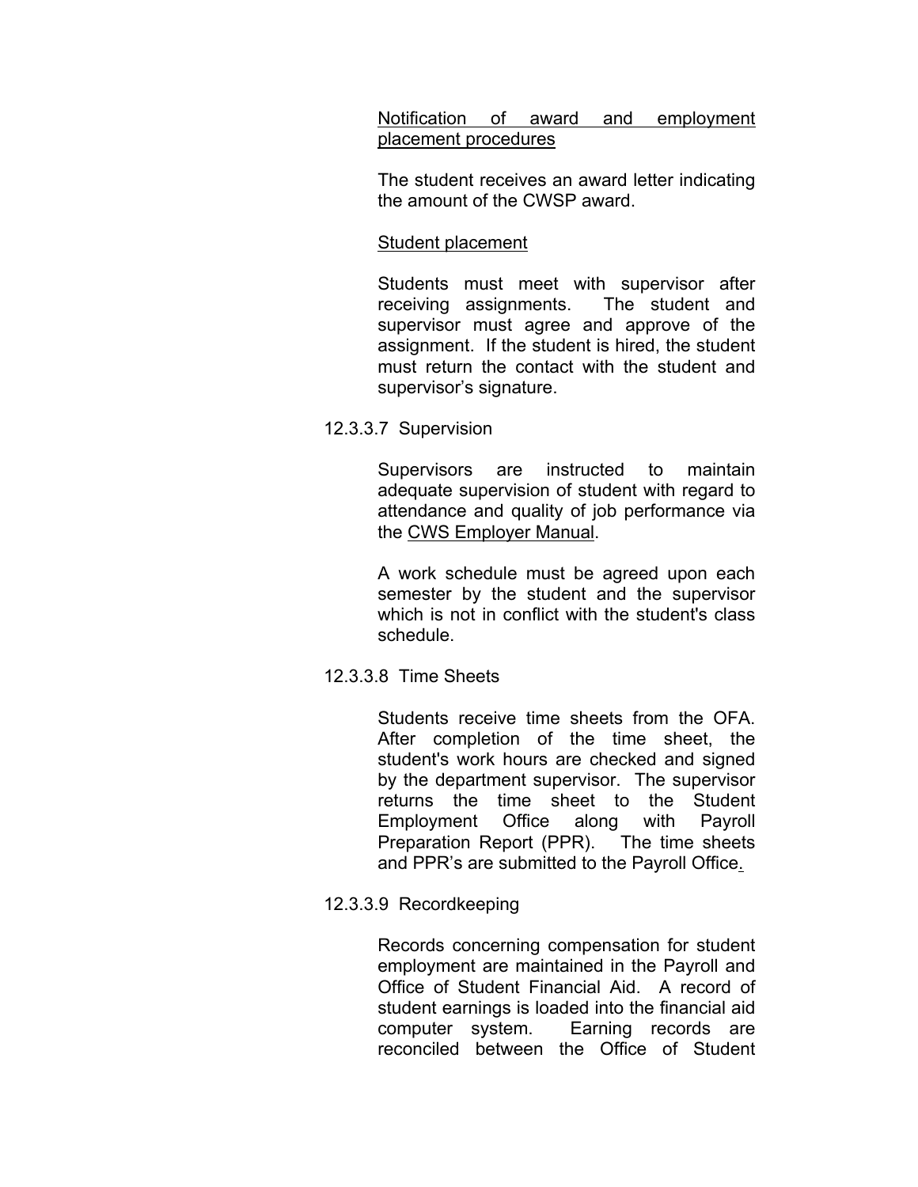Notification of award and employment placement procedures

The student receives an award letter indicating the amount of the CWSP award.

Student placement

Students must meet with supervisor after receiving assignments. The student and supervisor must agree and approve of the assignment. If the student is hired, the student must return the contact with the student and supervisor's signature.

12.3.3.7 Supervision

Supervisors are instructed to maintain adequate supervision of student with regard to attendance and quality of job performance via the CWS Employer Manual.

A work schedule must be agreed upon each semester by the student and the supervisor which is not in conflict with the student's class schedule.

12.3.3.8 Time Sheets

Students receive time sheets from the OFA. After completion of the time sheet, the student's work hours are checked and signed by the department supervisor. The supervisor returns the time sheet to the Student Employment Office along with Payroll Preparation Report (PPR). The time sheets and PPR's are submitted to the Payroll Office.

12.3.3.9 Recordkeeping

Records concerning compensation for student employment are maintained in the Payroll and Office of Student Financial Aid. A record of student earnings is loaded into the financial aid computer system. Earning records are reconciled between the Office of Student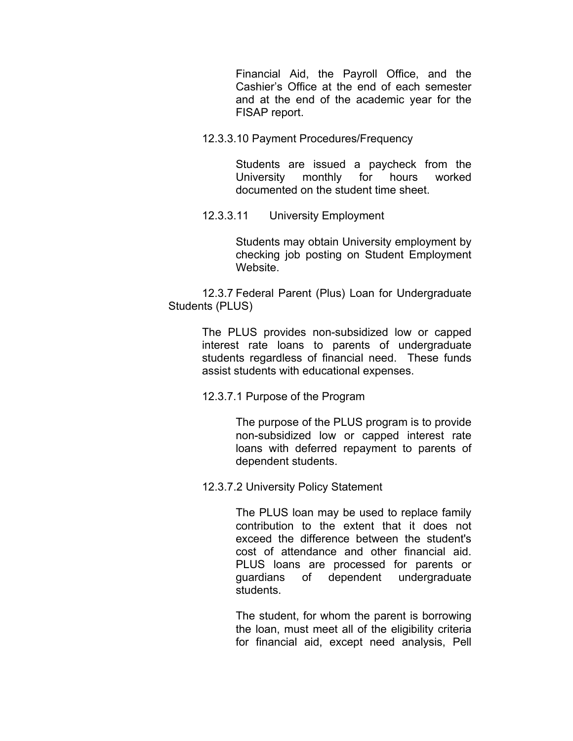Financial Aid, the Payroll Office, and the Cashier's Office at the end of each semester and at the end of the academic year for the FISAP report.

12.3.3.10 Payment Procedures/Frequency

Students are issued a paycheck from the University monthly for hours worked documented on the student time sheet.

12.3.3.11 University Employment

Students may obtain University employment by checking job posting on Student Employment Website.

12.3.7 Federal Parent (Plus) Loan for Undergraduate Students (PLUS)

The PLUS provides non-subsidized low or capped interest rate loans to parents of undergraduate students regardless of financial need. These funds assist students with educational expenses.

12.3.7.1 Purpose of the Program

The purpose of the PLUS program is to provide non-subsidized low or capped interest rate loans with deferred repayment to parents of dependent students.

12.3.7.2 University Policy Statement

The PLUS loan may be used to replace family contribution to the extent that it does not exceed the difference between the student's cost of attendance and other financial aid. PLUS loans are processed for parents or guardians of dependent undergraduate students.

The student, for whom the parent is borrowing the loan, must meet all of the eligibility criteria for financial aid, except need analysis, Pell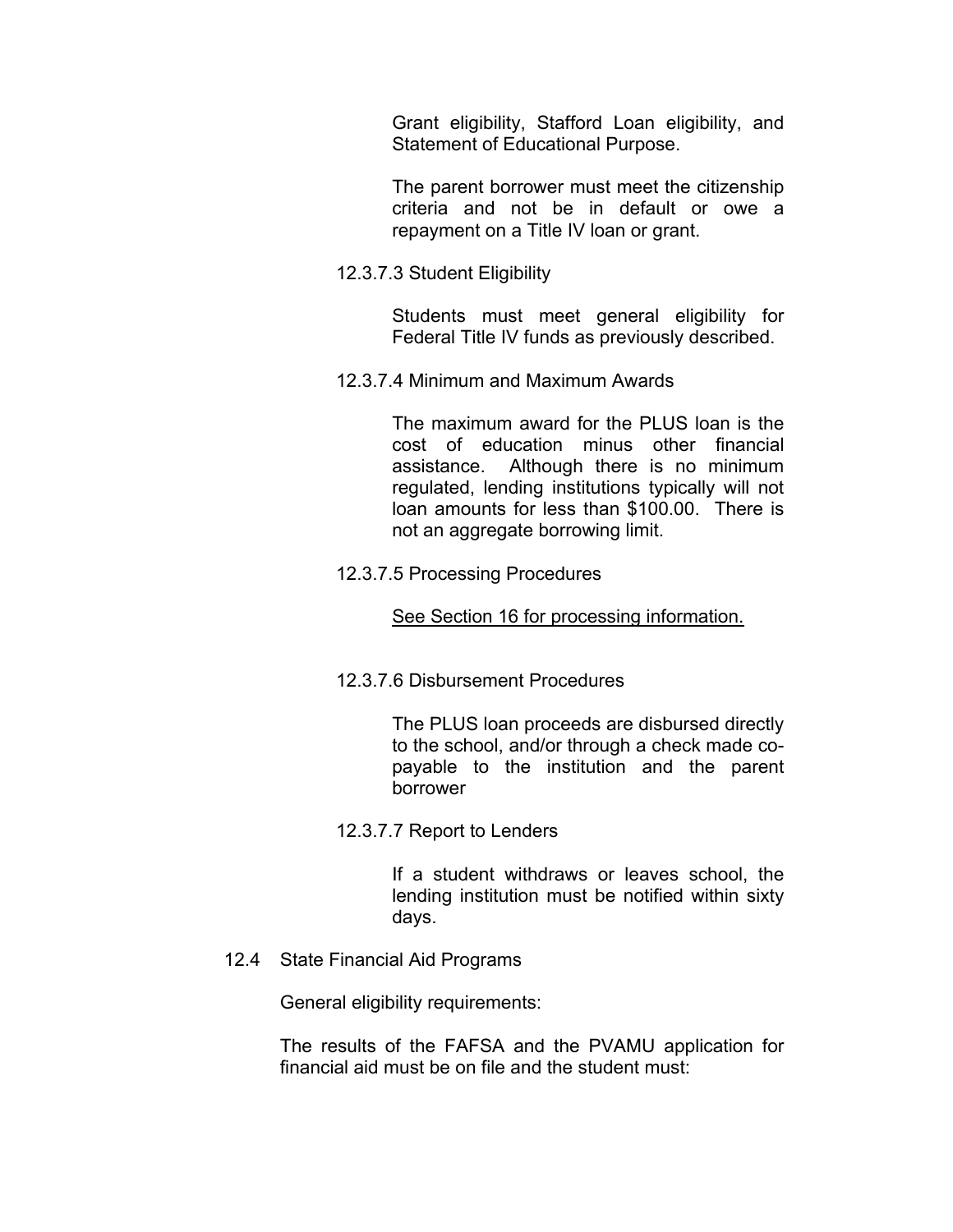Grant eligibility, Stafford Loan eligibility, and Statement of Educational Purpose.

The parent borrower must meet the citizenship criteria and not be in default or owe a repayment on a Title IV loan or grant.

12.3.7.3 Student Eligibility

Students must meet general eligibility for Federal Title IV funds as previously described.

12.3.7.4 Minimum and Maximum Awards

The maximum award for the PLUS loan is the cost of education minus other financial assistance. Although there is no minimum regulated, lending institutions typically will not loan amounts for less than $100.00. There is not an aggregate borrowing limit.

12.3.7.5 Processing Procedures

<u>See Section 16 for processing information.</u>

12.3.7.6 Disbursement Procedures

The PLUS loan proceeds are disbursed directly to the school, and/or through a check made co-payable to the institution and the parent borrower

12.3.7.7 Report to Lenders

If a student withdraws or leaves school, the lending institution must be notified within sixty days.

## 12.4 State Financial Aid Programs

General eligibility requirements:

The results of the FAFSA and the PVAMU application for financial aid must be on file and the student must: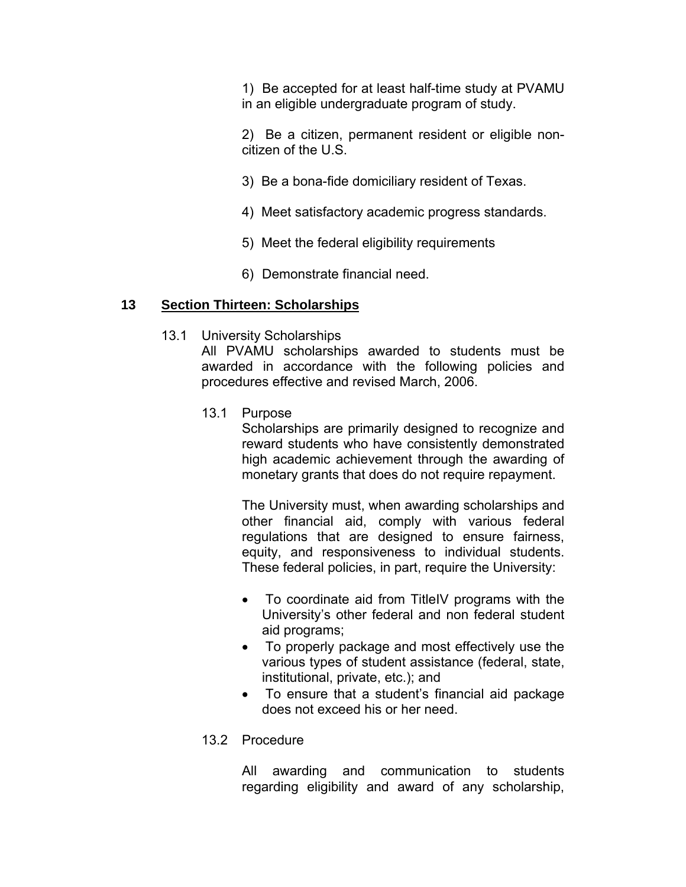1) Be accepted for at least half-time study at PVAMU in an eligible undergraduate program of study.

2) Be a citizen, permanent resident or eligible non-citizen of the U.S.

3) Be a bona-fide domiciliary resident of Texas.

4) Meet satisfactory academic progress standards.

5) Meet the federal eligibility requirements

6) Demonstrate financial need.

## 13 Section Thirteen: Scholarships

13.1 University Scholarships

All PVAMU scholarships awarded to students must be awarded in accordance with the following policies and procedures effective and revised March, 2006.

13.1 Purpose

Scholarships are primarily designed to recognize and reward students who have consistently demonstrated high academic achievement through the awarding of monetary grants that does do not require repayment.

The University must, when awarding scholarships and other financial aid, comply with various federal regulations that are designed to ensure fairness, equity, and responsiveness to individual students. These federal policies, in part, require the University:

- To coordinate aid from TitleIV programs with the University's other federal and non federal student aid programs;
- To properly package and most effectively use the various types of student assistance (federal, state, institutional, private, etc.); and
- To ensure that a student's financial aid package does not exceed his or her need.

13.2 Procedure

All awarding and communication to students regarding eligibility and award of any scholarship,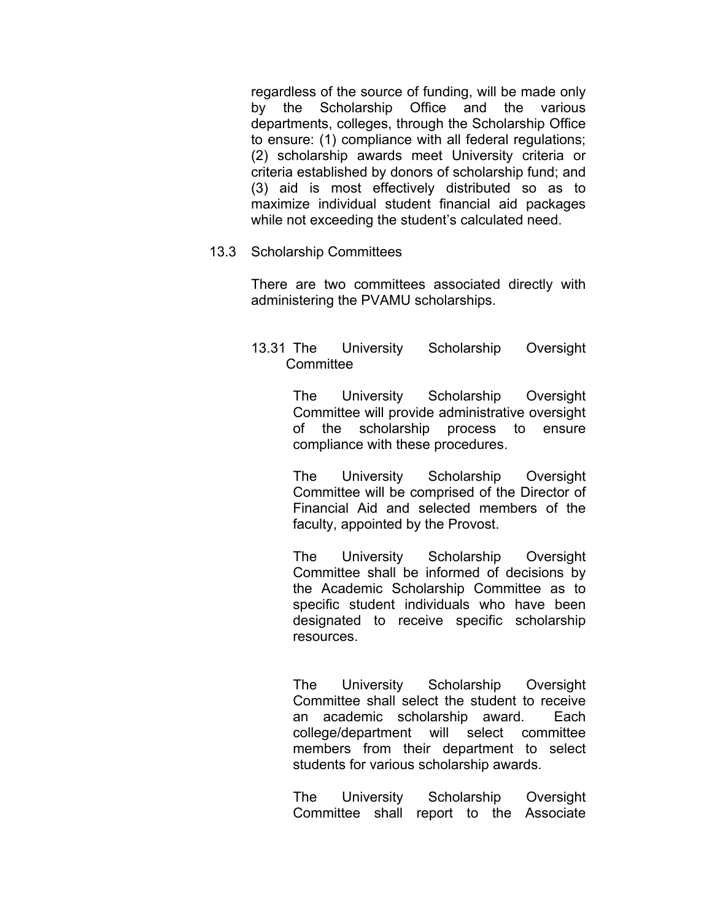regardless of the source of funding, will be made only by the Scholarship Office and the various departments, colleges, through the Scholarship Office to ensure: (1) compliance with all federal regulations; (2) scholarship awards meet University criteria or criteria established by donors of scholarship fund; and (3) aid is most effectively distributed so as to maximize individual student financial aid packages while not exceeding the student's calculated need.

13.3 Scholarship Committees

There are two committees associated directly with administering the PVAMU scholarships.

13.31 The University Scholarship Oversight Committee

The University Scholarship Oversight Committee will provide administrative oversight of the scholarship process to ensure compliance with these procedures.

The University Scholarship Oversight Committee will be comprised of the Director of Financial Aid and selected members of the faculty, appointed by the Provost.

The University Scholarship Oversight Committee shall be informed of decisions by the Academic Scholarship Committee as to specific student individuals who have been designated to receive specific scholarship resources.

The University Scholarship Oversight Committee shall select the student to receive an academic scholarship award. Each college/department will select committee members from their department to select students for various scholarship awards.

The University Scholarship Oversight Committee shall report to the Associate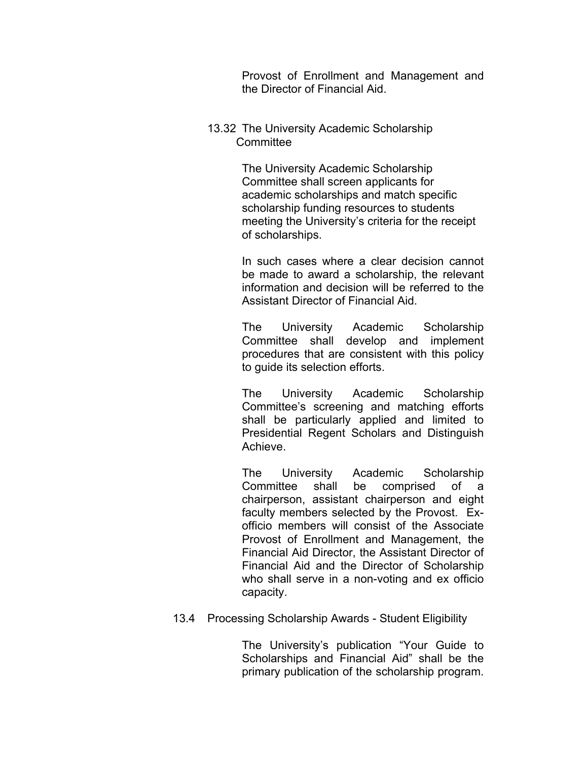Provost of Enrollment and Management and the Director of Financial Aid.

### 13.32 The University Academic Scholarship Committee

The University Academic Scholarship Committee shall screen applicants for academic scholarships and match specific scholarship funding resources to students meeting the University's criteria for the receipt of scholarships.

In such cases where a clear decision cannot be made to award a scholarship, the relevant information and decision will be referred to the Assistant Director of Financial Aid.

The University Academic Scholarship Committee shall develop and implement procedures that are consistent with this policy to guide its selection efforts.

The University Academic Scholarship Committee's screening and matching efforts shall be particularly applied and limited to Presidential Regent Scholars and Distinguish Achieve.

The University Academic Scholarship Committee shall be comprised of a chairperson, assistant chairperson and eight faculty members selected by the Provost. Ex-officio members will consist of the Associate Provost of Enrollment and Management, the Financial Aid Director, the Assistant Director of Financial Aid and the Director of Scholarship who shall serve in a non-voting and ex officio capacity.

## 13.4 Processing Scholarship Awards - Student Eligibility

The University's publication "Your Guide to Scholarships and Financial Aid" shall be the primary publication of the scholarship program.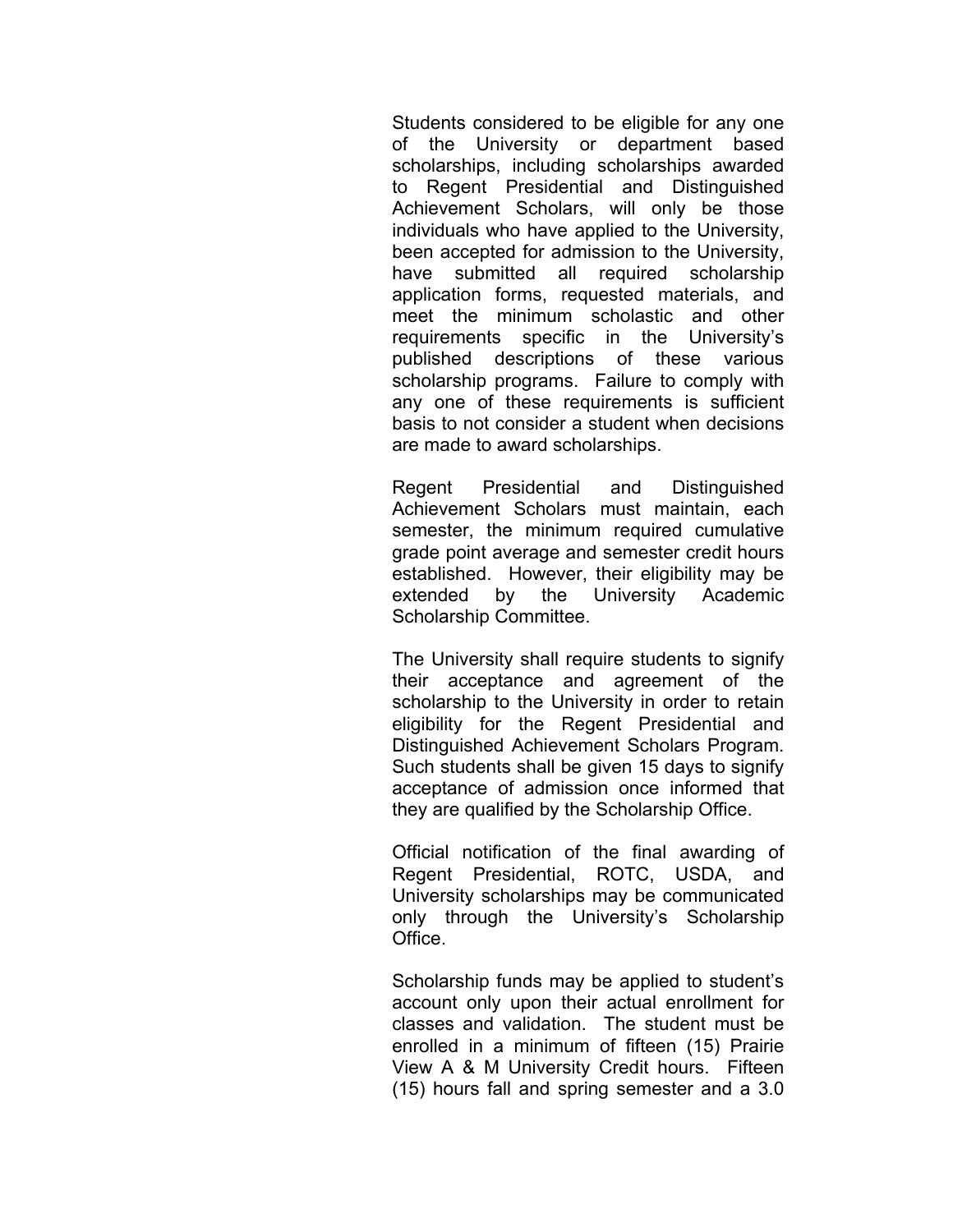Students considered to be eligible for any one of the University or department based scholarships, including scholarships awarded to Regent Presidential and Distinguished Achievement Scholars, will only be those individuals who have applied to the University, been accepted for admission to the University, have submitted all required scholarship application forms, requested materials, and meet the minimum scholastic and other requirements specific in the University's published descriptions of these various scholarship programs. Failure to comply with any one of these requirements is sufficient basis to not consider a student when decisions are made to award scholarships.

Regent Presidential and Distinguished Achievement Scholars must maintain, each semester, the minimum required cumulative grade point average and semester credit hours established. However, their eligibility may be extended by the University Academic Scholarship Committee.

The University shall require students to signify their acceptance and agreement of the scholarship to the University in order to retain eligibility for the Regent Presidential and Distinguished Achievement Scholars Program. Such students shall be given 15 days to signify acceptance of admission once informed that they are qualified by the Scholarship Office.

Official notification of the final awarding of Regent Presidential, ROTC, USDA, and University scholarships may be communicated only through the University's Scholarship Office.

Scholarship funds may be applied to student's account only upon their actual enrollment for classes and validation. The student must be enrolled in a minimum of fifteen (15) Prairie View A & M University Credit hours. Fifteen (15) hours fall and spring semester and a 3.0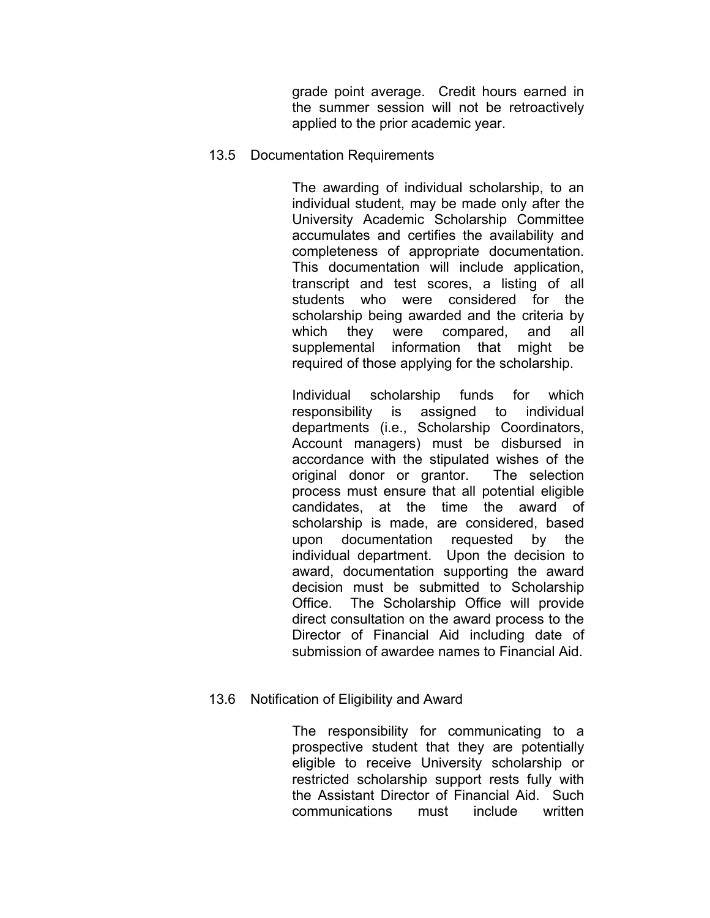grade point average. Credit hours earned in the summer session will not be retroactively applied to the prior academic year.

### 13.5 Documentation Requirements

The awarding of individual scholarship, to an individual student, may be made only after the University Academic Scholarship Committee accumulates and certifies the availability and completeness of appropriate documentation. This documentation will include application, transcript and test scores, a listing of all students who were considered for the scholarship being awarded and the criteria by which they were compared, and all supplemental information that might be required of those applying for the scholarship.

Individual scholarship funds for which responsibility is assigned to individual departments (i.e., Scholarship Coordinators, Account managers) must be disbursed in accordance with the stipulated wishes of the original donor or grantor. The selection process must ensure that all potential eligible candidates, at the time the award of scholarship is made, are considered, based upon documentation requested by the individual department. Upon the decision to award, documentation supporting the award decision must be submitted to Scholarship Office. The Scholarship Office will provide direct consultation on the award process to the Director of Financial Aid including date of submission of awardee names to Financial Aid.

### 13.6 Notification of Eligibility and Award

The responsibility for communicating to a prospective student that they are potentially eligible to receive University scholarship or restricted scholarship support rests fully with the Assistant Director of Financial Aid. Such communications must include written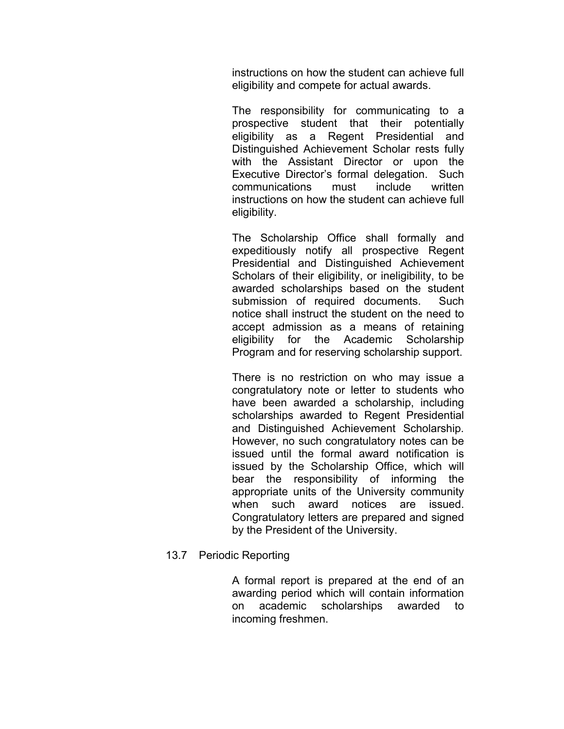instructions on how the student can achieve full eligibility and compete for actual awards.

The responsibility for communicating to a prospective student that their potentially eligibility as a Regent Presidential and Distinguished Achievement Scholar rests fully with the Assistant Director or upon the Executive Director's formal delegation. Such communications must include written instructions on how the student can achieve full eligibility.

The Scholarship Office shall formally and expeditiously notify all prospective Regent Presidential and Distinguished Achievement Scholars of their eligibility, or ineligibility, to be awarded scholarships based on the student submission of required documents. Such notice shall instruct the student on the need to accept admission as a means of retaining eligibility for the Academic Scholarship Program and for reserving scholarship support.

There is no restriction on who may issue a congratulatory note or letter to students who have been awarded a scholarship, including scholarships awarded to Regent Presidential and Distinguished Achievement Scholarship. However, no such congratulatory notes can be issued until the formal award notification is issued by the Scholarship Office, which will bear the responsibility of informing the appropriate units of the University community when such award notices are issued. Congratulatory letters are prepared and signed by the President of the University.

13.7 Periodic Reporting

A formal report is prepared at the end of an awarding period which will contain information on academic scholarships awarded to incoming freshmen.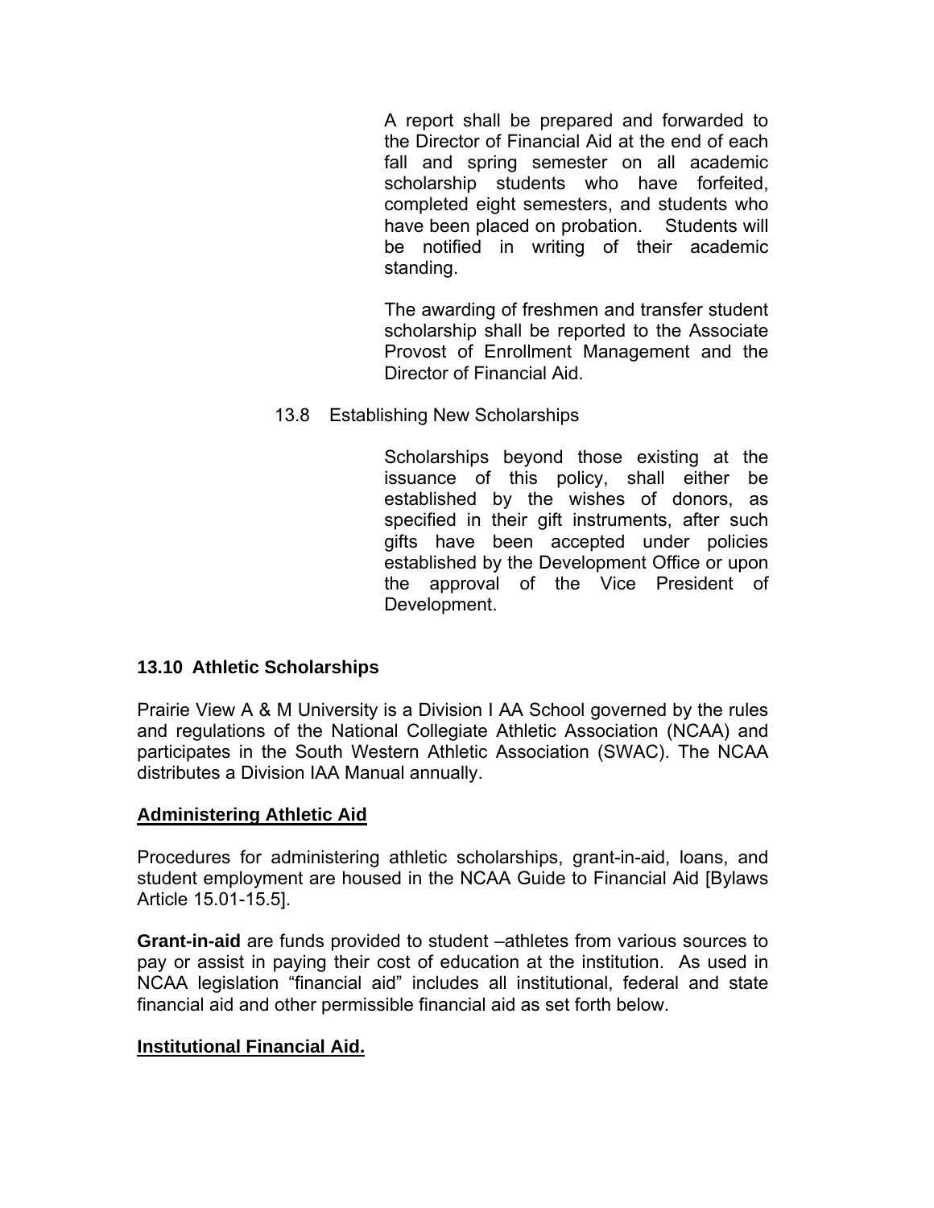A report shall be prepared and forwarded to the Director of Financial Aid at the end of each fall and spring semester on all academic scholarship students who have forfeited, completed eight semesters, and students who have been placed on probation. Students will be notified in writing of their academic standing.

The awarding of freshmen and transfer student scholarship shall be reported to the Associate Provost of Enrollment Management and the Director of Financial Aid.

13.8 Establishing New Scholarships

Scholarships beyond those existing at the issuance of this policy, shall either be established by the wishes of donors, as specified in their gift instruments, after such gifts have been accepted under policies established by the Development Office or upon the approval of the Vice President of Development.

**13.10 Athletic Scholarships**

Prairie View A & M University is a Division I AA School governed by the rules and regulations of the National Collegiate Athletic Association (NCAA) and participates in the South Western Athletic Association (SWAC). The NCAA distributes a Division IAA Manual annually.

**Administering Athletic Aid**

Procedures for administering athletic scholarships, grant-in-aid, loans, and student employment are housed in the NCAA Guide to Financial Aid [Bylaws Article 15.01-15.5].

**Grant-in-aid** are funds provided to student –athletes from various sources to pay or assist in paying their cost of education at the institution. As used in NCAA legislation "financial aid" includes all institutional, federal and state financial aid and other permissible financial aid as set forth below.

**Institutional Financial Aid.**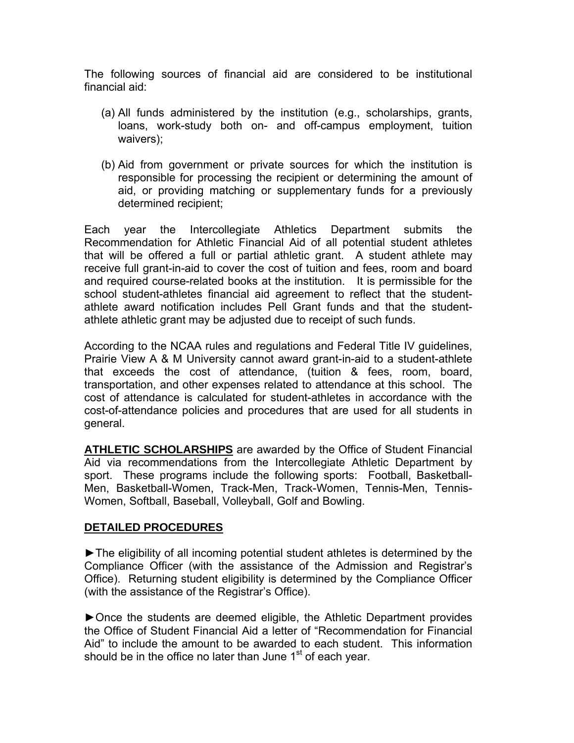The following sources of financial aid are considered to be institutional financial aid:

(a) All funds administered by the institution (e.g., scholarships, grants, loans, work-study both on- and off-campus employment, tuition waivers);

(b) Aid from government or private sources for which the institution is responsible for processing the recipient or determining the amount of aid, or providing matching or supplementary funds for a previously determined recipient;

Each year the Intercollegiate Athletics Department submits the Recommendation for Athletic Financial Aid of all potential student athletes that will be offered a full or partial athletic grant. A student athlete may receive full grant-in-aid to cover the cost of tuition and fees, room and board and required course-related books at the institution. It is permissible for the school student-athletes financial aid agreement to reflect that the student-athlete award notification includes Pell Grant funds and that the student-athlete athletic grant may be adjusted due to receipt of such funds.

According to the NCAA rules and regulations and Federal Title IV guidelines, Prairie View A & M University cannot award grant-in-aid to a student-athlete that exceeds the cost of attendance, (tuition & fees, room, board, transportation, and other expenses related to attendance at this school. The cost of attendance is calculated for student-athletes in accordance with the cost-of-attendance policies and procedures that are used for all students in general.

**<u>ATHLETIC SCHOLARSHIPS</u>** are awarded by the Office of Student Financial Aid via recommendations from the Intercollegiate Athletic Department by sport. These programs include the following sports: Football, Basketball-Men, Basketball-Women, Track-Men, Track-Women, Tennis-Men, Tennis-Women, Softball, Baseball, Volleyball, Golf and Bowling.

**<u>DETAILED PROCEDURES</u>**

►The eligibility of all incoming potential student athletes is determined by the Compliance Officer (with the assistance of the Admission and Registrar's Office). Returning student eligibility is determined by the Compliance Officer (with the assistance of the Registrar's Office).

►Once the students are deemed eligible, the Athletic Department provides the Office of Student Financial Aid a letter of "Recommendation for Financial Aid" to include the amount to be awarded to each student. This information should be in the office no later than June 1st of each year.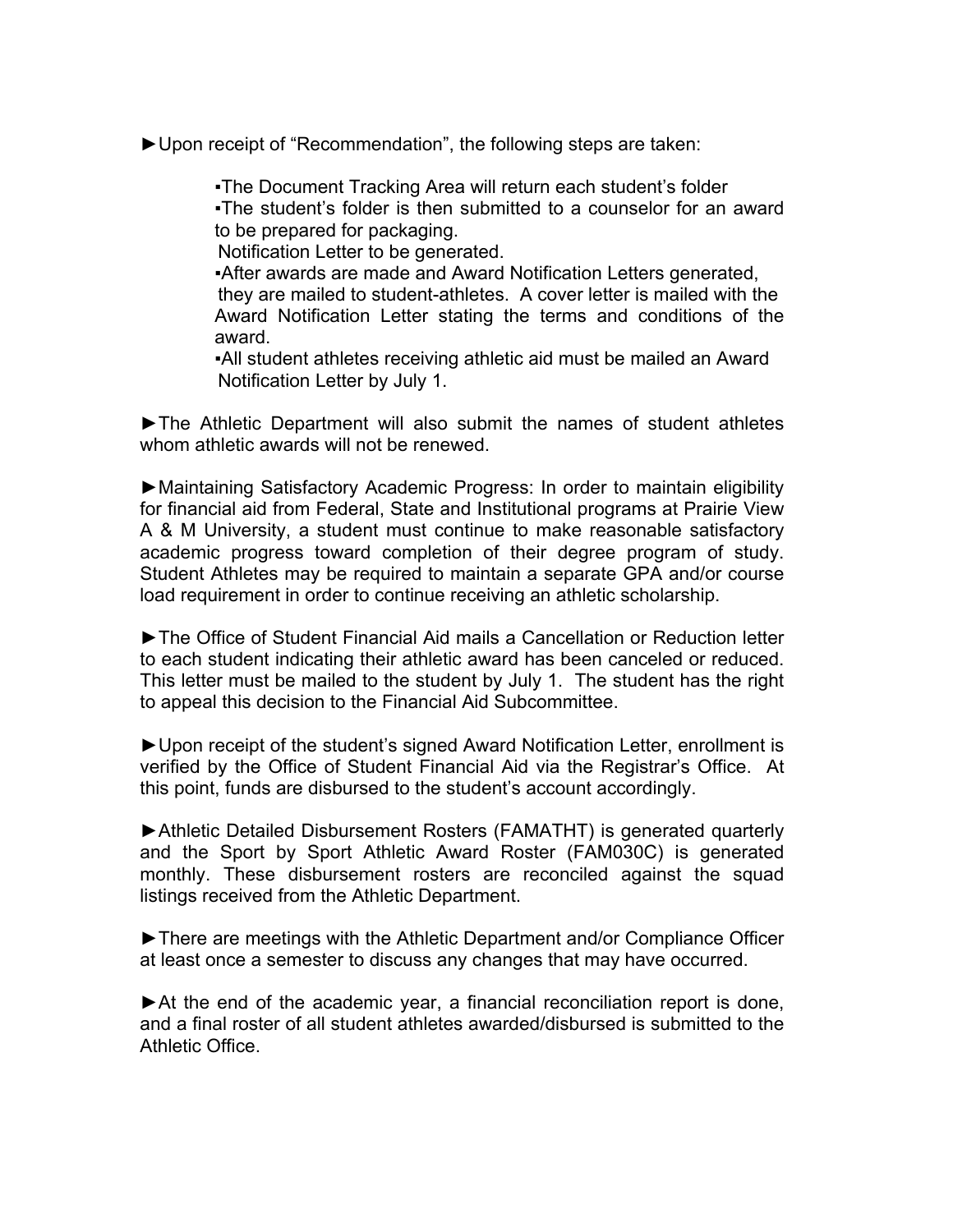►Upon receipt of "Recommendation", the following steps are taken:

- ▪The Document Tracking Area will return each student's folder
- ▪The student's folder is then submitted to a counselor for an award to be prepared for packaging.
  Notification Letter to be generated.
- ▪After awards are made and Award Notification Letters generated, they are mailed to student-athletes. A cover letter is mailed with the Award Notification Letter stating the terms and conditions of the award.
- ▪All student athletes receiving athletic aid must be mailed an Award Notification Letter by July 1.

►The Athletic Department will also submit the names of student athletes whom athletic awards will not be renewed.

►Maintaining Satisfactory Academic Progress: In order to maintain eligibility for financial aid from Federal, State and Institutional programs at Prairie View A & M University, a student must continue to make reasonable satisfactory academic progress toward completion of their degree program of study. Student Athletes may be required to maintain a separate GPA and/or course load requirement in order to continue receiving an athletic scholarship.

►The Office of Student Financial Aid mails a Cancellation or Reduction letter to each student indicating their athletic award has been canceled or reduced. This letter must be mailed to the student by July 1. The student has the right to appeal this decision to the Financial Aid Subcommittee.

►Upon receipt of the student's signed Award Notification Letter, enrollment is verified by the Office of Student Financial Aid via the Registrar's Office. At this point, funds are disbursed to the student's account accordingly.

►Athletic Detailed Disbursement Rosters (FAMATHT) is generated quarterly and the Sport by Sport Athletic Award Roster (FAM030C) is generated monthly. These disbursement rosters are reconciled against the squad listings received from the Athletic Department.

►There are meetings with the Athletic Department and/or Compliance Officer at least once a semester to discuss any changes that may have occurred.

►At the end of the academic year, a financial reconciliation report is done, and a final roster of all student athletes awarded/disbursed is submitted to the Athletic Office.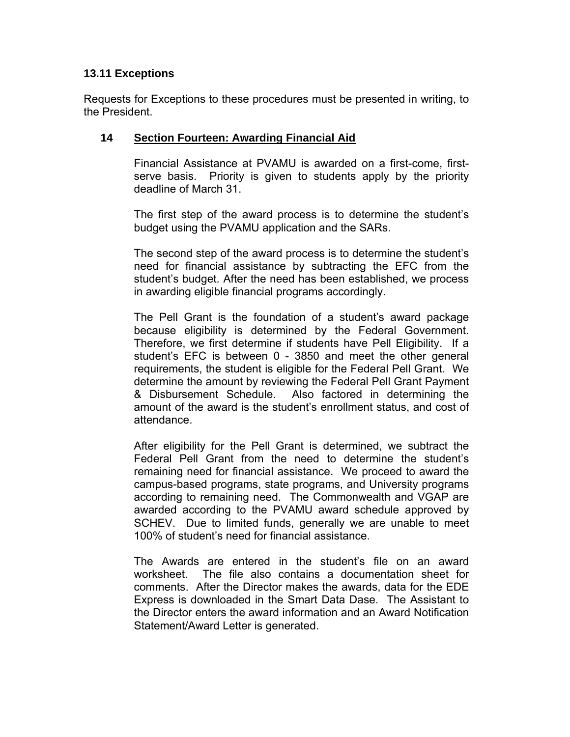### 13.11 Exceptions

Requests for Exceptions to these procedures must be presented in writing, to the President.

## 14 Section Fourteen: Awarding Financial Aid

Financial Assistance at PVAMU is awarded on a first-come, first-serve basis. Priority is given to students apply by the priority deadline of March 31.

The first step of the award process is to determine the student's budget using the PVAMU application and the SARs.

The second step of the award process is to determine the student's need for financial assistance by subtracting the EFC from the student's budget. After the need has been established, we process in awarding eligible financial programs accordingly.

The Pell Grant is the foundation of a student's award package because eligibility is determined by the Federal Government. Therefore, we first determine if students have Pell Eligibility. If a student's EFC is between 0 - 3850 and meet the other general requirements, the student is eligible for the Federal Pell Grant. We determine the amount by reviewing the Federal Pell Grant Payment & Disbursement Schedule. Also factored in determining the amount of the award is the student's enrollment status, and cost of attendance.

After eligibility for the Pell Grant is determined, we subtract the Federal Pell Grant from the need to determine the student's remaining need for financial assistance. We proceed to award the campus-based programs, state programs, and University programs according to remaining need. The Commonwealth and VGAP are awarded according to the PVAMU award schedule approved by SCHEV. Due to limited funds, generally we are unable to meet 100% of student's need for financial assistance.

The Awards are entered in the student's file on an award worksheet. The file also contains a documentation sheet for comments. After the Director makes the awards, data for the EDE Express is downloaded in the Smart Data Dase. The Assistant to the Director enters the award information and an Award Notification Statement/Award Letter is generated.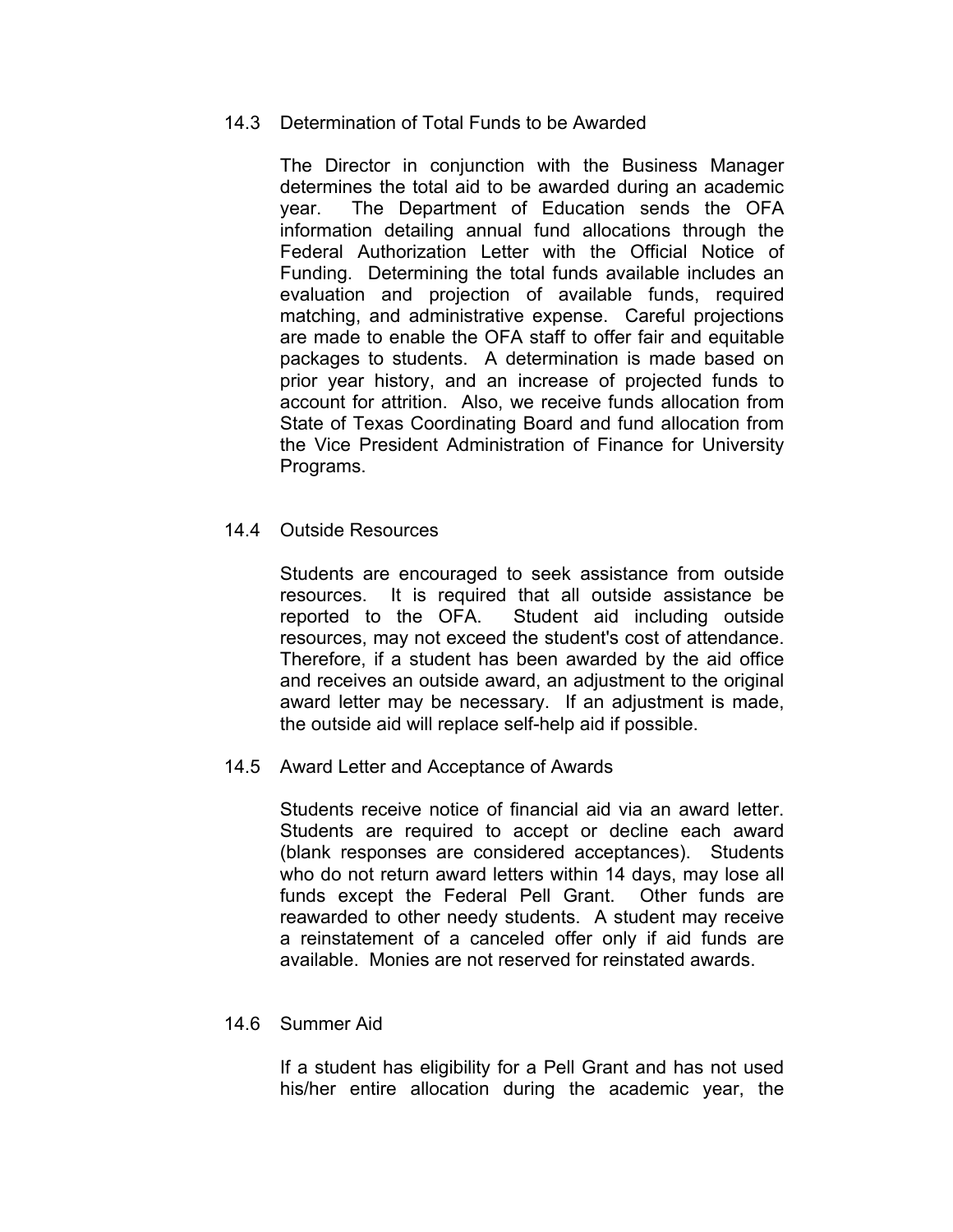### 14.3 Determination of Total Funds to be Awarded

The Director in conjunction with the Business Manager determines the total aid to be awarded during an academic year. The Department of Education sends the OFA information detailing annual fund allocations through the Federal Authorization Letter with the Official Notice of Funding. Determining the total funds available includes an evaluation and projection of available funds, required matching, and administrative expense. Careful projections are made to enable the OFA staff to offer fair and equitable packages to students. A determination is made based on prior year history, and an increase of projected funds to account for attrition. Also, we receive funds allocation from State of Texas Coordinating Board and fund allocation from the Vice President Administration of Finance for University Programs.

### 14.4 Outside Resources

Students are encouraged to seek assistance from outside resources. It is required that all outside assistance be reported to the OFA. Student aid including outside resources, may not exceed the student's cost of attendance. Therefore, if a student has been awarded by the aid office and receives an outside award, an adjustment to the original award letter may be necessary. If an adjustment is made, the outside aid will replace self-help aid if possible.

### 14.5 Award Letter and Acceptance of Awards

Students receive notice of financial aid via an award letter. Students are required to accept or decline each award (blank responses are considered acceptances). Students who do not return award letters within 14 days, may lose all funds except the Federal Pell Grant. Other funds are reawarded to other needy students. A student may receive a reinstatement of a canceled offer only if aid funds are available. Monies are not reserved for reinstated awards.

### 14.6 Summer Aid

If a student has eligibility for a Pell Grant and has not used his/her entire allocation during the academic year, the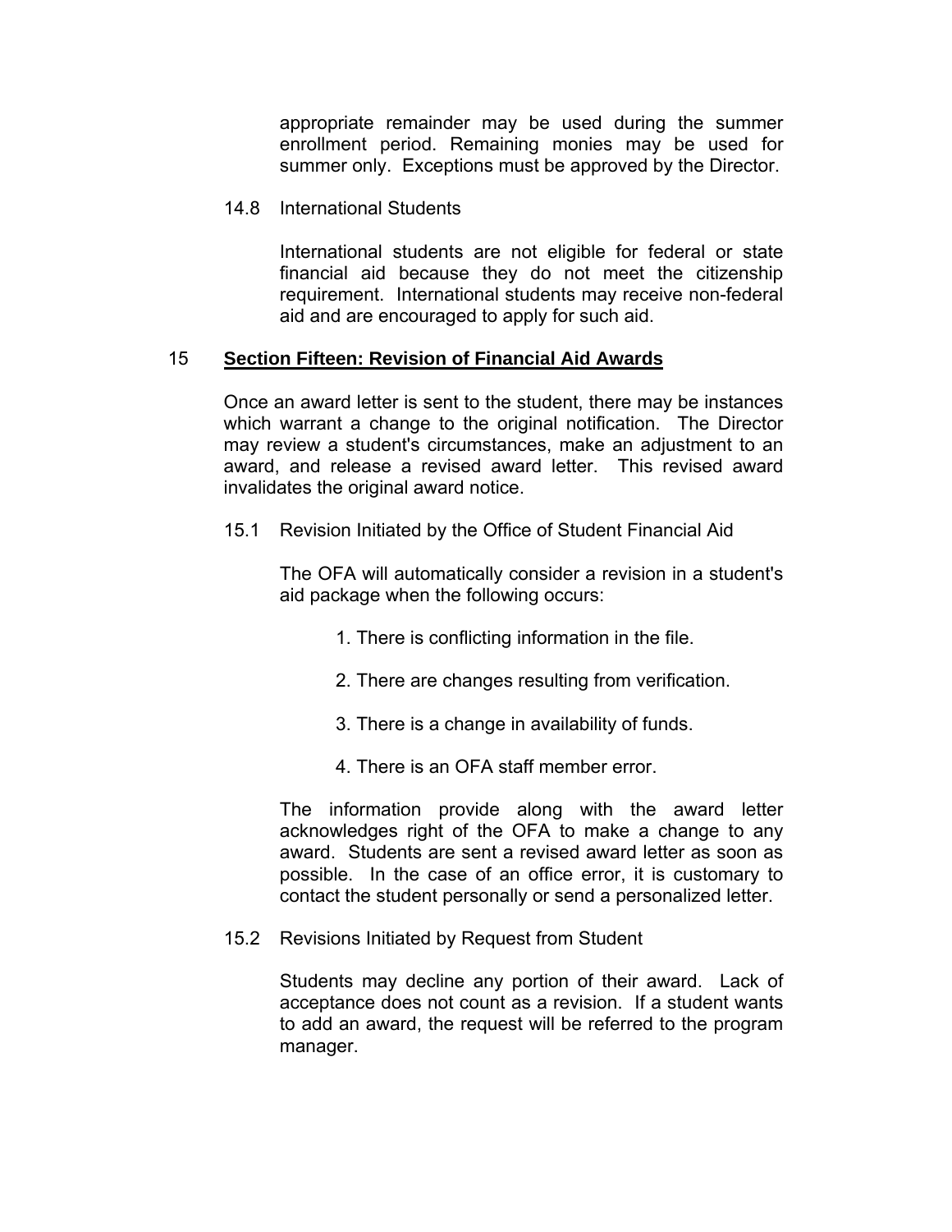appropriate remainder may be used during the summer enrollment period. Remaining monies may be used for summer only. Exceptions must be approved by the Director.

### 14.8 International Students

International students are not eligible for federal or state financial aid because they do not meet the citizenship requirement. International students may receive non-federal aid and are encouraged to apply for such aid.

## 15 **Section Fifteen: Revision of Financial Aid Awards**

Once an award letter is sent to the student, there may be instances which warrant a change to the original notification. The Director may review a student's circumstances, make an adjustment to an award, and release a revised award letter. This revised award invalidates the original award notice.

### 15.1 Revision Initiated by the Office of Student Financial Aid

The OFA will automatically consider a revision in a student's aid package when the following occurs:

1. There is conflicting information in the file.
2. There are changes resulting from verification.
3. There is a change in availability of funds.
4. There is an OFA staff member error.

The information provide along with the award letter acknowledges right of the OFA to make a change to any award. Students are sent a revised award letter as soon as possible. In the case of an office error, it is customary to contact the student personally or send a personalized letter.

### 15.2 Revisions Initiated by Request from Student

Students may decline any portion of their award. Lack of acceptance does not count as a revision. If a student wants to add an award, the request will be referred to the program manager.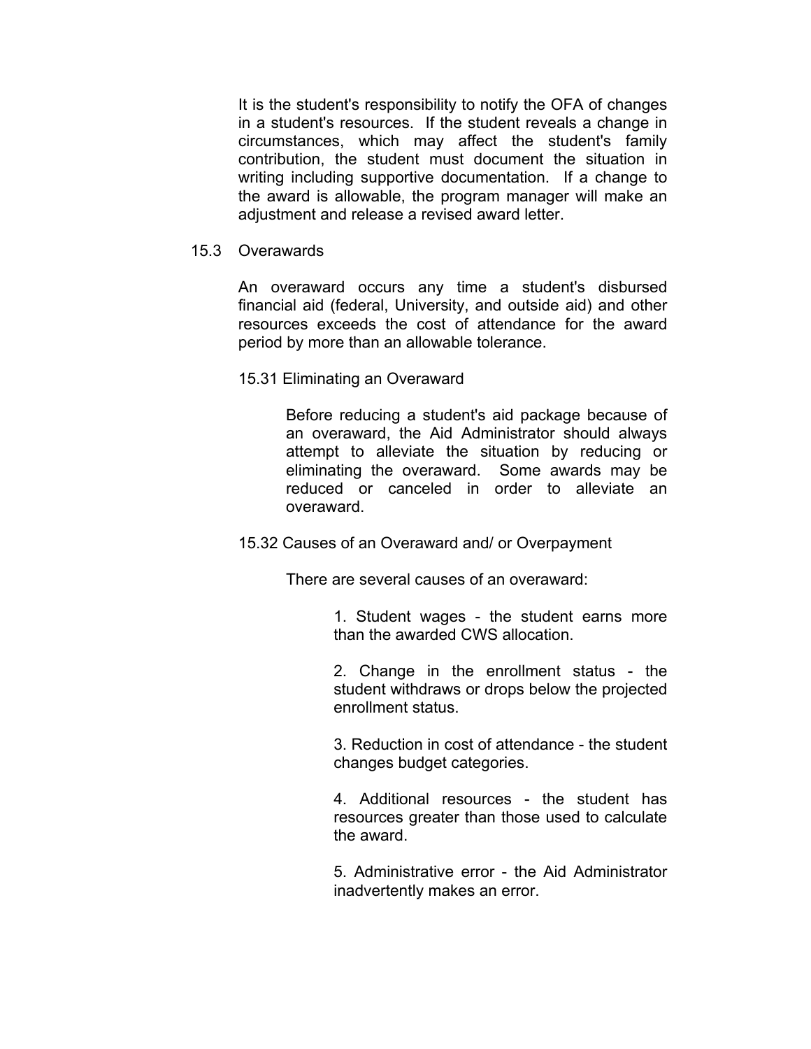It is the student's responsibility to notify the OFA of changes in a student's resources. If the student reveals a change in circumstances, which may affect the student's family contribution, the student must document the situation in writing including supportive documentation. If a change to the award is allowable, the program manager will make an adjustment and release a revised award letter.

## 15.3 Overawards

An overaward occurs any time a student's disbursed financial aid (federal, University, and outside aid) and other resources exceeds the cost of attendance for the award period by more than an allowable tolerance.

### 15.31 Eliminating an Overaward

Before reducing a student's aid package because of an overaward, the Aid Administrator should always attempt to alleviate the situation by reducing or eliminating the overaward. Some awards may be reduced or canceled in order to alleviate an overaward.

### 15.32 Causes of an Overaward and/ or Overpayment

There are several causes of an overaward:

1. Student wages - the student earns more than the awarded CWS allocation.

2. Change in the enrollment status - the student withdraws or drops below the projected enrollment status.

3. Reduction in cost of attendance - the student changes budget categories.

4. Additional resources - the student has resources greater than those used to calculate the award.

5. Administrative error - the Aid Administrator inadvertently makes an error.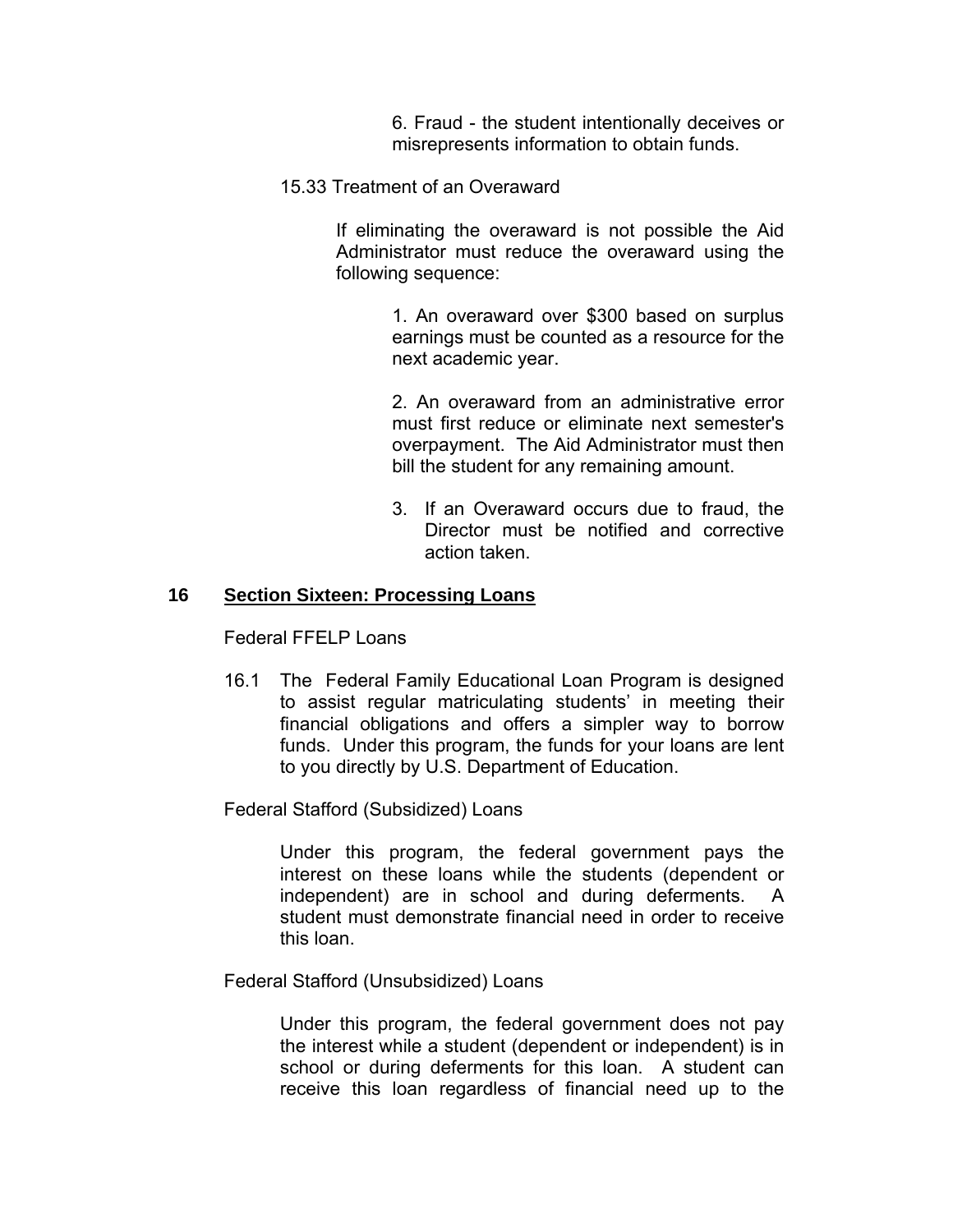6. Fraud - the student intentionally deceives or misrepresents information to obtain funds.

15.33 Treatment of an Overaward

If eliminating the overaward is not possible the Aid Administrator must reduce the overaward using the following sequence:

1. An overaward over $300 based on surplus earnings must be counted as a resource for the next academic year.

2. An overaward from an administrative error must first reduce or eliminate next semester's overpayment. The Aid Administrator must then bill the student for any remaining amount.

3. If an Overaward occurs due to fraud, the Director must be notified and corrective action taken.

## 16 Section Sixteen: Processing Loans

Federal FFELP Loans

16.1 The Federal Family Educational Loan Program is designed to assist regular matriculating students' in meeting their financial obligations and offers a simpler way to borrow funds. Under this program, the funds for your loans are lent to you directly by U.S. Department of Education.

Federal Stafford (Subsidized) Loans

Under this program, the federal government pays the interest on these loans while the students (dependent or independent) are in school and during deferments. A student must demonstrate financial need in order to receive this loan.

Federal Stafford (Unsubsidized) Loans

Under this program, the federal government does not pay the interest while a student (dependent or independent) is in school or during deferments for this loan. A student can receive this loan regardless of financial need up to the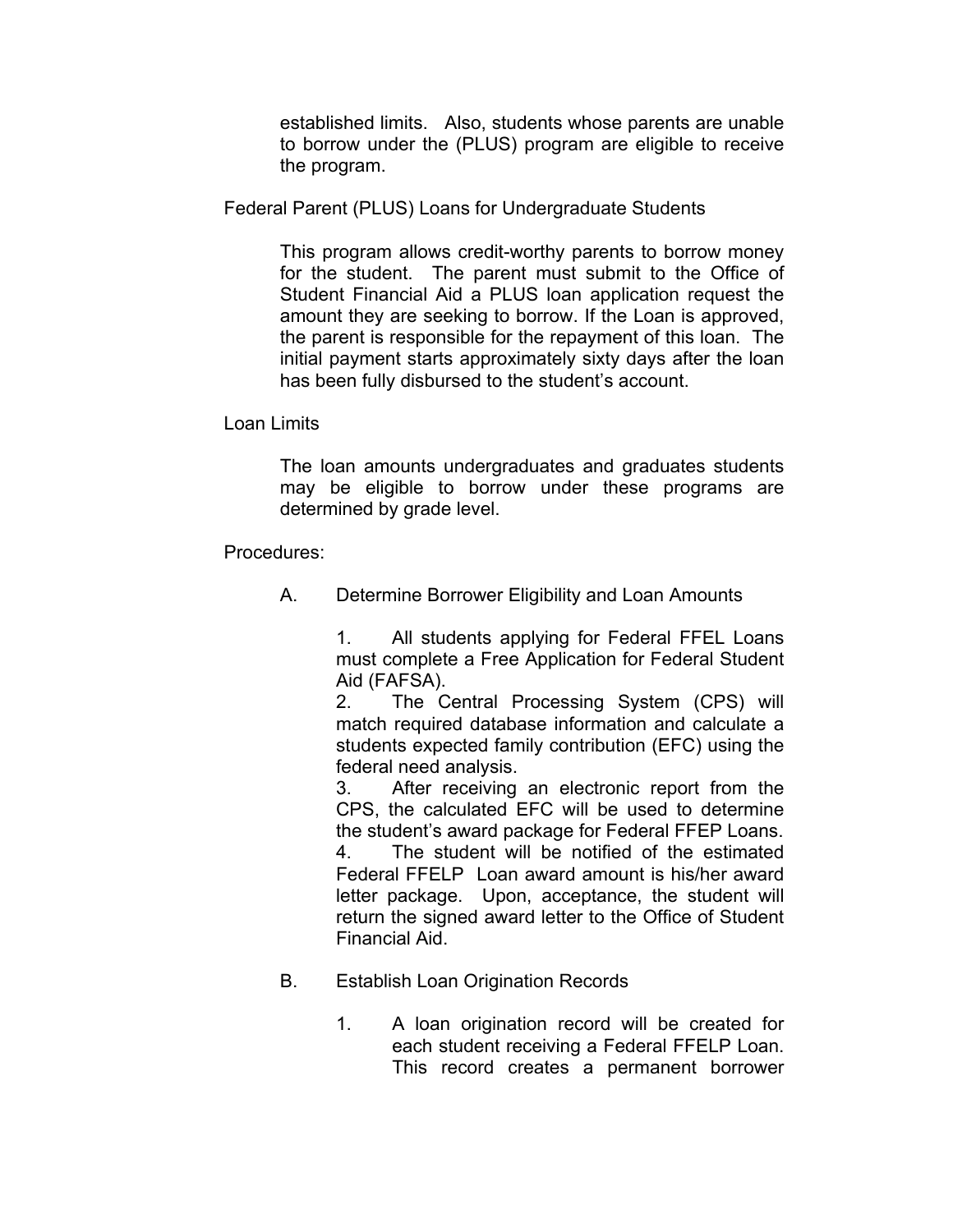established limits. Also, students whose parents are unable to borrow under the (PLUS) program are eligible to receive the program.

Federal Parent (PLUS) Loans for Undergraduate Students

This program allows credit-worthy parents to borrow money for the student. The parent must submit to the Office of Student Financial Aid a PLUS loan application request the amount they are seeking to borrow. If the Loan is approved, the parent is responsible for the repayment of this loan. The initial payment starts approximately sixty days after the loan has been fully disbursed to the student's account.

Loan Limits

The loan amounts undergraduates and graduates students may be eligible to borrow under these programs are determined by grade level.

Procedures:

A. Determine Borrower Eligibility and Loan Amounts

1. All students applying for Federal FFEL Loans must complete a Free Application for Federal Student Aid (FAFSA).
2. The Central Processing System (CPS) will match required database information and calculate a students expected family contribution (EFC) using the federal need analysis.
3. After receiving an electronic report from the CPS, the calculated EFC will be used to determine the student's award package for Federal FFEP Loans.
4. The student will be notified of the estimated Federal FFELP Loan award amount is his/her award letter package. Upon, acceptance, the student will return the signed award letter to the Office of Student Financial Aid.

B. Establish Loan Origination Records

1. A loan origination record will be created for each student receiving a Federal FFELP Loan. This record creates a permanent borrower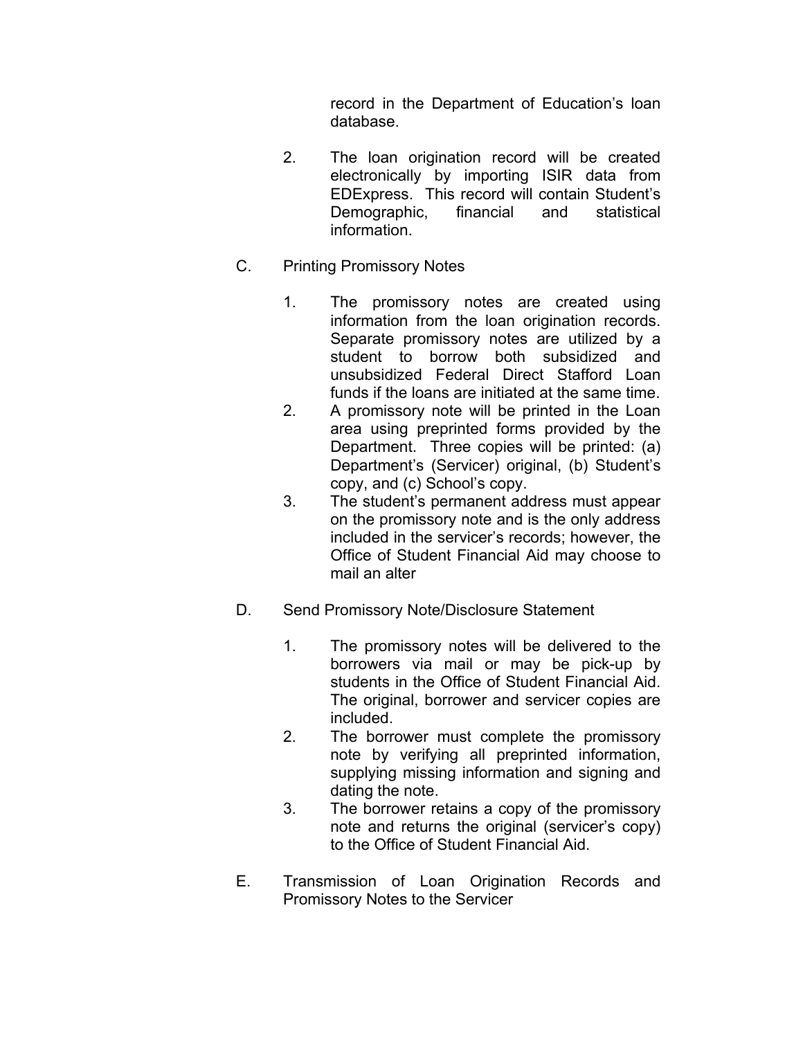record in the Department of Education's loan database.

2. The loan origination record will be created electronically by importing ISIR data from EDExpress. This record will contain Student's Demographic, financial and statistical information.

C. Printing Promissory Notes

1. The promissory notes are created using information from the loan origination records. Separate promissory notes are utilized by a student to borrow both subsidized and unsubsidized Federal Direct Stafford Loan funds if the loans are initiated at the same time.
2. A promissory note will be printed in the Loan area using preprinted forms provided by the Department. Three copies will be printed: (a) Department's (Servicer) original, (b) Student's copy, and (c) School's copy.
3. The student's permanent address must appear on the promissory note and is the only address included in the servicer's records; however, the Office of Student Financial Aid may choose to mail an alter

D. Send Promissory Note/Disclosure Statement

1. The promissory notes will be delivered to the borrowers via mail or may be pick-up by students in the Office of Student Financial Aid. The original, borrower and servicer copies are included.
2. The borrower must complete the promissory note by verifying all preprinted information, supplying missing information and signing and dating the note.
3. The borrower retains a copy of the promissory note and returns the original (servicer's copy) to the Office of Student Financial Aid.

E. Transmission of Loan Origination Records and Promissory Notes to the Servicer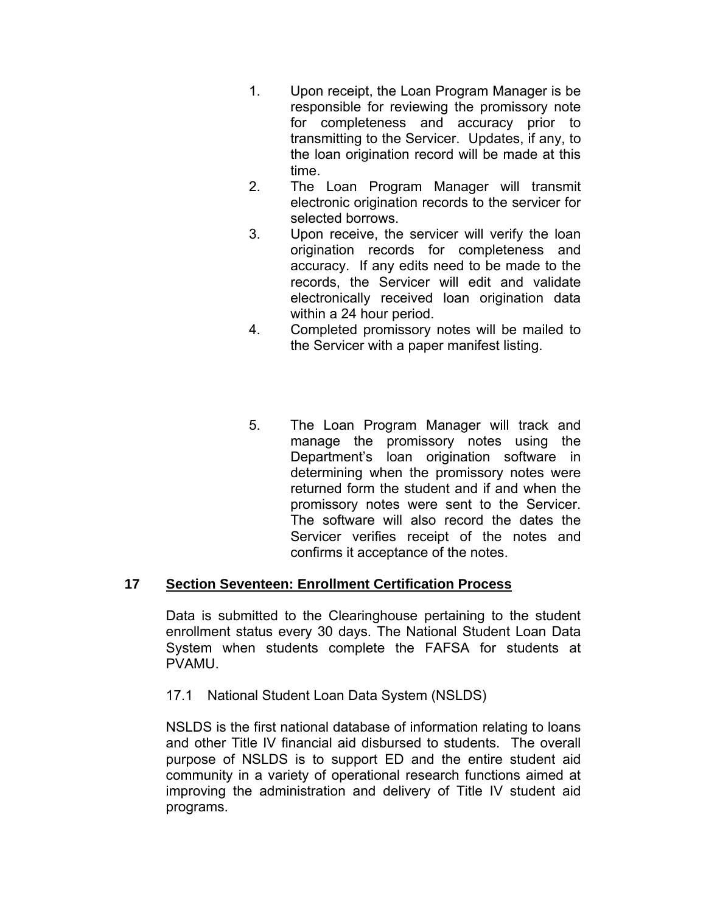1. Upon receipt, the Loan Program Manager is be responsible for reviewing the promissory note for completeness and accuracy prior to transmitting to the Servicer. Updates, if any, to the loan origination record will be made at this time.
2. The Loan Program Manager will transmit electronic origination records to the servicer for selected borrows.
3. Upon receive, the servicer will verify the loan origination records for completeness and accuracy. If any edits need to be made to the records, the Servicer will edit and validate electronically received loan origination data within a 24 hour period.
4. Completed promissory notes will be mailed to the Servicer with a paper manifest listing.
5. The Loan Program Manager will track and manage the promissory notes using the Department's loan origination software in determining when the promissory notes were returned form the student and if and when the promissory notes were sent to the Servicer. The software will also record the dates the Servicer verifies receipt of the notes and confirms it acceptance of the notes.

## 17 Section Seventeen: Enrollment Certification Process

Data is submitted to the Clearinghouse pertaining to the student enrollment status every 30 days. The National Student Loan Data System when students complete the FAFSA for students at PVAMU.

### 17.1 National Student Loan Data System (NSLDS)

NSLDS is the first national database of information relating to loans and other Title IV financial aid disbursed to students. The overall purpose of NSLDS is to support ED and the entire student aid community in a variety of operational research functions aimed at improving the administration and delivery of Title IV student aid programs.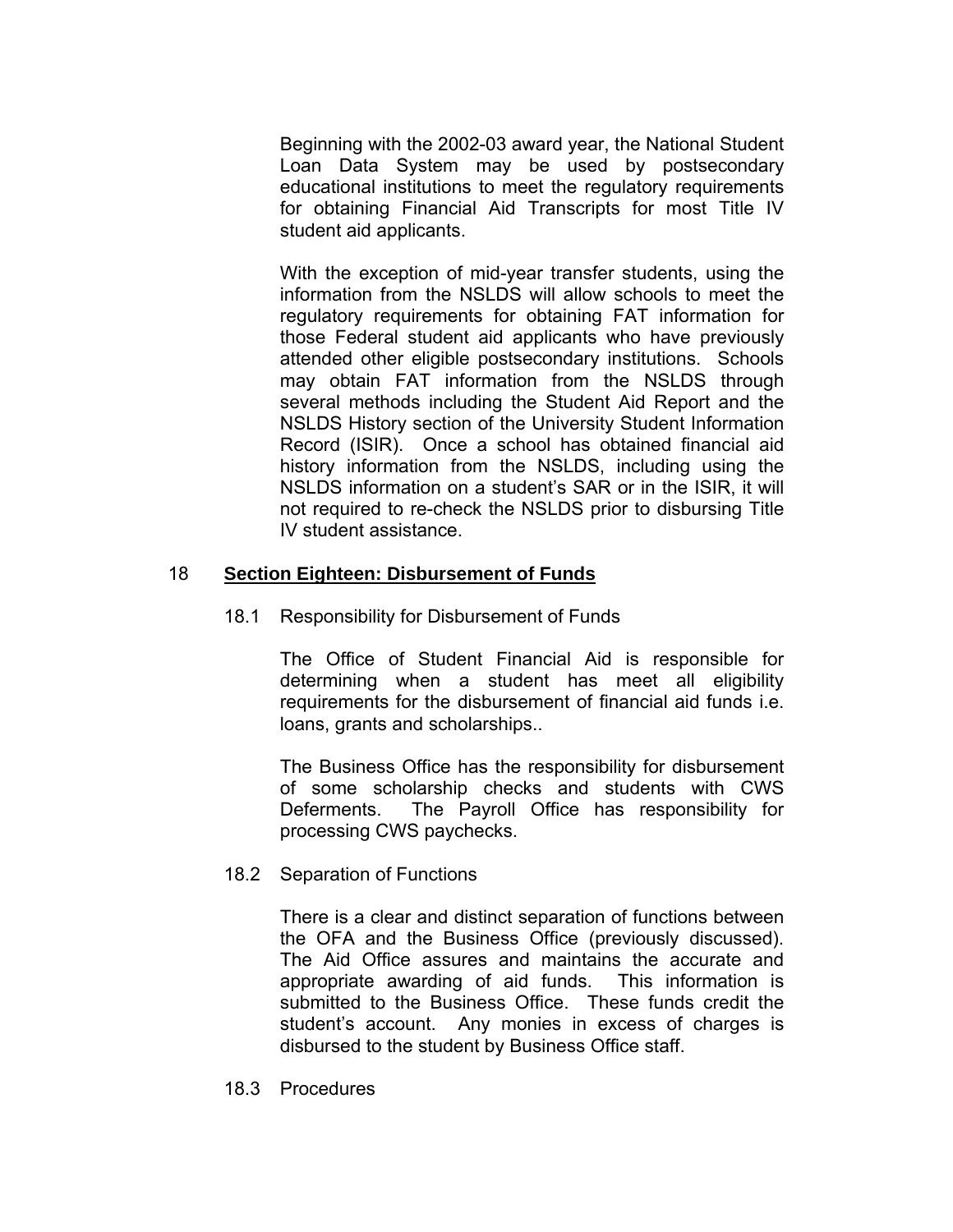Beginning with the 2002-03 award year, the National Student Loan Data System may be used by postsecondary educational institutions to meet the regulatory requirements for obtaining Financial Aid Transcripts for most Title IV student aid applicants.

With the exception of mid-year transfer students, using the information from the NSLDS will allow schools to meet the regulatory requirements for obtaining FAT information for those Federal student aid applicants who have previously attended other eligible postsecondary institutions. Schools may obtain FAT information from the NSLDS through several methods including the Student Aid Report and the NSLDS History section of the University Student Information Record (ISIR). Once a school has obtained financial aid history information from the NSLDS, including using the NSLDS information on a student's SAR or in the ISIR, it will not required to re-check the NSLDS prior to disbursing Title IV student assistance.

## 18 **Section Eighteen: Disbursement of Funds**

### 18.1 Responsibility for Disbursement of Funds

The Office of Student Financial Aid is responsible for determining when a student has meet all eligibility requirements for the disbursement of financial aid funds i.e. loans, grants and scholarships..

The Business Office has the responsibility for disbursement of some scholarship checks and students with CWS Deferments. The Payroll Office has responsibility for processing CWS paychecks.

### 18.2 Separation of Functions

There is a clear and distinct separation of functions between the OFA and the Business Office (previously discussed). The Aid Office assures and maintains the accurate and appropriate awarding of aid funds. This information is submitted to the Business Office. These funds credit the student's account. Any monies in excess of charges is disbursed to the student by Business Office staff.

### 18.3 Procedures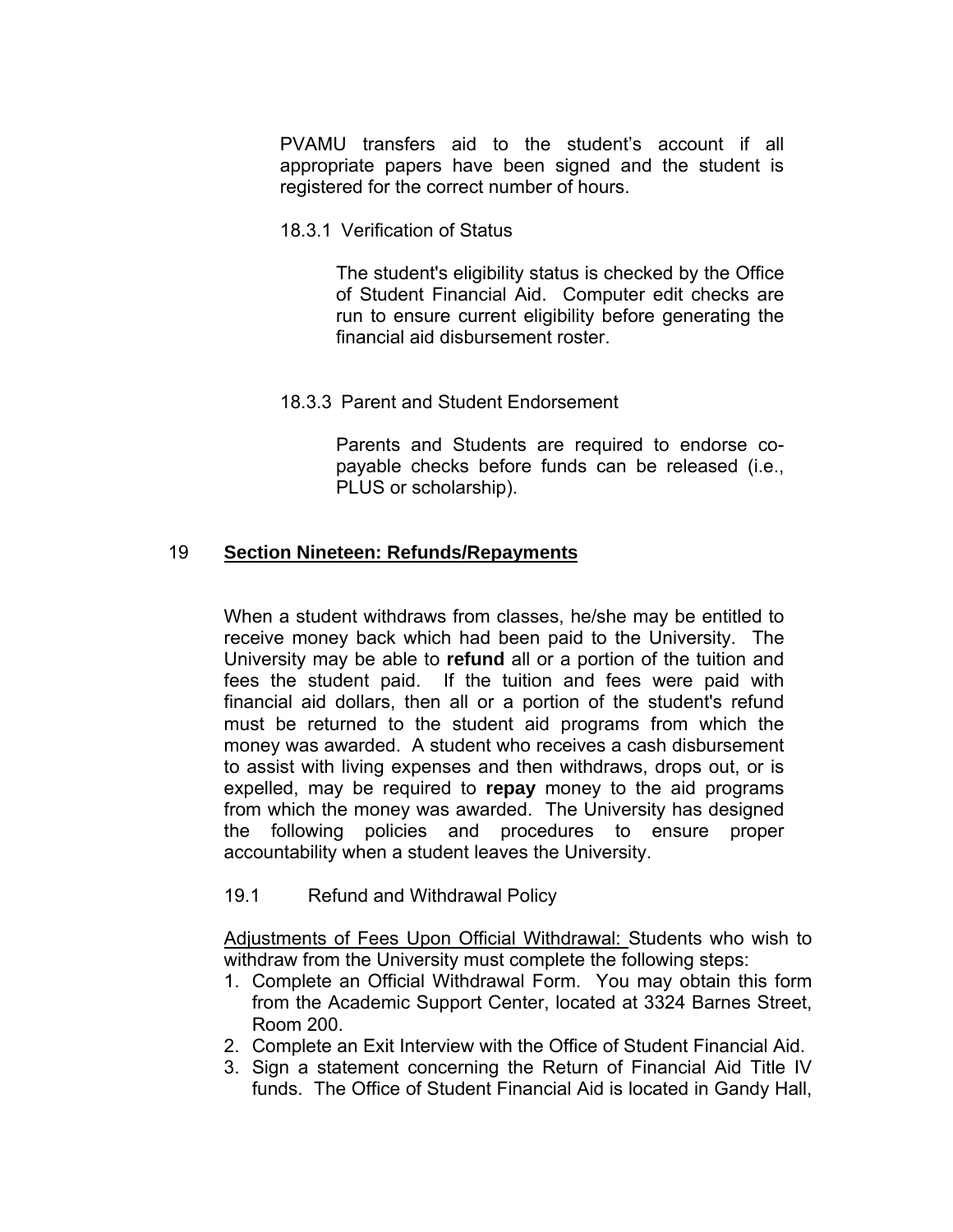PVAMU transfers aid to the student's account if all appropriate papers have been signed and the student is registered for the correct number of hours.

18.3.1 Verification of Status

The student's eligibility status is checked by the Office of Student Financial Aid. Computer edit checks are run to ensure current eligibility before generating the financial aid disbursement roster.

18.3.3 Parent and Student Endorsement

Parents and Students are required to endorse co-payable checks before funds can be released (i.e., PLUS or scholarship).

## 19 Section Nineteen: Refunds/Repayments

When a student withdraws from classes, he/she may be entitled to receive money back which had been paid to the University. The University may be able to **refund** all or a portion of the tuition and fees the student paid. If the tuition and fees were paid with financial aid dollars, then all or a portion of the student's refund must be returned to the student aid programs from which the money was awarded. A student who receives a cash disbursement to assist with living expenses and then withdraws, drops out, or is expelled, may be required to **repay** money to the aid programs from which the money was awarded. The University has designed the following policies and procedures to ensure proper accountability when a student leaves the University.

19.1 Refund and Withdrawal Policy

Adjustments of Fees Upon Official Withdrawal: Students who wish to withdraw from the University must complete the following steps:

1. Complete an Official Withdrawal Form. You may obtain this form from the Academic Support Center, located at 3324 Barnes Street, Room 200.
2. Complete an Exit Interview with the Office of Student Financial Aid.
3. Sign a statement concerning the Return of Financial Aid Title IV funds. The Office of Student Financial Aid is located in Gandy Hall,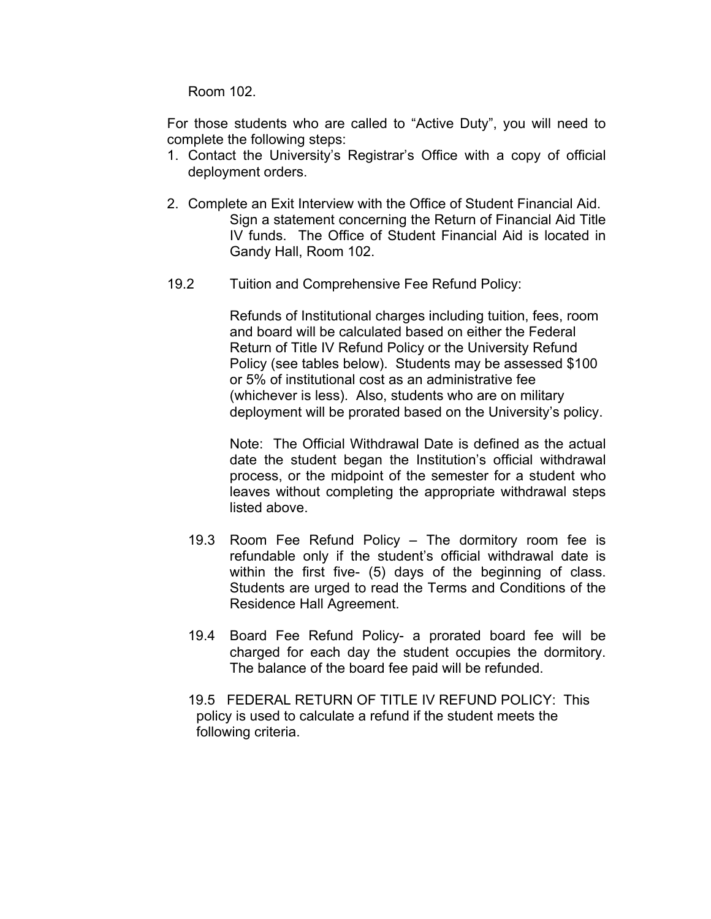Room 102.

For those students who are called to "Active Duty", you will need to complete the following steps:

1. Contact the University's Registrar's Office with a copy of official deployment orders.

2. Complete an Exit Interview with the Office of Student Financial Aid. Sign a statement concerning the Return of Financial Aid Title IV funds. The Office of Student Financial Aid is located in Gandy Hall, Room 102.

19.2 Tuition and Comprehensive Fee Refund Policy:

Refunds of Institutional charges including tuition, fees, room and board will be calculated based on either the Federal Return of Title IV Refund Policy or the University Refund Policy (see tables below). Students may be assessed $100 or 5% of institutional cost as an administrative fee (whichever is less). Also, students who are on military deployment will be prorated based on the University's policy.

Note: The Official Withdrawal Date is defined as the actual date the student began the Institution's official withdrawal process, or the midpoint of the semester for a student who leaves without completing the appropriate withdrawal steps listed above.

19.3 Room Fee Refund Policy – The dormitory room fee is refundable only if the student's official withdrawal date is within the first five- (5) days of the beginning of class. Students are urged to read the Terms and Conditions of the Residence Hall Agreement.

19.4 Board Fee Refund Policy- a prorated board fee will be charged for each day the student occupies the dormitory. The balance of the board fee paid will be refunded.

19.5 FEDERAL RETURN OF TITLE IV REFUND POLICY: This policy is used to calculate a refund if the student meets the following criteria.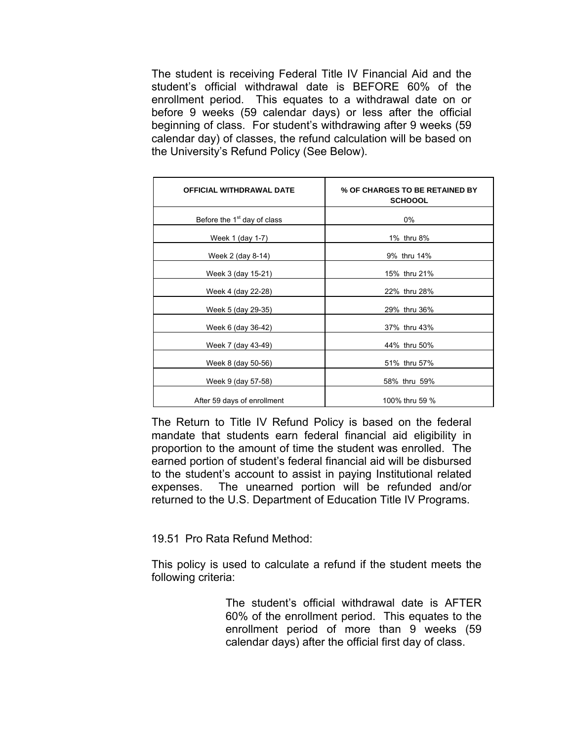The student is receiving Federal Title IV Financial Aid and the student's official withdrawal date is BEFORE 60% of the enrollment period. This equates to a withdrawal date on or before 9 weeks (59 calendar days) or less after the official beginning of class. For student's withdrawing after 9 weeks (59 calendar day) of classes, the refund calculation will be based on the University's Refund Policy (See Below).

| OFFICIAL WITHDRAWAL DATE | % OF CHARGES TO BE RETAINED BY SCHOOOL |
|---|---|
| Before the 1st day of class | 0% |
| Week 1 (day 1-7) | 1% thru 8% |
| Week 2 (day 8-14) | 9% thru 14% |
| Week 3 (day 15-21) | 15% thru 21% |
| Week 4 (day 22-28) | 22% thru 28% |
| Week 5 (day 29-35) | 29% thru 36% |
| Week 6 (day 36-42) | 37% thru 43% |
| Week 7 (day 43-49) | 44% thru 50% |
| Week 8 (day 50-56) | 51% thru 57% |
| Week 9 (day 57-58) | 58% thru 59% |
| After 59 days of enrollment | 100% thru 59 % |

The Return to Title IV Refund Policy is based on the federal mandate that students earn federal financial aid eligibility in proportion to the amount of time the student was enrolled. The earned portion of student's federal financial aid will be disbursed to the student's account to assist in paying Institutional related expenses. The unearned portion will be refunded and/or returned to the U.S. Department of Education Title IV Programs.

19.51 Pro Rata Refund Method:

This policy is used to calculate a refund if the student meets the following criteria:

> The student's official withdrawal date is AFTER 60% of the enrollment period. This equates to the enrollment period of more than 9 weeks (59 calendar days) after the official first day of class.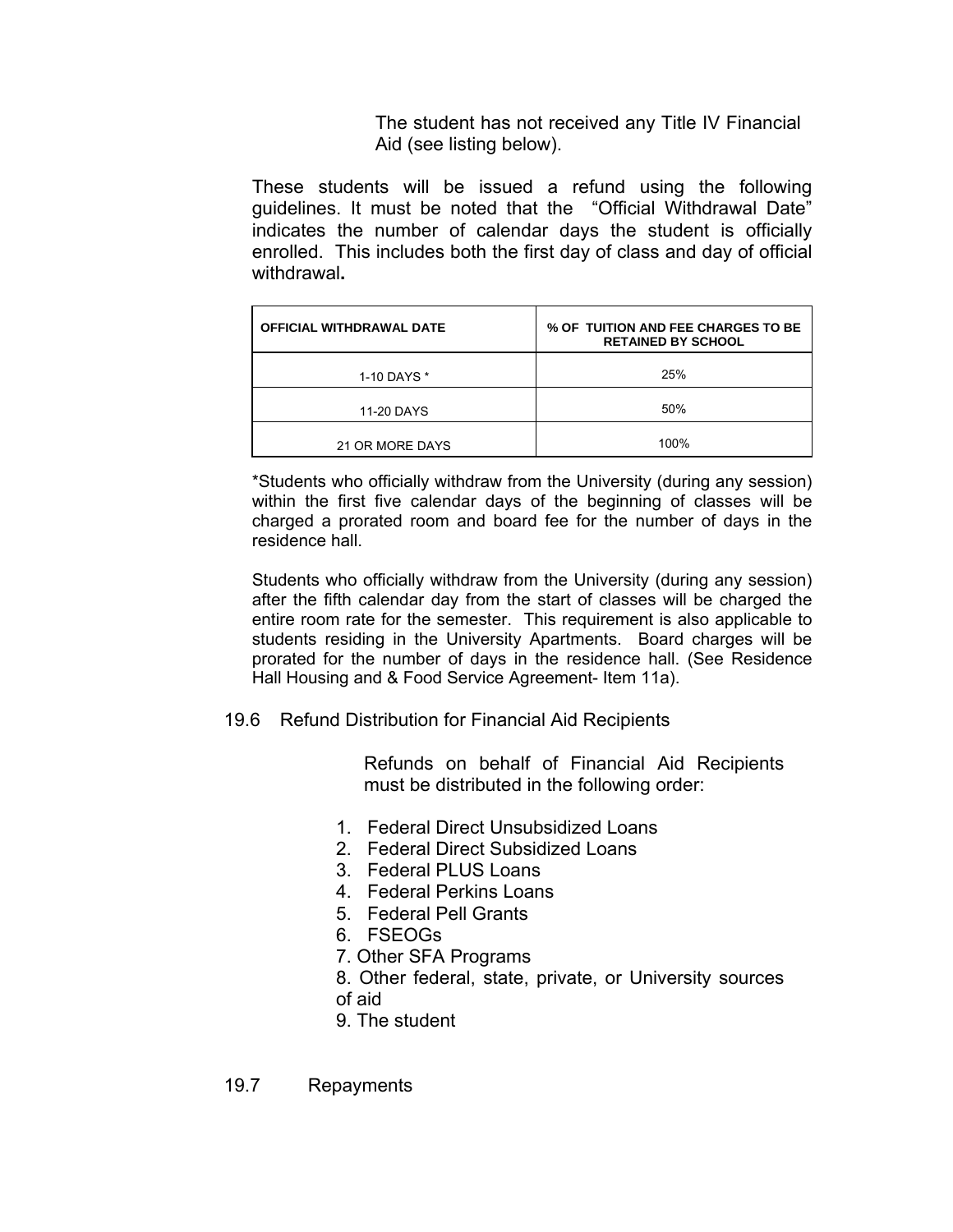The student has not received any Title IV Financial Aid (see listing below).

These students will be issued a refund using the following guidelines. It must be noted that the "Official Withdrawal Date" indicates the number of calendar days the student is officially enrolled. This includes both the first day of class and day of official withdrawal**.**

| OFFICIAL WITHDRAWAL DATE | % OF TUITION AND FEE CHARGES TO BE RETAINED BY SCHOOL |
|---|---|
| 1-10 DAYS * | 25% |
| 11-20 DAYS | 50% |
| 21 OR MORE DAYS | 100% |

*Students who officially withdraw from the University (during any session) within the first five calendar days of the beginning of classes will be charged a prorated room and board fee for the number of days in the residence hall.

Students who officially withdraw from the University (during any session) after the fifth calendar day from the start of classes will be charged the entire room rate for the semester. This requirement is also applicable to students residing in the University Apartments. Board charges will be prorated for the number of days in the residence hall. (See Residence Hall Housing and & Food Service Agreement- Item 11a).

19.6 Refund Distribution for Financial Aid Recipients

Refunds on behalf of Financial Aid Recipients must be distributed in the following order:

1. Federal Direct Unsubsidized Loans
2. Federal Direct Subsidized Loans
3. Federal PLUS Loans
4. Federal Perkins Loans
5. Federal Pell Grants
6. FSEOGs
7. Other SFA Programs
8. Other federal, state, private, or University sources of aid
9. The student

19.7 Repayments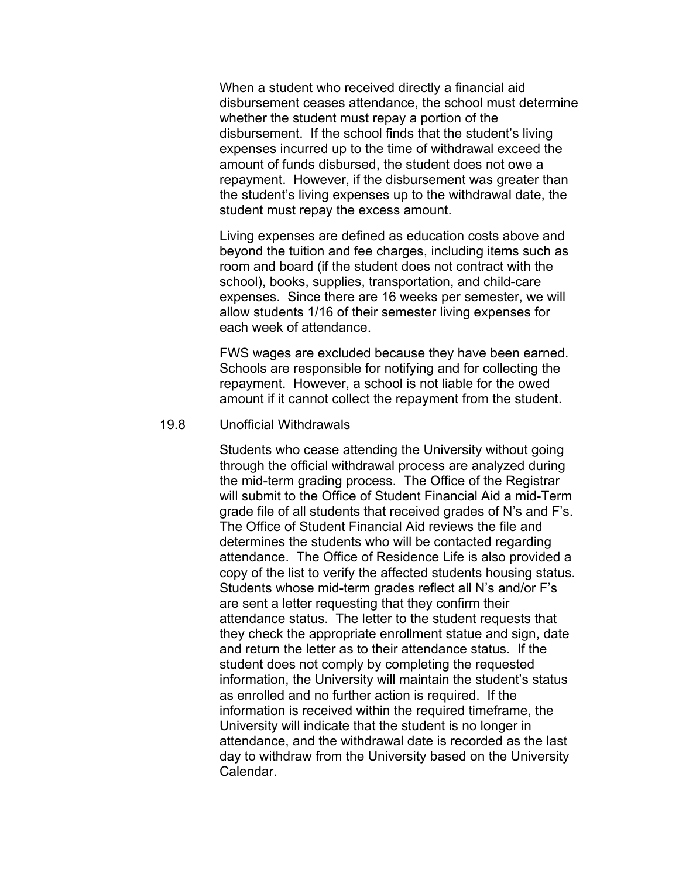When a student who received directly a financial aid disbursement ceases attendance, the school must determine whether the student must repay a portion of the disbursement. If the school finds that the student's living expenses incurred up to the time of withdrawal exceed the amount of funds disbursed, the student does not owe a repayment. However, if the disbursement was greater than the student's living expenses up to the withdrawal date, the student must repay the excess amount.

Living expenses are defined as education costs above and beyond the tuition and fee charges, including items such as room and board (if the student does not contract with the school), books, supplies, transportation, and child-care expenses. Since there are 16 weeks per semester, we will allow students 1/16 of their semester living expenses for each week of attendance.

FWS wages are excluded because they have been earned. Schools are responsible for notifying and for collecting the repayment. However, a school is not liable for the owed amount if it cannot collect the repayment from the student.

### 19.8 Unofficial Withdrawals

Students who cease attending the University without going through the official withdrawal process are analyzed during the mid-term grading process. The Office of the Registrar will submit to the Office of Student Financial Aid a mid-Term grade file of all students that received grades of N's and F's. The Office of Student Financial Aid reviews the file and determines the students who will be contacted regarding attendance. The Office of Residence Life is also provided a copy of the list to verify the affected students housing status. Students whose mid-term grades reflect all N's and/or F's are sent a letter requesting that they confirm their attendance status. The letter to the student requests that they check the appropriate enrollment statue and sign, date and return the letter as to their attendance status. If the student does not comply by completing the requested information, the University will maintain the student's status as enrolled and no further action is required. If the information is received within the required timeframe, the University will indicate that the student is no longer in attendance, and the withdrawal date is recorded as the last day to withdraw from the University based on the University Calendar.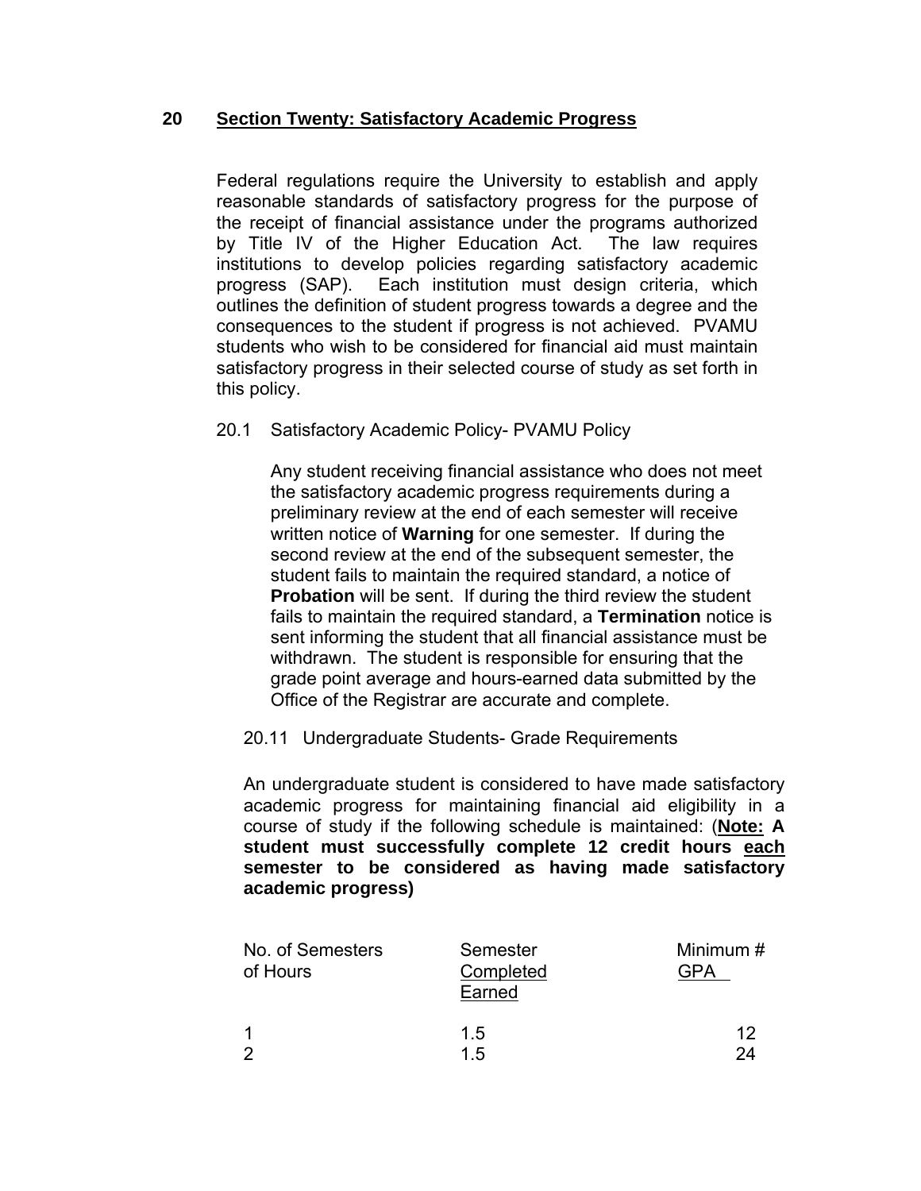## 20 Section Twenty: Satisfactory Academic Progress

Federal regulations require the University to establish and apply reasonable standards of satisfactory progress for the purpose of the receipt of financial assistance under the programs authorized by Title IV of the Higher Education Act. The law requires institutions to develop policies regarding satisfactory academic progress (SAP). Each institution must design criteria, which outlines the definition of student progress towards a degree and the consequences to the student if progress is not achieved. PVAMU students who wish to be considered for financial aid must maintain satisfactory progress in their selected course of study as set forth in this policy.

### 20.1 Satisfactory Academic Policy- PVAMU Policy

Any student receiving financial assistance who does not meet the satisfactory academic progress requirements during a preliminary review at the end of each semester will receive written notice of **Warning** for one semester. If during the second review at the end of the subsequent semester, the student fails to maintain the required standard, a notice of **Probation** will be sent. If during the third review the student fails to maintain the required standard, a **Termination** notice is sent informing the student that all financial assistance must be withdrawn. The student is responsible for ensuring that the grade point average and hours-earned data submitted by the Office of the Registrar are accurate and complete.

#### 20.11 Undergraduate Students- Grade Requirements

An undergraduate student is considered to have made satisfactory academic progress for maintaining financial aid eligibility in a course of study if the following schedule is maintained: (**Note: A student must successfully complete 12 credit hours each semester to be considered as having made satisfactory academic progress)**

| No. of Semesters of Hours | Semester Completed Earned | Minimum # GPA |
|---|---|---|
| 1 | 1.5 | 12 |
| 2 | 1.5 | 24 |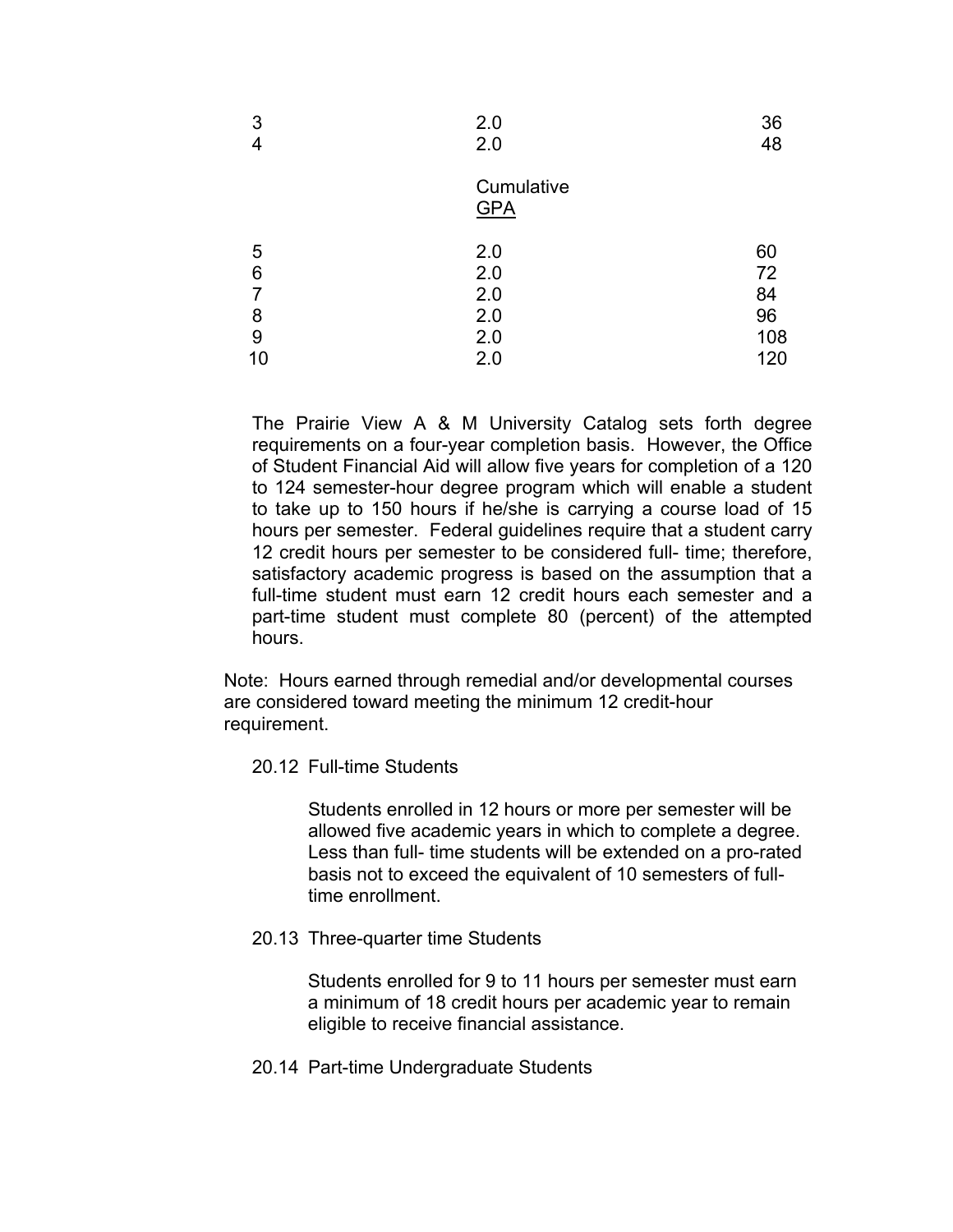| | | |
|---|---|---|
| 3 | 2.0 | 36 |
| 4 | 2.0 | 48 |
| | Cumulative GPA | |
| 5 | 2.0 | 60 |
| 6 | 2.0 | 72 |
| 7 | 2.0 | 84 |
| 8 | 2.0 | 96 |
| 9 | 2.0 | 108 |
| 10 | 2.0 | 120 |

The Prairie View A & M University Catalog sets forth degree requirements on a four-year completion basis. However, the Office of Student Financial Aid will allow five years for completion of a 120 to 124 semester-hour degree program which will enable a student to take up to 150 hours if he/she is carrying a course load of 15 hours per semester. Federal guidelines require that a student carry 12 credit hours per semester to be considered full- time; therefore, satisfactory academic progress is based on the assumption that a full-time student must earn 12 credit hours each semester and a part-time student must complete 80 (percent) of the attempted hours.

Note: Hours earned through remedial and/or developmental courses are considered toward meeting the minimum 12 credit-hour requirement.

20.12 Full-time Students

Students enrolled in 12 hours or more per semester will be allowed five academic years in which to complete a degree. Less than full- time students will be extended on a pro-rated basis not to exceed the equivalent of 10 semesters of full-time enrollment.

20.13 Three-quarter time Students

Students enrolled for 9 to 11 hours per semester must earn a minimum of 18 credit hours per academic year to remain eligible to receive financial assistance.

20.14 Part-time Undergraduate Students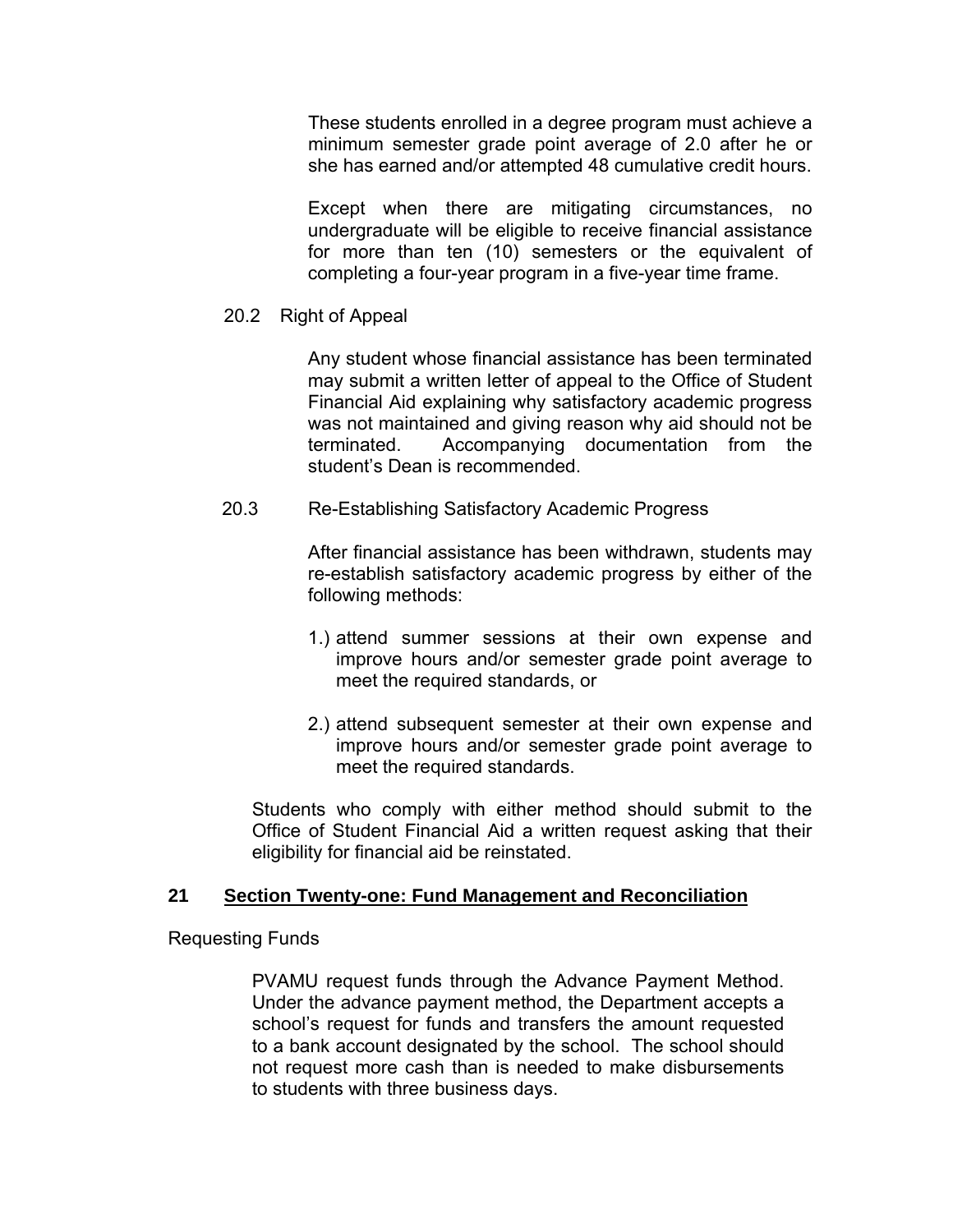These students enrolled in a degree program must achieve a minimum semester grade point average of 2.0 after he or she has earned and/or attempted 48 cumulative credit hours.

Except when there are mitigating circumstances, no undergraduate will be eligible to receive financial assistance for more than ten (10) semesters or the equivalent of completing a four-year program in a five-year time frame.

20.2 Right of Appeal

Any student whose financial assistance has been terminated may submit a written letter of appeal to the Office of Student Financial Aid explaining why satisfactory academic progress was not maintained and giving reason why aid should not be terminated. Accompanying documentation from the student's Dean is recommended.

20.3 Re-Establishing Satisfactory Academic Progress

After financial assistance has been withdrawn, students may re-establish satisfactory academic progress by either of the following methods:

1.) attend summer sessions at their own expense and improve hours and/or semester grade point average to meet the required standards, or

2.) attend subsequent semester at their own expense and improve hours and/or semester grade point average to meet the required standards.

Students who comply with either method should submit to the Office of Student Financial Aid a written request asking that their eligibility for financial aid be reinstated.

## 21 Section Twenty-one: Fund Management and Reconciliation

Requesting Funds

PVAMU request funds through the Advance Payment Method. Under the advance payment method, the Department accepts a school's request for funds and transfers the amount requested to a bank account designated by the school. The school should not request more cash than is needed to make disbursements to students with three business days.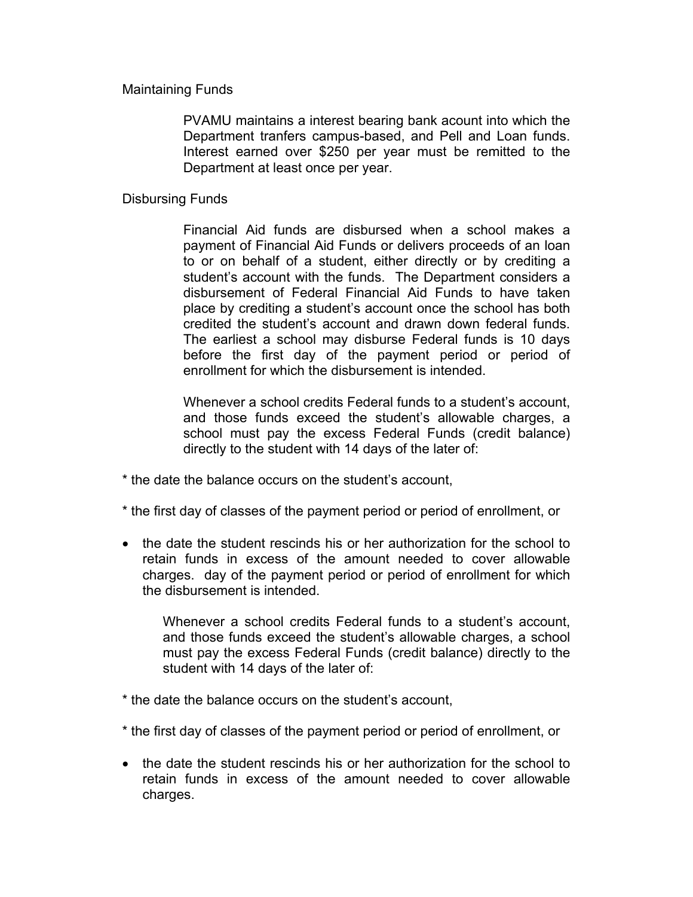Maintaining Funds

PVAMU maintains a interest bearing bank acount into which the Department tranfers campus-based, and Pell and Loan funds. Interest earned over $250 per year must be remitted to the Department at least once per year.

Disbursing Funds

Financial Aid funds are disbursed when a school makes a payment of Financial Aid Funds or delivers proceeds of an loan to or on behalf of a student, either directly or by crediting a student's account with the funds. The Department considers a disbursement of Federal Financial Aid Funds to have taken place by crediting a student's account once the school has both credited the student's account and drawn down federal funds. The earliest a school may disburse Federal funds is 10 days before the first day of the payment period or period of enrollment for which the disbursement is intended.

Whenever a school credits Federal funds to a student's account, and those funds exceed the student's allowable charges, a school must pay the excess Federal Funds (credit balance) directly to the student with 14 days of the later of:

* the date the balance occurs on the student's account,

* the first day of classes of the payment period or period of enrollment, or

- the date the student rescinds his or her authorization for the school to retain funds in excess of the amount needed to cover allowable charges. day of the payment period or period of enrollment for which the disbursement is intended.

Whenever a school credits Federal funds to a student's account, and those funds exceed the student's allowable charges, a school must pay the excess Federal Funds (credit balance) directly to the student with 14 days of the later of:

* the date the balance occurs on the student's account,

* the first day of classes of the payment period or period of enrollment, or

- the date the student rescinds his or her authorization for the school to retain funds in excess of the amount needed to cover allowable charges.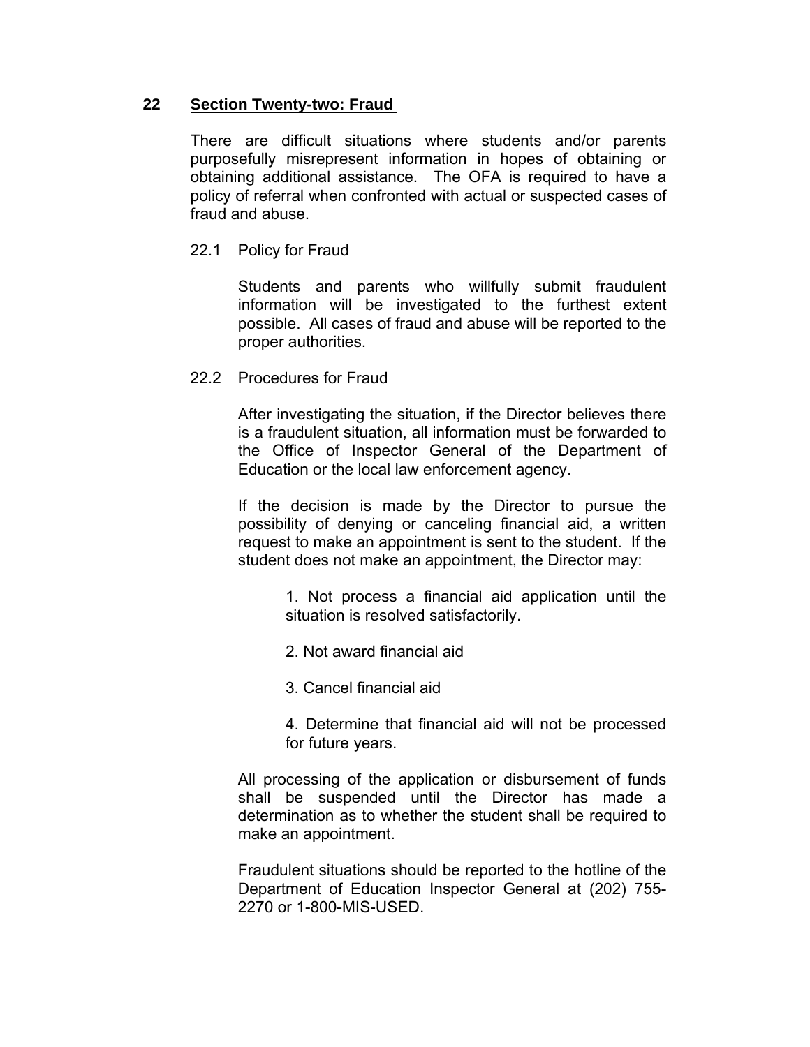## 22 Section Twenty-two: Fraud

There are difficult situations where students and/or parents purposefully misrepresent information in hopes of obtaining or obtaining additional assistance. The OFA is required to have a policy of referral when confronted with actual or suspected cases of fraud and abuse.

### 22.1 Policy for Fraud

Students and parents who willfully submit fraudulent information will be investigated to the furthest extent possible. All cases of fraud and abuse will be reported to the proper authorities.

### 22.2 Procedures for Fraud

After investigating the situation, if the Director believes there is a fraudulent situation, all information must be forwarded to the Office of Inspector General of the Department of Education or the local law enforcement agency.

If the decision is made by the Director to pursue the possibility of denying or canceling financial aid, a written request to make an appointment is sent to the student. If the student does not make an appointment, the Director may:

1. Not process a financial aid application until the situation is resolved satisfactorily.
2. Not award financial aid
3. Cancel financial aid
4. Determine that financial aid will not be processed for future years.

All processing of the application or disbursement of funds shall be suspended until the Director has made a determination as to whether the student shall be required to make an appointment.

Fraudulent situations should be reported to the hotline of the Department of Education Inspector General at (202) 755-2270 or 1-800-MIS-USED.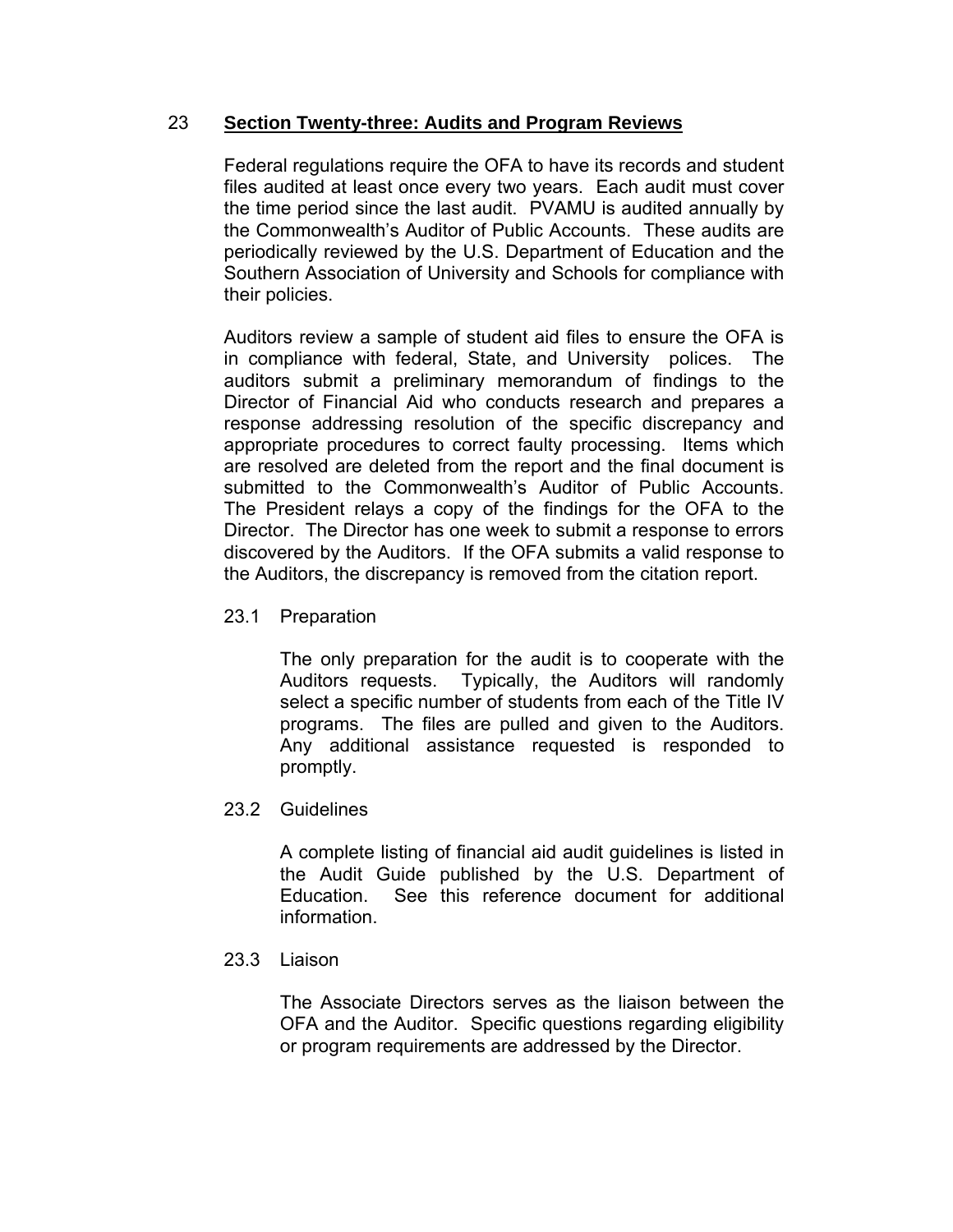## 23 Section Twenty-three: Audits and Program Reviews

Federal regulations require the OFA to have its records and student files audited at least once every two years. Each audit must cover the time period since the last audit. PVAMU is audited annually by the Commonwealth's Auditor of Public Accounts. These audits are periodically reviewed by the U.S. Department of Education and the Southern Association of University and Schools for compliance with their policies.

Auditors review a sample of student aid files to ensure the OFA is in compliance with federal, State, and University polices. The auditors submit a preliminary memorandum of findings to the Director of Financial Aid who conducts research and prepares a response addressing resolution of the specific discrepancy and appropriate procedures to correct faulty processing. Items which are resolved are deleted from the report and the final document is submitted to the Commonwealth's Auditor of Public Accounts. The President relays a copy of the findings for the OFA to the Director. The Director has one week to submit a response to errors discovered by the Auditors. If the OFA submits a valid response to the Auditors, the discrepancy is removed from the citation report.

### 23.1 Preparation

The only preparation for the audit is to cooperate with the Auditors requests. Typically, the Auditors will randomly select a specific number of students from each of the Title IV programs. The files are pulled and given to the Auditors. Any additional assistance requested is responded to promptly.

### 23.2 Guidelines

A complete listing of financial aid audit guidelines is listed in the Audit Guide published by the U.S. Department of Education. See this reference document for additional information.

### 23.3 Liaison

The Associate Directors serves as the liaison between the OFA and the Auditor. Specific questions regarding eligibility or program requirements are addressed by the Director.